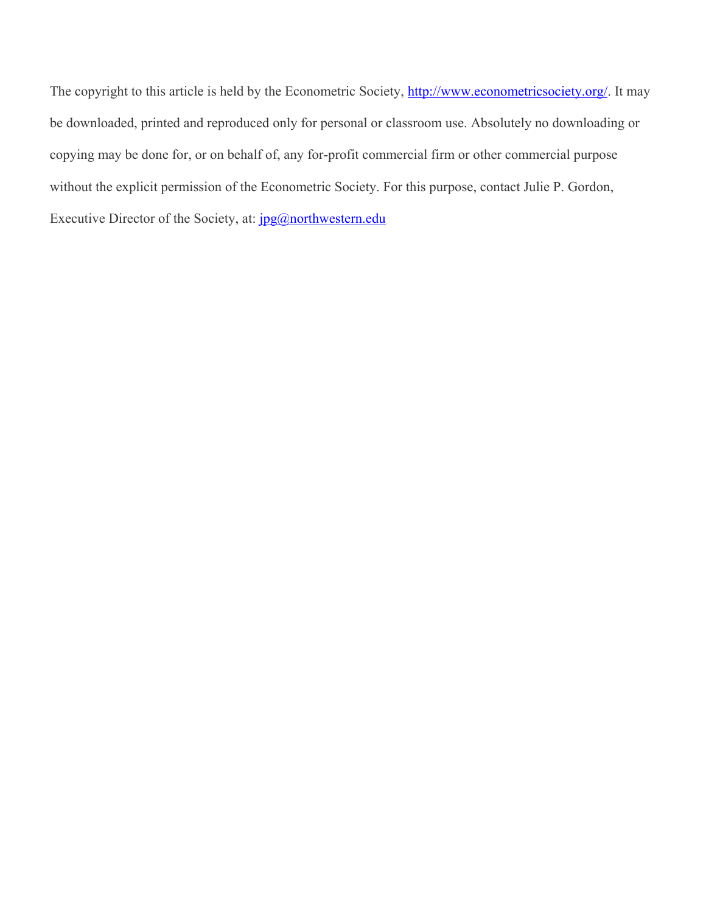The copyright to this article is held by the Econometric Society, http://www.econometricsociety.org/. It may be downloaded, printed and reproduced only for personal or classroom use. Absolutely no downloading or copying may be done for, or on behalf of, any for-profit commercial firm or other commercial purpose without the explicit permission of the Econometric Society. For this purpose, contact Julie P. Gordon, Executive Director of the Society, at: jpg@northwestern.edu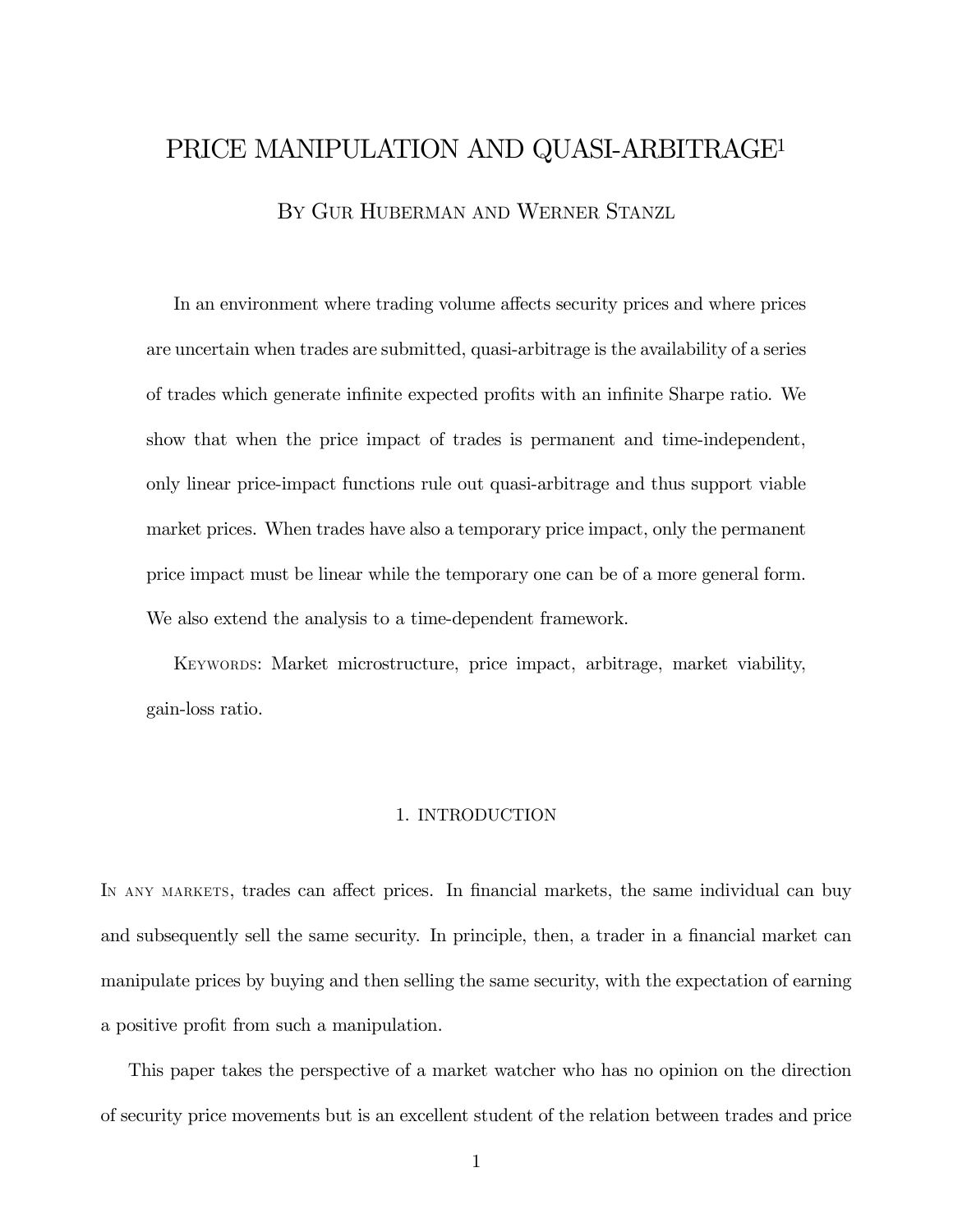# PRICE MANIPULATION AND QUASI-ARBITRAGE[1]

By Gur Huberman and Werner Stanzl

In an environment where trading volume affects security prices and where prices are uncertain when trades are submitted, quasi-arbitrage is the availability of a series of trades which generate infinite expected profits with an infinite Sharpe ratio. We show that when the price impact of trades is permanent and time-independent, only linear price-impact functions rule out quasi-arbitrage and thus support viable market prices. When trades have also a temporary price impact, only the permanent price impact must be linear while the temporary one can be of a more general form. We also extend the analysis to a time-dependent framework.

Keywords: Market microstructure, price impact, arbitrage, market viability, gain-loss ratio.

## 1. INTRODUCTION

In any markets, trades can affect prices. In financial markets, the same individual can buy and subsequently sell the same security. In principle, then, a trader in a financial market can manipulate prices by buying and then selling the same security, with the expectation of earning a positive profit from such a manipulation.

This paper takes the perspective of a market watcher who has no opinion on the direction of security price movements but is an excellent student of the relation between trades and price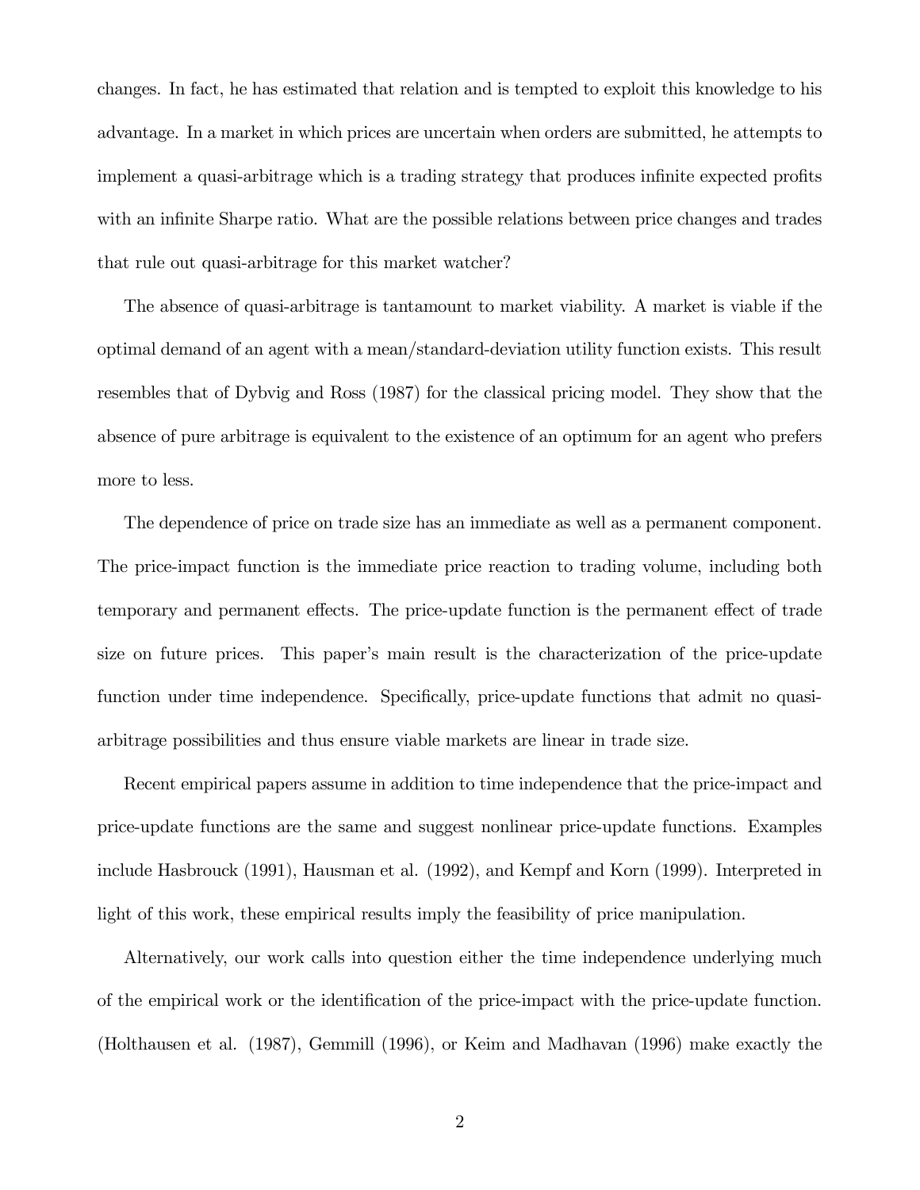changes. In fact, he has estimated that relation and is tempted to exploit this knowledge to his advantage. In a market in which prices are uncertain when orders are submitted, he attempts to implement a quasi-arbitrage which is a trading strategy that produces infinite expected profits with an infinite Sharpe ratio. What are the possible relations between price changes and trades that rule out quasi-arbitrage for this market watcher?

The absence of quasi-arbitrage is tantamount to market viability. A market is viable if the optimal demand of an agent with a mean/standard-deviation utility function exists. This result resembles that of Dybvig and Ross (1987) for the classical pricing model. They show that the absence of pure arbitrage is equivalent to the existence of an optimum for an agent who prefers more to less.

The dependence of price on trade size has an immediate as well as a permanent component. The price-impact function is the immediate price reaction to trading volume, including both temporary and permanent effects. The price-update function is the permanent effect of trade size on future prices. This paper's main result is the characterization of the price-update function under time independence. Specifically, price-update functions that admit no quasi-arbitrage possibilities and thus ensure viable markets are linear in trade size.

Recent empirical papers assume in addition to time independence that the price-impact and price-update functions are the same and suggest nonlinear price-update functions. Examples include Hasbrouck (1991), Hausman et al. (1992), and Kempf and Korn (1999). Interpreted in light of this work, these empirical results imply the feasibility of price manipulation.

Alternatively, our work calls into question either the time independence underlying much of the empirical work or the identification of the price-impact with the price-update function. (Holthausen et al. (1987), Gemmill (1996), or Keim and Madhavan (1996) make exactly the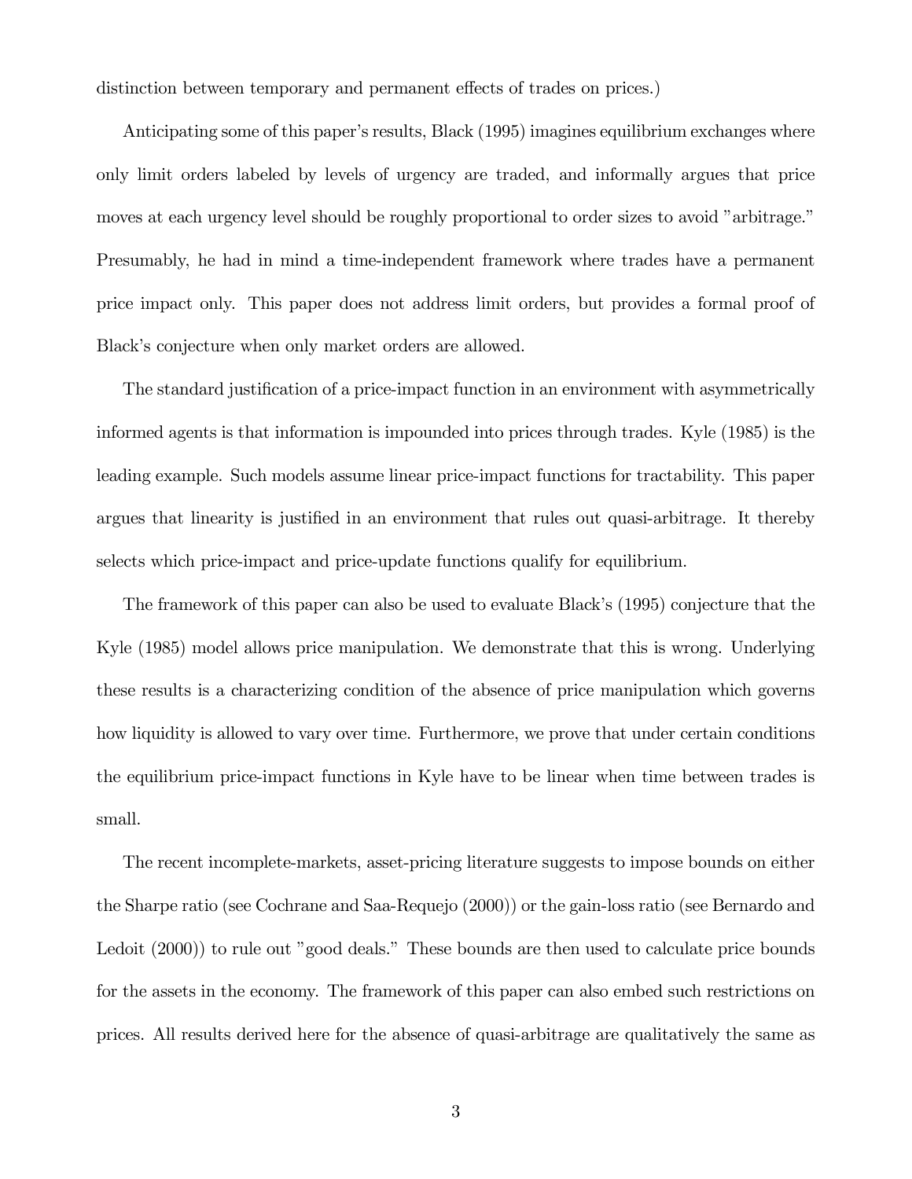distinction between temporary and permanent effects of trades on prices.)

Anticipating some of this paper's results, Black (1995) imagines equilibrium exchanges where only limit orders labeled by levels of urgency are traded, and informally argues that price moves at each urgency level should be roughly proportional to order sizes to avoid "arbitrage." Presumably, he had in mind a time-independent framework where trades have a permanent price impact only. This paper does not address limit orders, but provides a formal proof of Black's conjecture when only market orders are allowed.

The standard justification of a price-impact function in an environment with asymmetrically informed agents is that information is impounded into prices through trades. Kyle (1985) is the leading example. Such models assume linear price-impact functions for tractability. This paper argues that linearity is justified in an environment that rules out quasi-arbitrage. It thereby selects which price-impact and price-update functions qualify for equilibrium.

The framework of this paper can also be used to evaluate Black's (1995) conjecture that the Kyle (1985) model allows price manipulation. We demonstrate that this is wrong. Underlying these results is a characterizing condition of the absence of price manipulation which governs how liquidity is allowed to vary over time. Furthermore, we prove that under certain conditions the equilibrium price-impact functions in Kyle have to be linear when time between trades is small.

The recent incomplete-markets, asset-pricing literature suggests to impose bounds on either the Sharpe ratio (see Cochrane and Saa-Requejo (2000)) or the gain-loss ratio (see Bernardo and Ledoit (2000)) to rule out "good deals." These bounds are then used to calculate price bounds for the assets in the economy. The framework of this paper can also embed such restrictions on prices. All results derived here for the absence of quasi-arbitrage are qualitatively the same as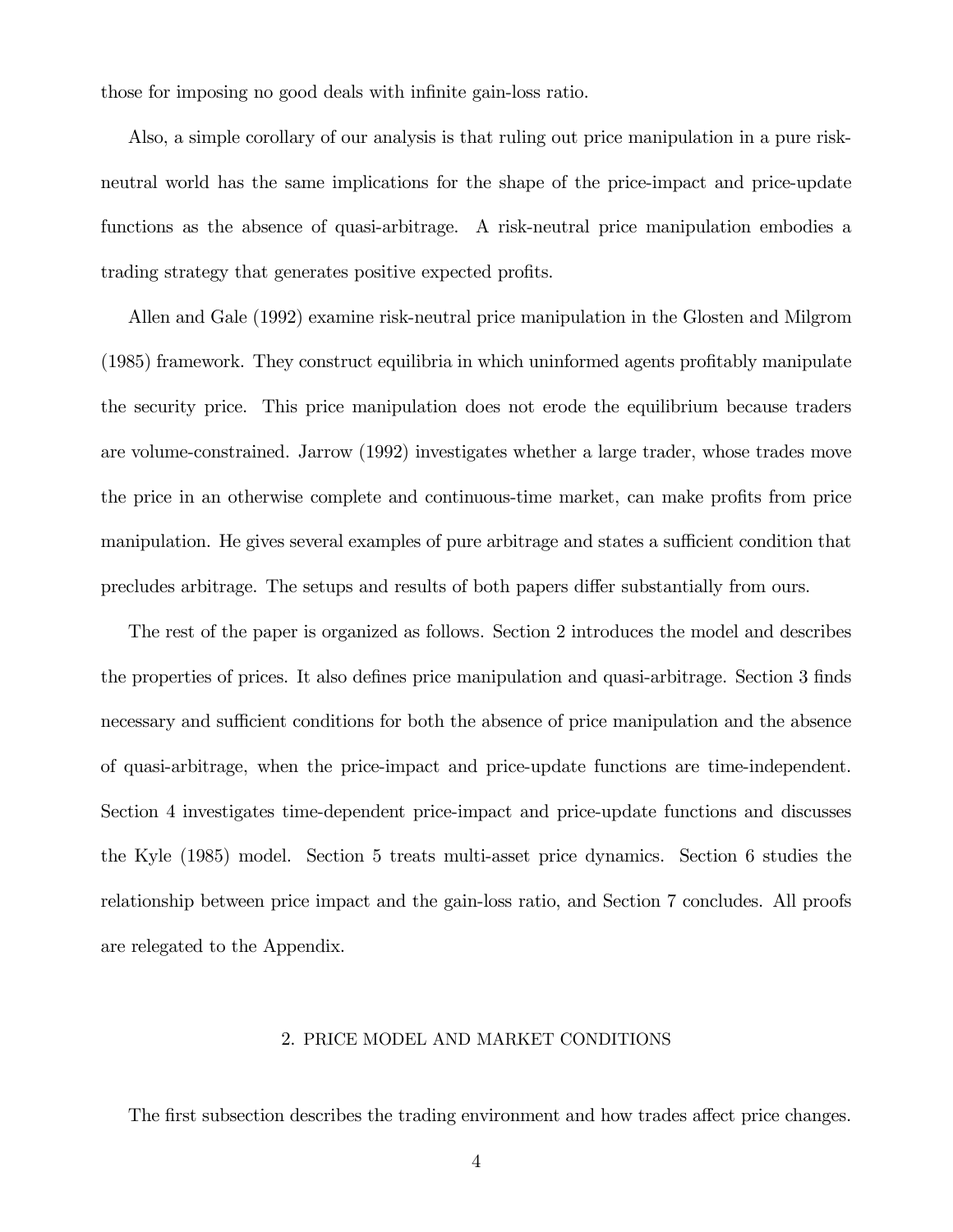those for imposing no good deals with infinite gain-loss ratio.

Also, a simple corollary of our analysis is that ruling out price manipulation in a pure risk-neutral world has the same implications for the shape of the price-impact and price-update functions as the absence of quasi-arbitrage. A risk-neutral price manipulation embodies a trading strategy that generates positive expected profits.

Allen and Gale (1992) examine risk-neutral price manipulation in the Glosten and Milgrom (1985) framework. They construct equilibria in which uninformed agents profitably manipulate the security price. This price manipulation does not erode the equilibrium because traders are volume-constrained. Jarrow (1992) investigates whether a large trader, whose trades move the price in an otherwise complete and continuous-time market, can make profits from price manipulation. He gives several examples of pure arbitrage and states a sufficient condition that precludes arbitrage. The setups and results of both papers differ substantially from ours.

The rest of the paper is organized as follows. Section 2 introduces the model and describes the properties of prices. It also defines price manipulation and quasi-arbitrage. Section 3 finds necessary and sufficient conditions for both the absence of price manipulation and the absence of quasi-arbitrage, when the price-impact and price-update functions are time-independent. Section 4 investigates time-dependent price-impact and price-update functions and discusses the Kyle (1985) model. Section 5 treats multi-asset price dynamics. Section 6 studies the relationship between price impact and the gain-loss ratio, and Section 7 concludes. All proofs are relegated to the Appendix.

## 2. PRICE MODEL AND MARKET CONDITIONS

The first subsection describes the trading environment and how trades affect price changes.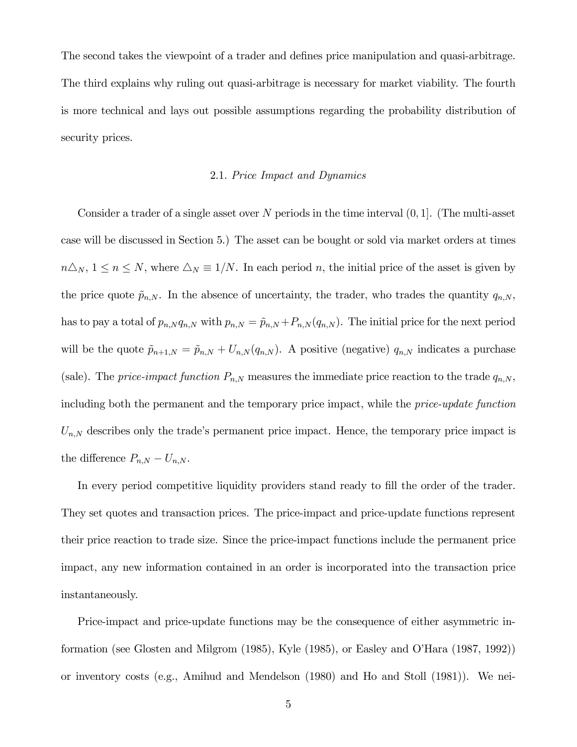The second takes the viewpoint of a trader and defines price manipulation and quasi-arbitrage. The third explains why ruling out quasi-arbitrage is necessary for market viability. The fourth is more technical and lays out possible assumptions regarding the probability distribution of security prices.

### 2.1. *Price Impact and Dynamics*

Consider a trader of a single asset over $N$ periods in the time interval $(0, 1]$. (The multi-asset case will be discussed in Section 5.) The asset can be bought or sold via market orders at times $n\triangle_N$, $1 \leq n \leq N$, where $\triangle_N \equiv 1/N$. In each period $n$, the initial price of the asset is given by the price quote $\tilde{p}_{n,N}$. In the absence of uncertainty, the trader, who trades the quantity $q_{n,N}$, has to pay a total of $p_{n,N}q_{n,N}$ with $p_{n,N} = \tilde{p}_{n,N} + P_{n,N}(q_{n,N})$. The initial price for the next period will be the quote $\tilde{p}_{n+1,N} = \tilde{p}_{n,N} + U_{n,N}(q_{n,N})$. A positive (negative) $q_{n,N}$ indicates a purchase (sale). The *price-impact function* $P_{n,N}$ measures the immediate price reaction to the trade $q_{n,N}$, including both the permanent and the temporary price impact, while the *price-update function* $U_{n,N}$ describes only the trade's permanent price impact. Hence, the temporary price impact is the difference $P_{n,N} - U_{n,N}$.

In every period competitive liquidity providers stand ready to fill the order of the trader. They set quotes and transaction prices. The price-impact and price-update functions represent their price reaction to trade size. Since the price-impact functions include the permanent price impact, any new information contained in an order is incorporated into the transaction price instantaneously.

Price-impact and price-update functions may be the consequence of either asymmetric information (see Glosten and Milgrom (1985), Kyle (1985), or Easley and O'Hara (1987, 1992)) or inventory costs (e.g., Amihud and Mendelson (1980) and Ho and Stoll (1981)). We nei-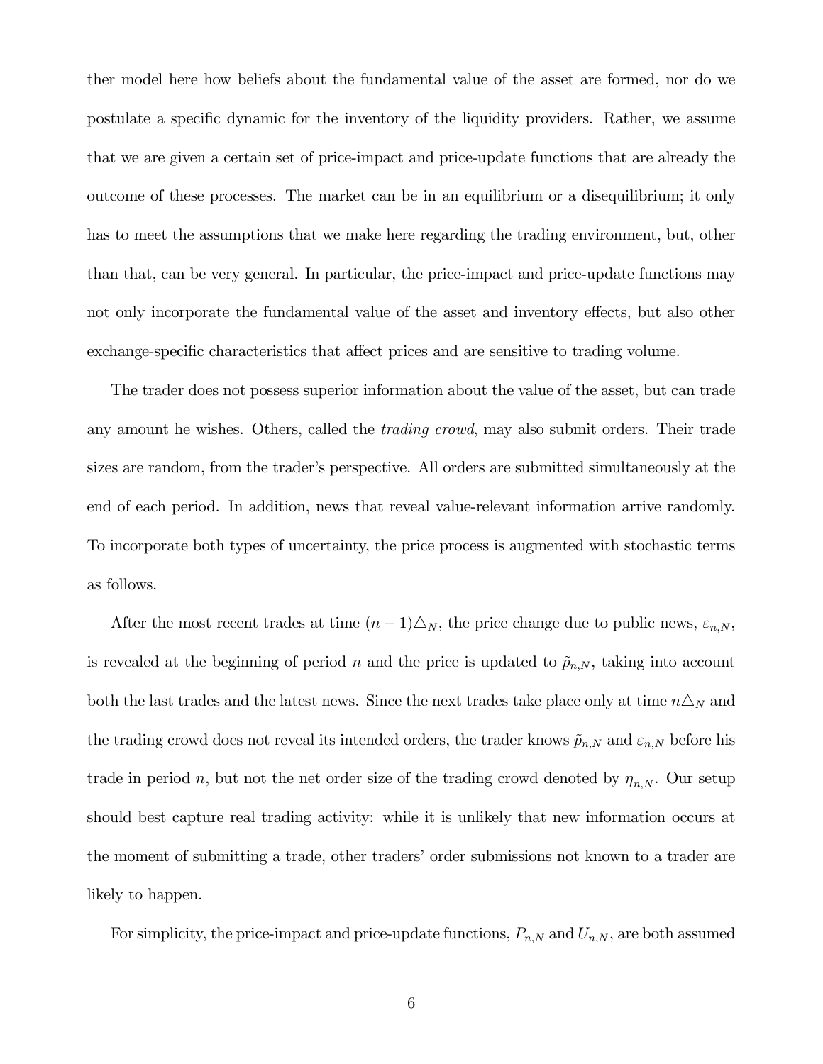ther model here how beliefs about the fundamental value of the asset are formed, nor do we postulate a specific dynamic for the inventory of the liquidity providers. Rather, we assume that we are given a certain set of price-impact and price-update functions that are already the outcome of these processes. The market can be in an equilibrium or a disequilibrium; it only has to meet the assumptions that we make here regarding the trading environment, but, other than that, can be very general. In particular, the price-impact and price-update functions may not only incorporate the fundamental value of the asset and inventory effects, but also other exchange-specific characteristics that affect prices and are sensitive to trading volume.

The trader does not possess superior information about the value of the asset, but can trade any amount he wishes. Others, called the *trading crowd*, may also submit orders. Their trade sizes are random, from the trader's perspective. All orders are submitted simultaneously at the end of each period. In addition, news that reveal value-relevant information arrive randomly. To incorporate both types of uncertainty, the price process is augmented with stochastic terms as follows.

After the most recent trades at time $(n-1)\triangle_N$, the price change due to public news, $\varepsilon_{n,N}$, is revealed at the beginning of period $n$ and the price is updated to $\tilde{p}_{n,N}$, taking into account both the last trades and the latest news. Since the next trades take place only at time $n\triangle_N$ and the trading crowd does not reveal its intended orders, the trader knows $\tilde{p}_{n,N}$ and $\varepsilon_{n,N}$ before his trade in period $n$, but not the net order size of the trading crowd denoted by $\eta_{n,N}$. Our setup should best capture real trading activity: while it is unlikely that new information occurs at the moment of submitting a trade, other traders' order submissions not known to a trader are likely to happen.

For simplicity, the price-impact and price-update functions, $P_{n,N}$ and $U_{n,N}$, are both assumed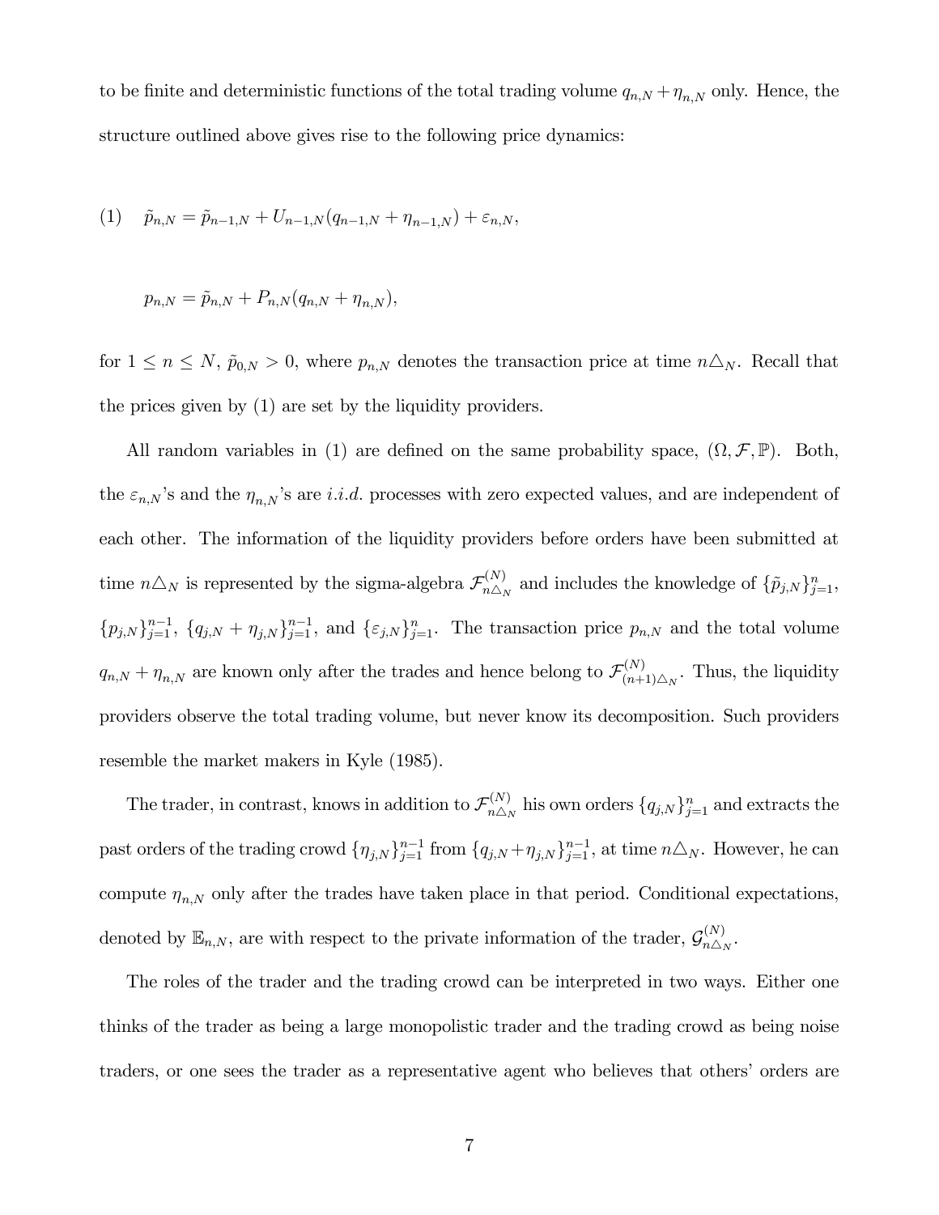to be finite and deterministic functions of the total trading volume $q_{n,N} + \eta_{n,N}$ only. Hence, the structure outlined above gives rise to the following price dynamics:

$$\tilde{p}_{n,N} = \tilde{p}_{n-1,N} + U_{n-1,N}(q_{n-1,N} + \eta_{n-1,N}) + \varepsilon_{n,N}, \tag{1}$$

$$p_{n,N} = \tilde{p}_{n,N} + P_{n,N}(q_{n,N} + \eta_{n,N}),$$

for $1 \leq n \leq N$, $\tilde{p}_{0,N} > 0$, where $p_{n,N}$ denotes the transaction price at time $n\triangle_N$. Recall that the prices given by (1) are set by the liquidity providers.

All random variables in (1) are defined on the same probability space, $(\Omega, \mathcal{F}, \mathbb{P})$. Both, the $\varepsilon_{n,N}$'s and the $\eta_{n,N}$'s are *i.i.d.* processes with zero expected values, and are independent of each other. The information of the liquidity providers before orders have been submitted at time $n\triangle_N$ is represented by the sigma-algebra $\mathcal{F}^{(N)}_{n\triangle_N}$ and includes the knowledge of $\{\tilde{p}_{j,N}\}_{j=1}^{n}$, $\{p_{j,N}\}_{j=1}^{n-1}$, $\{q_{j,N} + \eta_{j,N}\}_{j=1}^{n-1}$, and $\{\varepsilon_{j,N}\}_{j=1}^{n}$. The transaction price $p_{n,N}$ and the total volume $q_{n,N} + \eta_{n,N}$ are known only after the trades and hence belong to $\mathcal{F}^{(N)}_{(n+1)\triangle_N}$. Thus, the liquidity providers observe the total trading volume, but never know its decomposition. Such providers resemble the market makers in Kyle (1985).

The trader, in contrast, knows in addition to $\mathcal{F}^{(N)}_{n\triangle_N}$ his own orders $\{q_{j,N}\}_{j=1}^{n}$ and extracts the past orders of the trading crowd $\{\eta_{j,N}\}_{j=1}^{n-1}$ from $\{q_{j,N}+\eta_{j,N}\}_{j=1}^{n-1}$, at time $n\triangle_N$. However, he can compute $\eta_{n,N}$ only after the trades have taken place in that period. Conditional expectations, denoted by $\mathbb{E}_{n,N}$, are with respect to the private information of the trader, $\mathcal{G}^{(N)}_{n\triangle_N}$.

The roles of the trader and the trading crowd can be interpreted in two ways. Either one thinks of the trader as being a large monopolistic trader and the trading crowd as being noise traders, or one sees the trader as a representative agent who believes that others' orders are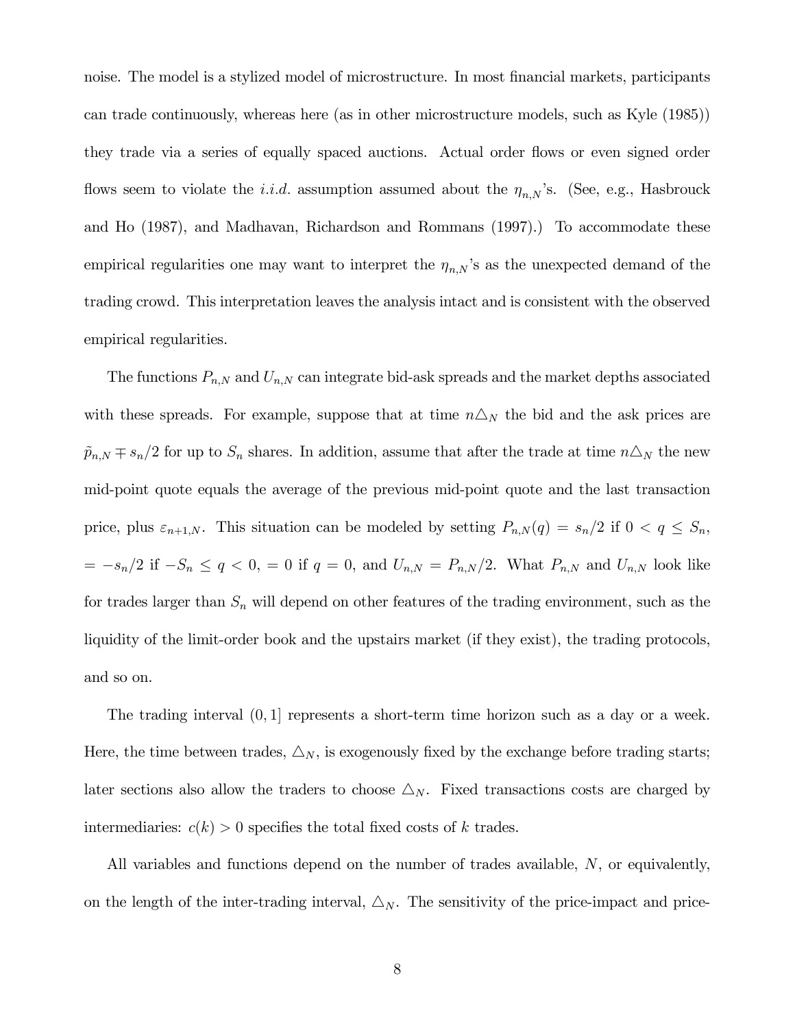noise. The model is a stylized model of microstructure. In most financial markets, participants can trade continuously, whereas here (as in other microstructure models, such as Kyle (1985)) they trade via a series of equally spaced auctions. Actual order flows or even signed order flows seem to violate the *i.i.d.* assumption assumed about the $\eta_{n,N}$'s. (See, e.g., Hasbrouck and Ho (1987), and Madhavan, Richardson and Rommans (1997).) To accommodate these empirical regularities one may want to interpret the $\eta_{n,N}$'s as the unexpected demand of the trading crowd. This interpretation leaves the analysis intact and is consistent with the observed empirical regularities.

The functions $P_{n,N}$ and $U_{n,N}$ can integrate bid-ask spreads and the market depths associated with these spreads. For example, suppose that at time $n\triangle_N$ the bid and the ask prices are $\tilde{p}_{n,N} \mp s_n/2$ for up to $S_n$ shares. In addition, assume that after the trade at time $n\triangle_N$ the new mid-point quote equals the average of the previous mid-point quote and the last transaction price, plus $\varepsilon_{n+1,N}$. This situation can be modeled by setting $P_{n,N}(q) = s_n/2$ if $0 < q \leq S_n$, $= -s_n/2$ if $-S_n \leq q < 0$, $= 0$ if $q = 0$, and $U_{n,N} = P_{n,N}/2$. What $P_{n,N}$ and $U_{n,N}$ look like for trades larger than $S_n$ will depend on other features of the trading environment, such as the liquidity of the limit-order book and the upstairs market (if they exist), the trading protocols, and so on.

The trading interval $(0, 1]$ represents a short-term time horizon such as a day or a week. Here, the time between trades, $\triangle_N$, is exogenously fixed by the exchange before trading starts; later sections also allow the traders to choose $\triangle_N$. Fixed transactions costs are charged by intermediaries: $c(k) > 0$ specifies the total fixed costs of $k$ trades.

All variables and functions depend on the number of trades available, $N$, or equivalently, on the length of the inter-trading interval, $\triangle_N$. The sensitivity of the price-impact and price-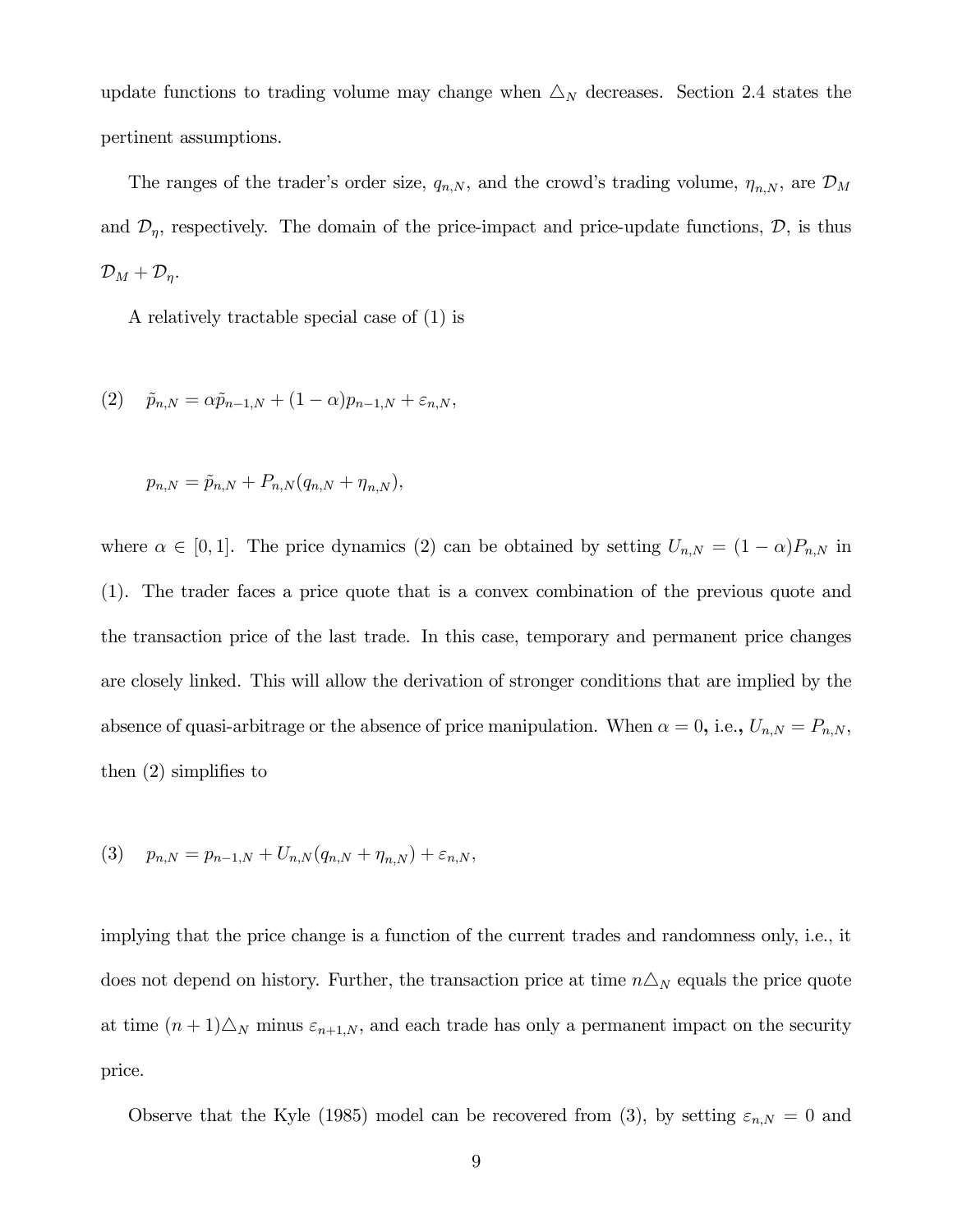update functions to trading volume may change when $\triangle_N$ decreases. Section 2.4 states the pertinent assumptions.

The ranges of the trader's order size, $q_{n,N}$, and the crowd's trading volume, $\eta_{n,N}$, are $\mathcal{D}_M$ and $\mathcal{D}_\eta$, respectively. The domain of the price-impact and price-update functions, $\mathcal{D}$, is thus $\mathcal{D}_M + \mathcal{D}_\eta$.

A relatively tractable special case of (1) is

$$(2) \quad \tilde{p}_{n,N} = \alpha \tilde{p}_{n-1,N} + (1-\alpha) p_{n-1,N} + \varepsilon_{n,N},$$

$$p_{n,N} = \tilde{p}_{n,N} + P_{n,N}(q_{n,N} + \eta_{n,N}),$$

where $\alpha \in [0,1]$. The price dynamics (2) can be obtained by setting $U_{n,N} = (1-\alpha)P_{n,N}$ in (1). The trader faces a price quote that is a convex combination of the previous quote and the transaction price of the last trade. In this case, temporary and permanent price changes are closely linked. This will allow the derivation of stronger conditions that are implied by the absence of quasi-arbitrage or the absence of price manipulation. When $\alpha = 0$, i.e., $U_{n,N} = P_{n,N}$, then (2) simplifies to

$$(3) \quad p_{n,N} = p_{n-1,N} + U_{n,N}(q_{n,N} + \eta_{n,N}) + \varepsilon_{n,N},$$

implying that the price change is a function of the current trades and randomness only, i.e., it does not depend on history. Further, the transaction price at time $n\triangle_N$ equals the price quote at time $(n+1)\triangle_N$ minus $\varepsilon_{n+1,N}$, and each trade has only a permanent impact on the security price.

Observe that the Kyle (1985) model can be recovered from (3), by setting $\varepsilon_{n,N} = 0$ and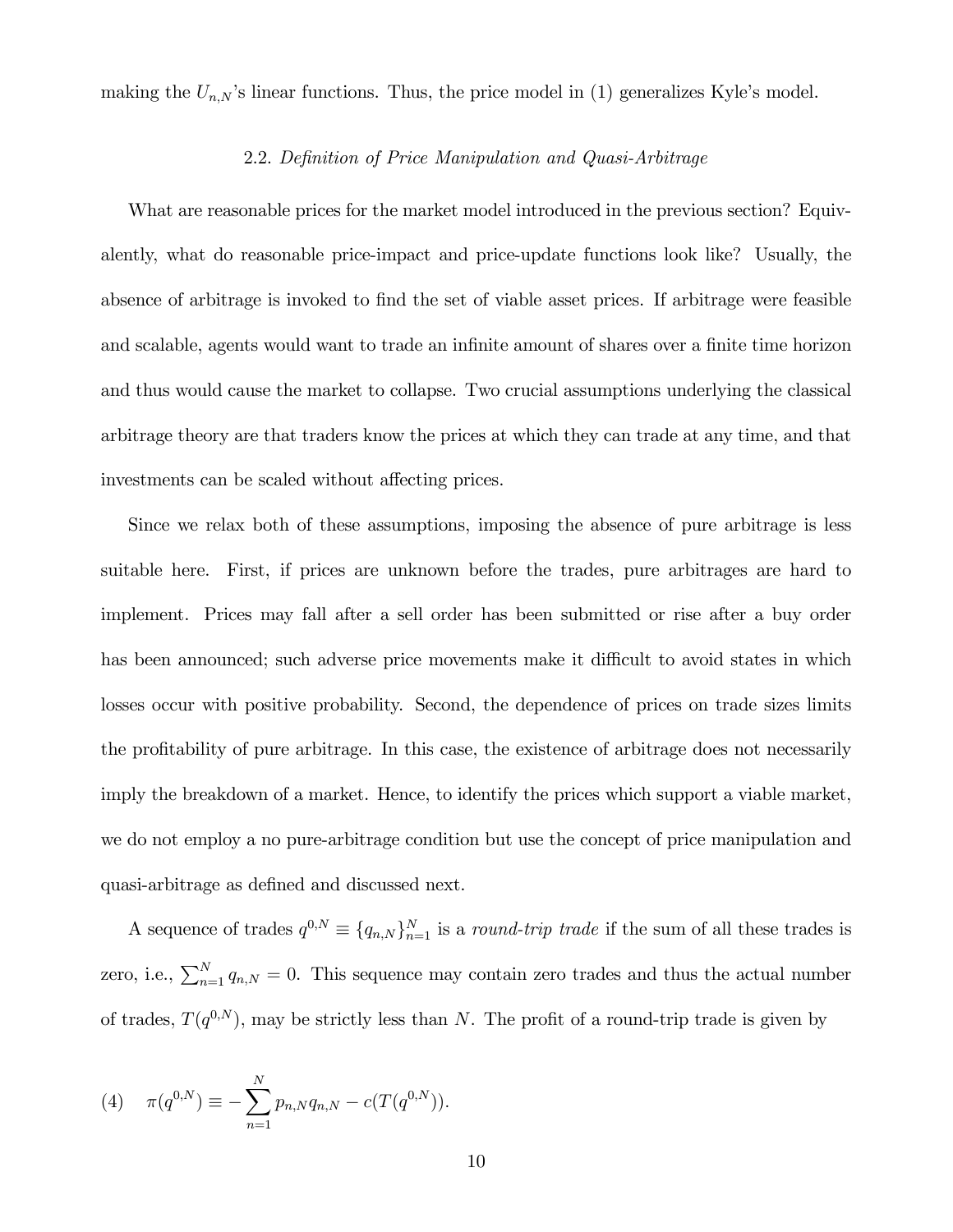making the $U_{n,N}$'s linear functions. Thus, the price model in (1) generalizes Kyle's model.

### 2.2. *Definition of Price Manipulation and Quasi-Arbitrage*

What are reasonable prices for the market model introduced in the previous section? Equivalently, what do reasonable price-impact and price-update functions look like? Usually, the absence of arbitrage is invoked to find the set of viable asset prices. If arbitrage were feasible and scalable, agents would want to trade an infinite amount of shares over a finite time horizon and thus would cause the market to collapse. Two crucial assumptions underlying the classical arbitrage theory are that traders know the prices at which they can trade at any time, and that investments can be scaled without affecting prices.

Since we relax both of these assumptions, imposing the absence of pure arbitrage is less suitable here. First, if prices are unknown before the trades, pure arbitrages are hard to implement. Prices may fall after a sell order has been submitted or rise after a buy order has been announced; such adverse price movements make it difficult to avoid states in which losses occur with positive probability. Second, the dependence of prices on trade sizes limits the profitability of pure arbitrage. In this case, the existence of arbitrage does not necessarily imply the breakdown of a market. Hence, to identify the prices which support a viable market, we do not employ a no pure-arbitrage condition but use the concept of price manipulation and quasi-arbitrage as defined and discussed next.

A sequence of trades $q^{0,N} \equiv \{q_{n,N}\}_{n=1}^{N}$ is a *round-trip trade* if the sum of all these trades is zero, i.e., $\sum_{n=1}^{N} q_{n,N} = 0$. This sequence may contain zero trades and thus the actual number of trades, $T(q^{0,N})$, may be strictly less than $N$. The profit of a round-trip trade is given by

$$(4) \quad \pi(q^{0,N}) \equiv -\sum_{n=1}^{N} p_{n,N} q_{n,N} - c(T(q^{0,N})).$$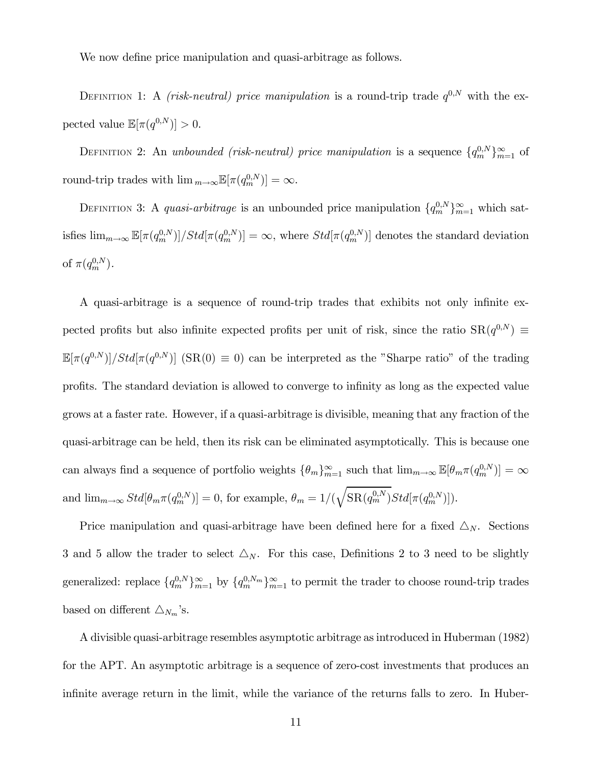We now define price manipulation and quasi-arbitrage as follows.

Definition 1: A *(risk-neutral) price manipulation* is a round-trip trade $q^{0,N}$ with the expected value $\mathbb{E}[\pi(q^{0,N})] > 0$.

Definition 2: An *unbounded (risk-neutral) price manipulation* is a sequence $\{q_m^{0,N}\}_{m=1}^{\infty}$ of round-trip trades with $\lim_{m\to\infty}\mathbb{E}[\pi(q_m^{0,N})] = \infty$.

Definition 3: A *quasi-arbitrage* is an unbounded price manipulation $\{q_m^{0,N}\}_{m=1}^{\infty}$ which satisfies $\lim_{m\to\infty}\mathbb{E}[\pi(q_m^{0,N})]/Std[\pi(q_m^{0,N})] = \infty$, where $Std[\pi(q_m^{0,N})]$ denotes the standard deviation of $\pi(q_m^{0,N})$.

A quasi-arbitrage is a sequence of round-trip trades that exhibits not only infinite expected profits but also infinite expected profits per unit of risk, since the ratio $\mathrm{SR}(q^{0,N}) \equiv \mathbb{E}[\pi(q^{0,N})]/Std[\pi(q^{0,N})]$ ($\mathrm{SR}(0) \equiv 0$) can be interpreted as the "Sharpe ratio" of the trading profits. The standard deviation is allowed to converge to infinity as long as the expected value grows at a faster rate. However, if a quasi-arbitrage is divisible, meaning that any fraction of the quasi-arbitrage can be held, then its risk can be eliminated asymptotically. This is because one can always find a sequence of portfolio weights $\{\theta_m\}_{m=1}^{\infty}$ such that $\lim_{m\to\infty}\mathbb{E}[\theta_m\pi(q_m^{0,N})] = \infty$ and $\lim_{m\to\infty} Std[\theta_m\pi(q_m^{0,N})] = 0$, for example, $\theta_m = 1/(\sqrt{\mathrm{SR}(q_m^{0,N})}Std[\pi(q_m^{0,N})])$.

Price manipulation and quasi-arbitrage have been defined here for a fixed $\triangle_N$. Sections 3 and 5 allow the trader to select $\triangle_N$. For this case, Definitions 2 to 3 need to be slightly generalized: replace $\{q_m^{0,N}\}_{m=1}^{\infty}$ by $\{q_m^{0,N_m}\}_{m=1}^{\infty}$ to permit the trader to choose round-trip trades based on different $\triangle_{N_m}$'s.

A divisible quasi-arbitrage resembles asymptotic arbitrage as introduced in Huberman (1982) for the APT. An asymptotic arbitrage is a sequence of zero-cost investments that produces an infinite average return in the limit, while the variance of the returns falls to zero. In Huber-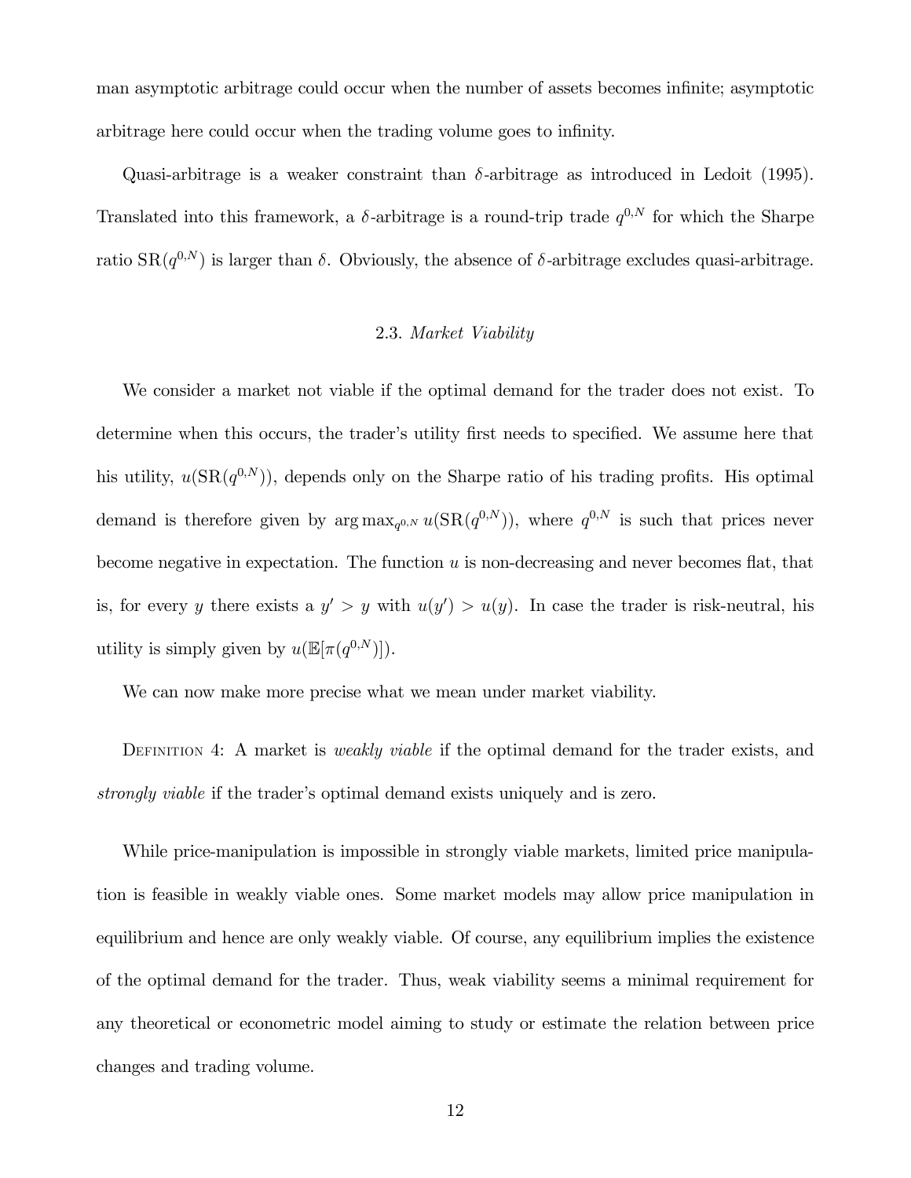man asymptotic arbitrage could occur when the number of assets becomes infinite; asymptotic arbitrage here could occur when the trading volume goes to infinity.

Quasi-arbitrage is a weaker constraint than $\delta$-arbitrage as introduced in Ledoit (1995). Translated into this framework, a $\delta$-arbitrage is a round-trip trade $q^{0,N}$ for which the Sharpe ratio $\mathrm{SR}(q^{0,N})$ is larger than $\delta$. Obviously, the absence of $\delta$-arbitrage excludes quasi-arbitrage.

### 2.3. *Market Viability*

We consider a market not viable if the optimal demand for the trader does not exist. To determine when this occurs, the trader's utility first needs to specified. We assume here that his utility, $u(\mathrm{SR}(q^{0,N}))$, depends only on the Sharpe ratio of his trading profits. His optimal demand is therefore given by $\arg\max_{q^{0,N}} u(\mathrm{SR}(q^{0,N}))$, where $q^{0,N}$ is such that prices never become negative in expectation. The function $u$ is non-decreasing and never becomes flat, that is, for every $y$ there exists a $y' > y$ with $u(y') > u(y)$. In case the trader is risk-neutral, his utility is simply given by $u(\mathbb{E}[\pi(q^{0,N})])$.

We can now make more precise what we mean under market viability.

Definition 4: A market is *weakly viable* if the optimal demand for the trader exists, and *strongly viable* if the trader's optimal demand exists uniquely and is zero.

While price-manipulation is impossible in strongly viable markets, limited price manipulation is feasible in weakly viable ones. Some market models may allow price manipulation in equilibrium and hence are only weakly viable. Of course, any equilibrium implies the existence of the optimal demand for the trader. Thus, weak viability seems a minimal requirement for any theoretical or econometric model aiming to study or estimate the relation between price changes and trading volume.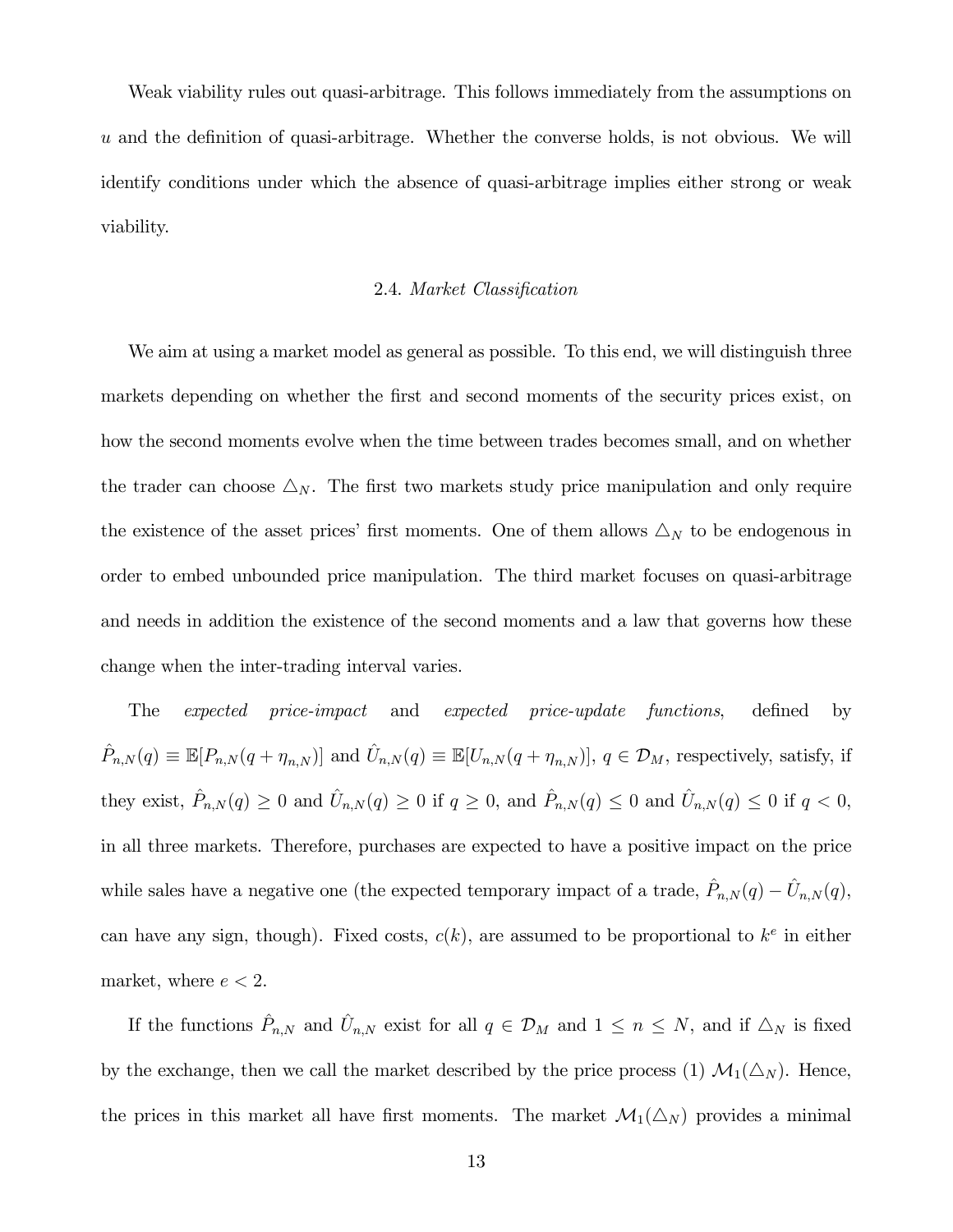Weak viability rules out quasi-arbitrage. This follows immediately from the assumptions on $u$ and the definition of quasi-arbitrage. Whether the converse holds, is not obvious. We will identify conditions under which the absence of quasi-arbitrage implies either strong or weak viability.

### 2.4. *Market Classification*

We aim at using a market model as general as possible. To this end, we will distinguish three markets depending on whether the first and second moments of the security prices exist, on how the second moments evolve when the time between trades becomes small, and on whether the trader can choose $\triangle_N$. The first two markets study price manipulation and only require the existence of the asset prices' first moments. One of them allows $\triangle_N$ to be endogenous in order to embed unbounded price manipulation. The third market focuses on quasi-arbitrage and needs in addition the existence of the second moments and a law that governs how these change when the inter-trading interval varies.

The *expected price-impact* and *expected price-update functions*, defined by $\hat{P}_{n,N}(q) \equiv \mathbb{E}[P_{n,N}(q + \eta_{n,N})]$ and $\hat{U}_{n,N}(q) \equiv \mathbb{E}[U_{n,N}(q + \eta_{n,N})]$, $q \in \mathcal{D}_M$, respectively, satisfy, if they exist, $\hat{P}_{n,N}(q) \geq 0$ and $\hat{U}_{n,N}(q) \geq 0$ if $q \geq 0$, and $\hat{P}_{n,N}(q) \leq 0$ and $\hat{U}_{n,N}(q) \leq 0$ if $q < 0$, in all three markets. Therefore, purchases are expected to have a positive impact on the price while sales have a negative one (the expected temporary impact of a trade, $\hat{P}_{n,N}(q) - \hat{U}_{n,N}(q)$, can have any sign, though). Fixed costs, $c(k)$, are assumed to be proportional to $k^e$ in either market, where $e < 2$.

If the functions $\hat{P}_{n,N}$ and $\hat{U}_{n,N}$ exist for all $q \in \mathcal{D}_M$ and $1 \leq n \leq N$, and if $\triangle_N$ is fixed by the exchange, then we call the market described by the price process (1) $\mathcal{M}_1(\triangle_N)$. Hence, the prices in this market all have first moments. The market $\mathcal{M}_1(\triangle_N)$ provides a minimal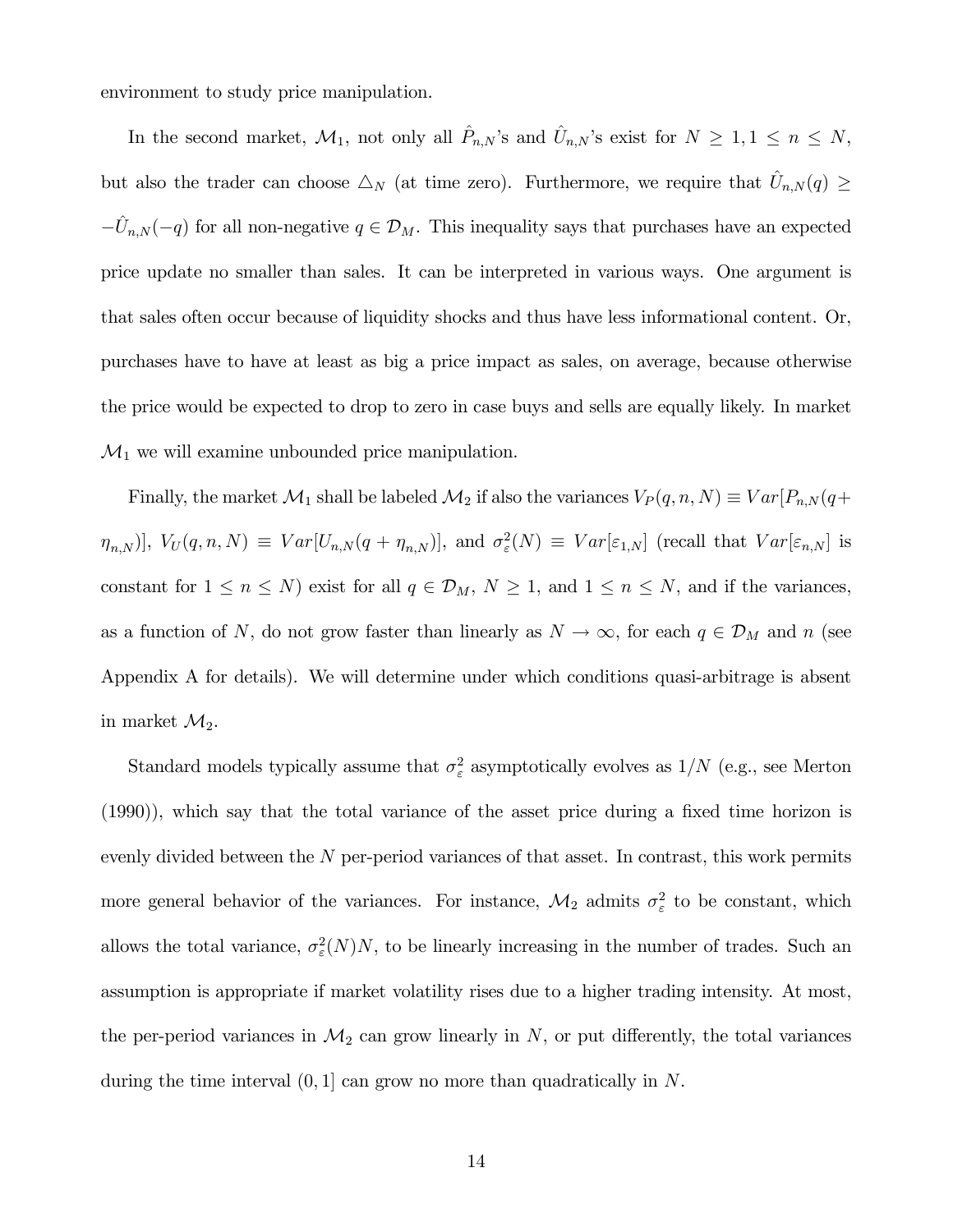environment to study price manipulation.

In the second market, $\mathcal{M}_1$, not only all $\hat{P}_{n,N}$'s and $\hat{U}_{n,N}$'s exist for $N \geq 1, 1 \leq n \leq N$, but also the trader can choose $\triangle_N$ (at time zero). Furthermore, we require that $\hat{U}_{n,N}(q) \geq -\hat{U}_{n,N}(-q)$ for all non-negative $q \in \mathcal{D}_M$. This inequality says that purchases have an expected price update no smaller than sales. It can be interpreted in various ways. One argument is that sales often occur because of liquidity shocks and thus have less informational content. Or, purchases have to have at least as big a price impact as sales, on average, because otherwise the price would be expected to drop to zero in case buys and sells are equally likely. In market $\mathcal{M}_1$ we will examine unbounded price manipulation.

Finally, the market $\mathcal{M}_1$ shall be labeled $\mathcal{M}_2$ if also the variances $V_P(q, n, N) \equiv Var[P_{n,N}(q+\eta_{n,N})]$, $V_U(q, n, N) \equiv Var[U_{n,N}(q + \eta_{n,N})]$, and $\sigma^2_\varepsilon(N) \equiv Var[\varepsilon_{1,N}]$ (recall that $Var[\varepsilon_{n,N}]$ is constant for $1 \leq n \leq N$) exist for all $q \in \mathcal{D}_M$, $N \geq 1$, and $1 \leq n \leq N$, and if the variances, as a function of $N$, do not grow faster than linearly as $N \to \infty$, for each $q \in \mathcal{D}_M$ and $n$ (see Appendix A for details). We will determine under which conditions quasi-arbitrage is absent in market $\mathcal{M}_2$.

Standard models typically assume that $\sigma^2_\varepsilon$ asymptotically evolves as $1/N$ (e.g., see Merton (1990)), which say that the total variance of the asset price during a fixed time horizon is evenly divided between the $N$ per-period variances of that asset. In contrast, this work permits more general behavior of the variances. For instance, $\mathcal{M}_2$ admits $\sigma^2_\varepsilon$ to be constant, which allows the total variance, $\sigma^2_\varepsilon(N)N$, to be linearly increasing in the number of trades. Such an assumption is appropriate if market volatility rises due to a higher trading intensity. At most, the per-period variances in $\mathcal{M}_2$ can grow linearly in $N$, or put differently, the total variances during the time interval $(0, 1]$ can grow no more than quadratically in $N$.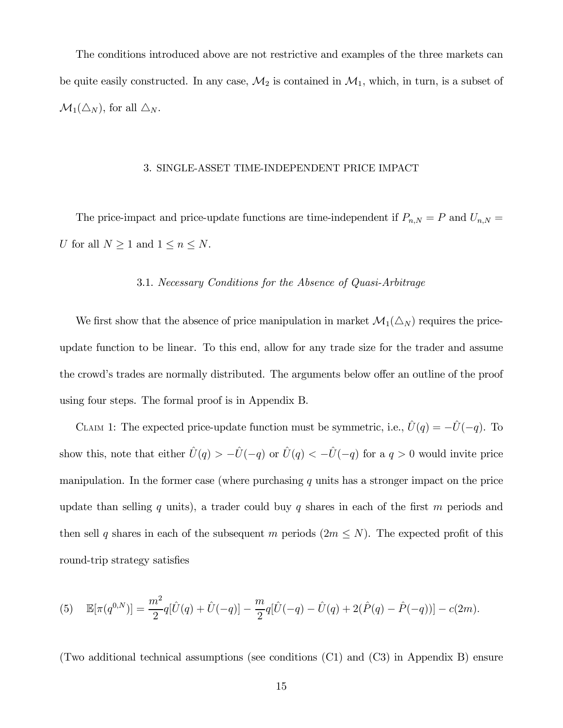The conditions introduced above are not restrictive and examples of the three markets can be quite easily constructed. In any case, $\mathcal{M}_2$ is contained in $\mathcal{M}_1$, which, in turn, is a subset of $\mathcal{M}_1(\triangle_N)$, for all $\triangle_N$.

## 3. SINGLE-ASSET TIME-INDEPENDENT PRICE IMPACT

The price-impact and price-update functions are time-independent if $P_{n,N} = P$ and $U_{n,N} = U$ for all $N \geq 1$ and $1 \leq n \leq N$.

### 3.1. *Necessary Conditions for the Absence of Quasi-Arbitrage*

We first show that the absence of price manipulation in market $\mathcal{M}_1(\triangle_N)$ requires the price-update function to be linear. To this end, allow for any trade size for the trader and assume the crowd's trades are normally distributed. The arguments below offer an outline of the proof using four steps. The formal proof is in Appendix B.

Claim 1: The expected price-update function must be symmetric, i.e., $\hat{U}(q) = -\hat{U}(-q)$. To show this, note that either $\hat{U}(q) > -\hat{U}(-q)$ or $\hat{U}(q) < -\hat{U}(-q)$ for a $q > 0$ would invite price manipulation. In the former case (where purchasing $q$ units has a stronger impact on the price update than selling $q$ units), a trader could buy $q$ shares in each of the first $m$ periods and then sell $q$ shares in each of the subsequent $m$ periods ($2m \leq N$). The expected profit of this round-trip strategy satisfies

$$(5) \quad \mathbb{E}[\pi(q^{0,N})] = \frac{m^2}{2}q[\hat{U}(q) + \hat{U}(-q)] - \frac{m}{2}q[\hat{U}(-q) - \hat{U}(q) + 2(\hat{P}(q) - \hat{P}(-q))] - c(2m).$$

(Two additional technical assumptions (see conditions (C1) and (C3) in Appendix B) ensure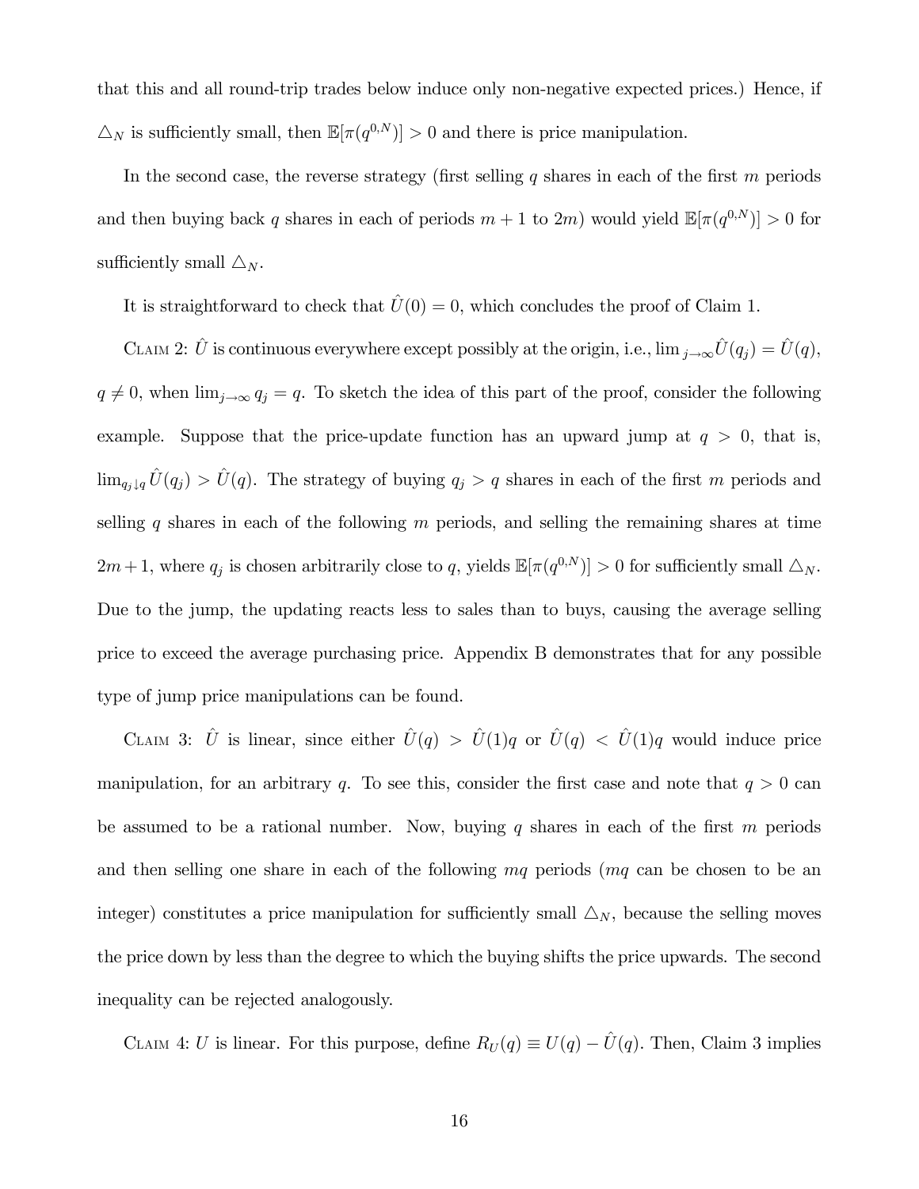that this and all round-trip trades below induce only non-negative expected prices.) Hence, if $\triangle_N$ is sufficiently small, then $\mathbb{E}[\pi(q^{0,N})] > 0$ and there is price manipulation.

In the second case, the reverse strategy (first selling $q$ shares in each of the first $m$ periods and then buying back $q$ shares in each of periods $m+1$ to $2m$) would yield $\mathbb{E}[\pi(q^{0,N})] > 0$ for sufficiently small $\triangle_N$.

It is straightforward to check that $\hat{U}(0) = 0$, which concludes the proof of Claim 1.

Claim 2: $\hat{U}$ is continuous everywhere except possibly at the origin, i.e., $\lim_{j \to \infty} \hat{U}(q_j) = \hat{U}(q)$, $q \neq 0$, when $\lim_{j \to \infty} q_j = q$. To sketch the idea of this part of the proof, consider the following example. Suppose that the price-update function has an upward jump at $q > 0$, that is, $\lim_{q_j \downarrow q} \hat{U}(q_j) > \hat{U}(q)$. The strategy of buying $q_j > q$ shares in each of the first $m$ periods and selling $q$ shares in each of the following $m$ periods, and selling the remaining shares at time $2m+1$, where $q_j$ is chosen arbitrarily close to $q$, yields $\mathbb{E}[\pi(q^{0,N})] > 0$ for sufficiently small $\triangle_N$. Due to the jump, the updating reacts less to sales than to buys, causing the average selling price to exceed the average purchasing price. Appendix B demonstrates that for any possible type of jump price manipulations can be found.

Claim 3: $\hat{U}$ is linear, since either $\hat{U}(q) > \hat{U}(1)q$ or $\hat{U}(q) < \hat{U}(1)q$ would induce price manipulation, for an arbitrary $q$. To see this, consider the first case and note that $q > 0$ can be assumed to be a rational number. Now, buying $q$ shares in each of the first $m$ periods and then selling one share in each of the following $mq$ periods ($mq$ can be chosen to be an integer) constitutes a price manipulation for sufficiently small $\triangle_N$, because the selling moves the price down by less than the degree to which the buying shifts the price upwards. The second inequality can be rejected analogously.

Claim 4: $U$ is linear. For this purpose, define $R_U(q) \equiv U(q) - \hat{U}(q)$. Then, Claim 3 implies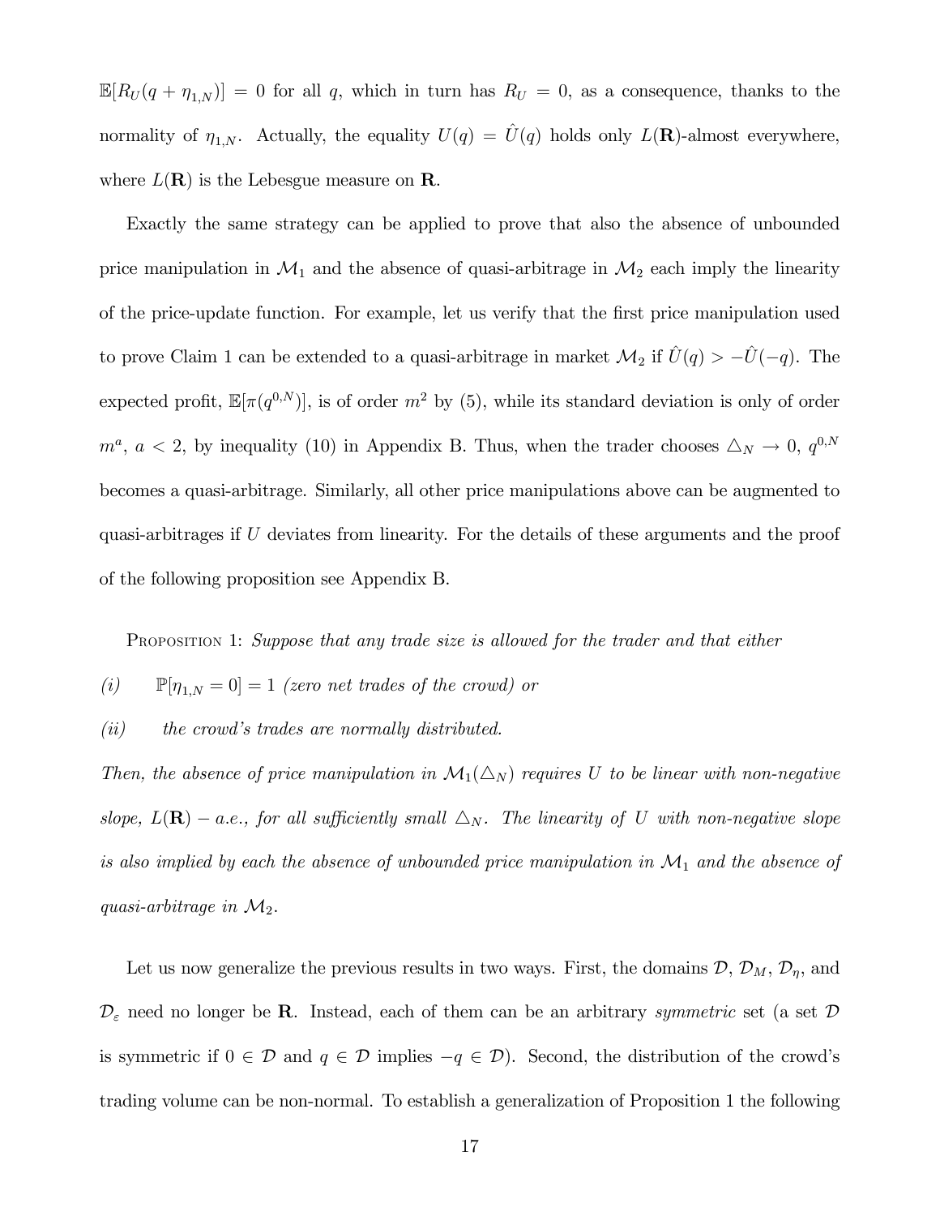$\mathbb{E}[R_U(q + \eta_{1,N})] = 0$ for all $q$, which in turn has $R_U = 0$, as a consequence, thanks to the normality of $\eta_{1,N}$. Actually, the equality $U(q) = \hat{U}(q)$ holds only $L(\mathbf{R})$-almost everywhere, where $L(\mathbf{R})$ is the Lebesgue measure on $\mathbf{R}$.

Exactly the same strategy can be applied to prove that also the absence of unbounded price manipulation in $\mathcal{M}_1$ and the absence of quasi-arbitrage in $\mathcal{M}_2$ each imply the linearity of the price-update function. For example, let us verify that the first price manipulation used to prove Claim 1 can be extended to a quasi-arbitrage in market $\mathcal{M}_2$ if $\hat{U}(q) > -\hat{U}(-q)$. The expected profit, $\mathbb{E}[\pi(q^{0,N})]$, is of order $m^2$ by (5), while its standard deviation is only of order $m^a$, $a < 2$, by inequality (10) in Appendix B. Thus, when the trader chooses $\triangle_N \to 0$, $q^{0,N}$ becomes a quasi-arbitrage. Similarly, all other price manipulations above can be augmented to quasi-arbitrages if $U$ deviates from linearity. For the details of these arguments and the proof of the following proposition see Appendix B.

Proposition 1: *Suppose that any trade size is allowed for the trader and that either*

*(i)* $\mathbb{P}[\eta_{1,N} = 0] = 1$ *(zero net trades of the crowd) or*

*(ii)* *the crowd's trades are normally distributed.*

*Then, the absence of price manipulation in* $\mathcal{M}_1(\triangle_N)$ *requires* $U$ *to be linear with non-negative slope,* $L(\mathbf{R}) - a.e.$*, for all sufficiently small* $\triangle_N$*. The linearity of* $U$ *with non-negative slope is also implied by each the absence of unbounded price manipulation in* $\mathcal{M}_1$ *and the absence of quasi-arbitrage in* $\mathcal{M}_2$*.*

Let us now generalize the previous results in two ways. First, the domains $\mathcal{D}$, $\mathcal{D}_M$, $\mathcal{D}_\eta$, and $\mathcal{D}_\varepsilon$ need no longer be $\mathbf{R}$. Instead, each of them can be an arbitrary *symmetric* set (a set $\mathcal{D}$ is symmetric if $0 \in \mathcal{D}$ and $q \in \mathcal{D}$ implies $-q \in \mathcal{D}$). Second, the distribution of the crowd's trading volume can be non-normal. To establish a generalization of Proposition 1 the following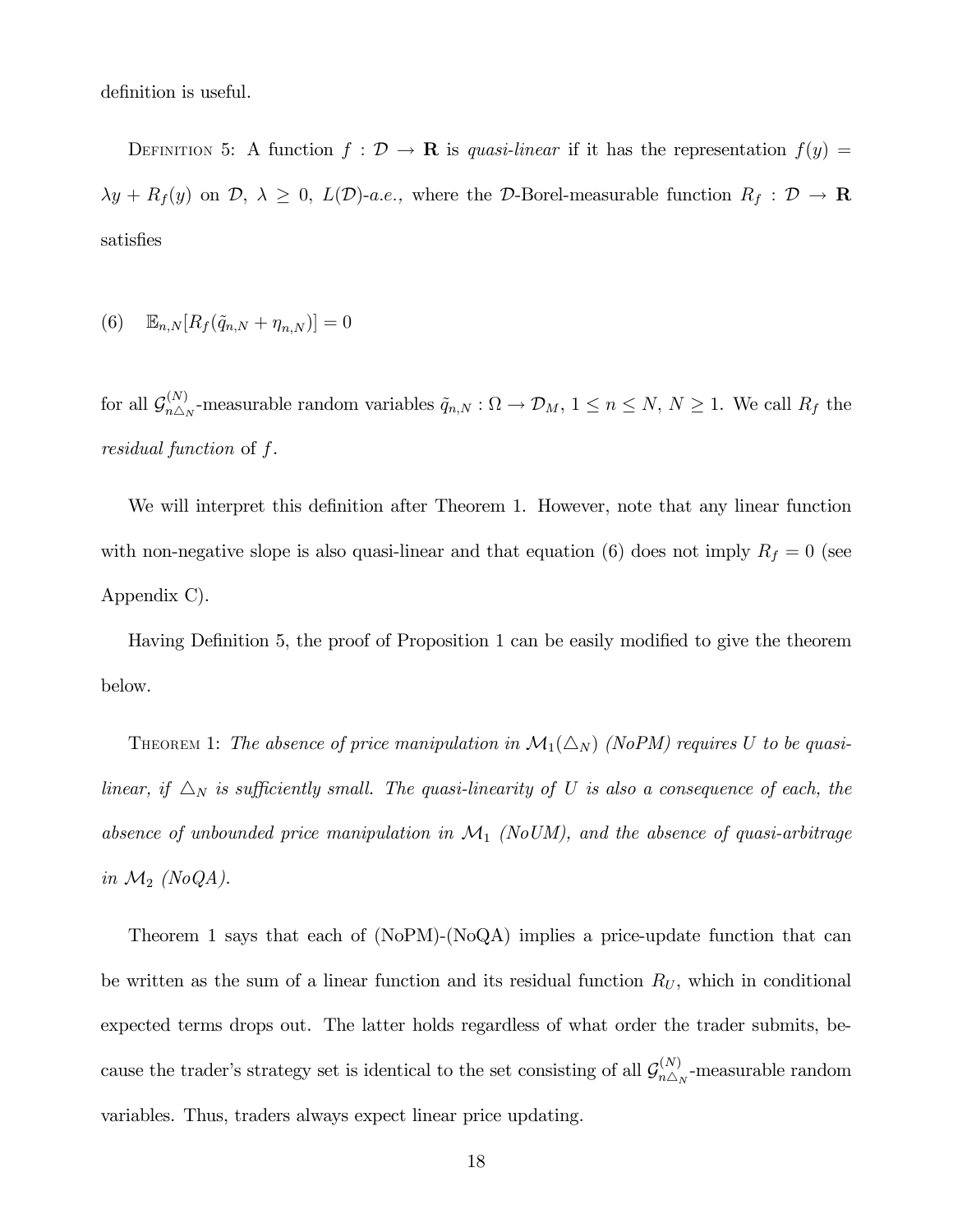definition is useful.

Definition 5: A function $f : \mathcal{D} \to \mathbf{R}$ is *quasi-linear* if it has the representation $f(y) = \lambda y + R_f(y)$ on $\mathcal{D}$, $\lambda \geq 0$, *$L(\mathcal{D})$-a.e.,* where the $\mathcal{D}$-Borel-measurable function $R_f : \mathcal{D} \to \mathbf{R}$ satisfies

$$(6) \quad \mathbb{E}_{n,N}[R_f(\tilde{q}_{n,N} + \eta_{n,N})] = 0$$

for all $\mathcal{G}^{(N)}_{n\triangle_N}$-measurable random variables $\tilde{q}_{n,N} : \Omega \to \mathcal{D}_M$, $1 \leq n \leq N$, $N \geq 1$. We call $R_f$ the *residual function* of $f$.

We will interpret this definition after Theorem 1. However, note that any linear function with non-negative slope is also quasi-linear and that equation (6) does not imply $R_f = 0$ (see Appendix C).

Having Definition 5, the proof of Proposition 1 can be easily modified to give the theorem below.

Theorem 1: *The absence of price manipulation in $\mathcal{M}_1(\triangle_N)$ (NoPM) requires $U$ to be quasi-linear, if $\triangle_N$ is sufficiently small. The quasi-linearity of $U$ is also a consequence of each, the absence of unbounded price manipulation in $\mathcal{M}_1$ (NoUM), and the absence of quasi-arbitrage in $\mathcal{M}_2$ (NoQA).*

Theorem 1 says that each of (NoPM)-(NoQA) implies a price-update function that can be written as the sum of a linear function and its residual function $R_U$, which in conditional expected terms drops out. The latter holds regardless of what order the trader submits, because the trader's strategy set is identical to the set consisting of all $\mathcal{G}^{(N)}_{n\triangle_N}$-measurable random variables. Thus, traders always expect linear price updating.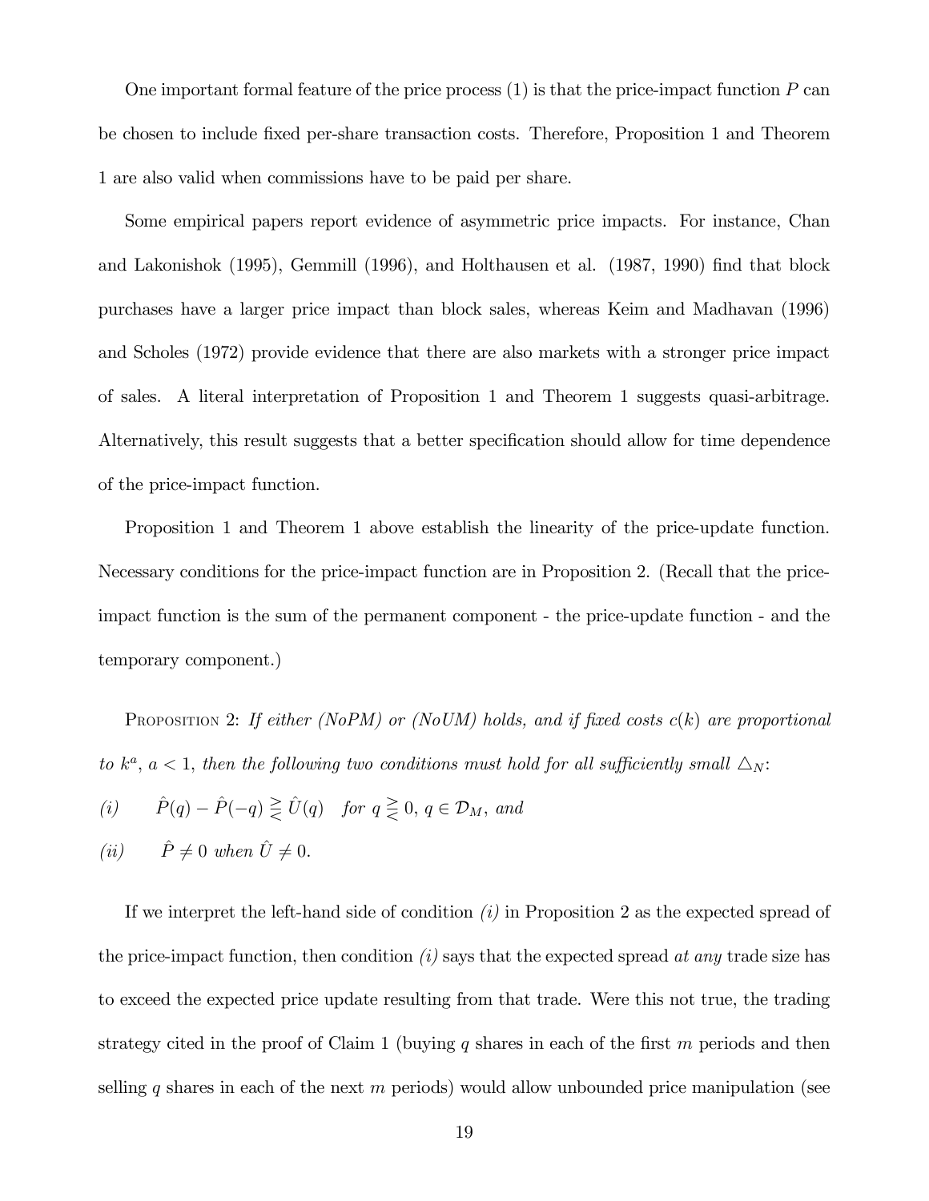One important formal feature of the price process (1) is that the price-impact function $P$ can be chosen to include fixed per-share transaction costs. Therefore, Proposition 1 and Theorem 1 are also valid when commissions have to be paid per share.

Some empirical papers report evidence of asymmetric price impacts. For instance, Chan and Lakonishok (1995), Gemmill (1996), and Holthausen et al. (1987, 1990) find that block purchases have a larger price impact than block sales, whereas Keim and Madhavan (1996) and Scholes (1972) provide evidence that there are also markets with a stronger price impact of sales. A literal interpretation of Proposition 1 and Theorem 1 suggests quasi-arbitrage. Alternatively, this result suggests that a better specification should allow for time dependence of the price-impact function.

Proposition 1 and Theorem 1 above establish the linearity of the price-update function. Necessary conditions for the price-impact function are in Proposition 2. (Recall that the price-impact function is the sum of the permanent component - the price-update function - and the temporary component.)

Proposition 2: *If either (NoPM) or (NoUM) holds, and if fixed costs $c(k)$ are proportional to $k^a$, $a < 1$, then the following two conditions must hold for all sufficiently small $\triangle_N$:*

*(i)* $\quad \hat{P}(q) - \hat{P}(-q) \gtreqless \hat{U}(q) \quad$ *for* $q \gtreqless 0$, $q \in \mathcal{D}_M$, *and*

*(ii)* $\quad \hat{P} \neq 0$ *when* $\hat{U} \neq 0$.

If we interpret the left-hand side of condition *(i)* in Proposition 2 as the expected spread of the price-impact function, then condition *(i)* says that the expected spread *at any* trade size has to exceed the expected price update resulting from that trade. Were this not true, the trading strategy cited in the proof of Claim 1 (buying $q$ shares in each of the first $m$ periods and then selling $q$ shares in each of the next $m$ periods) would allow unbounded price manipulation (see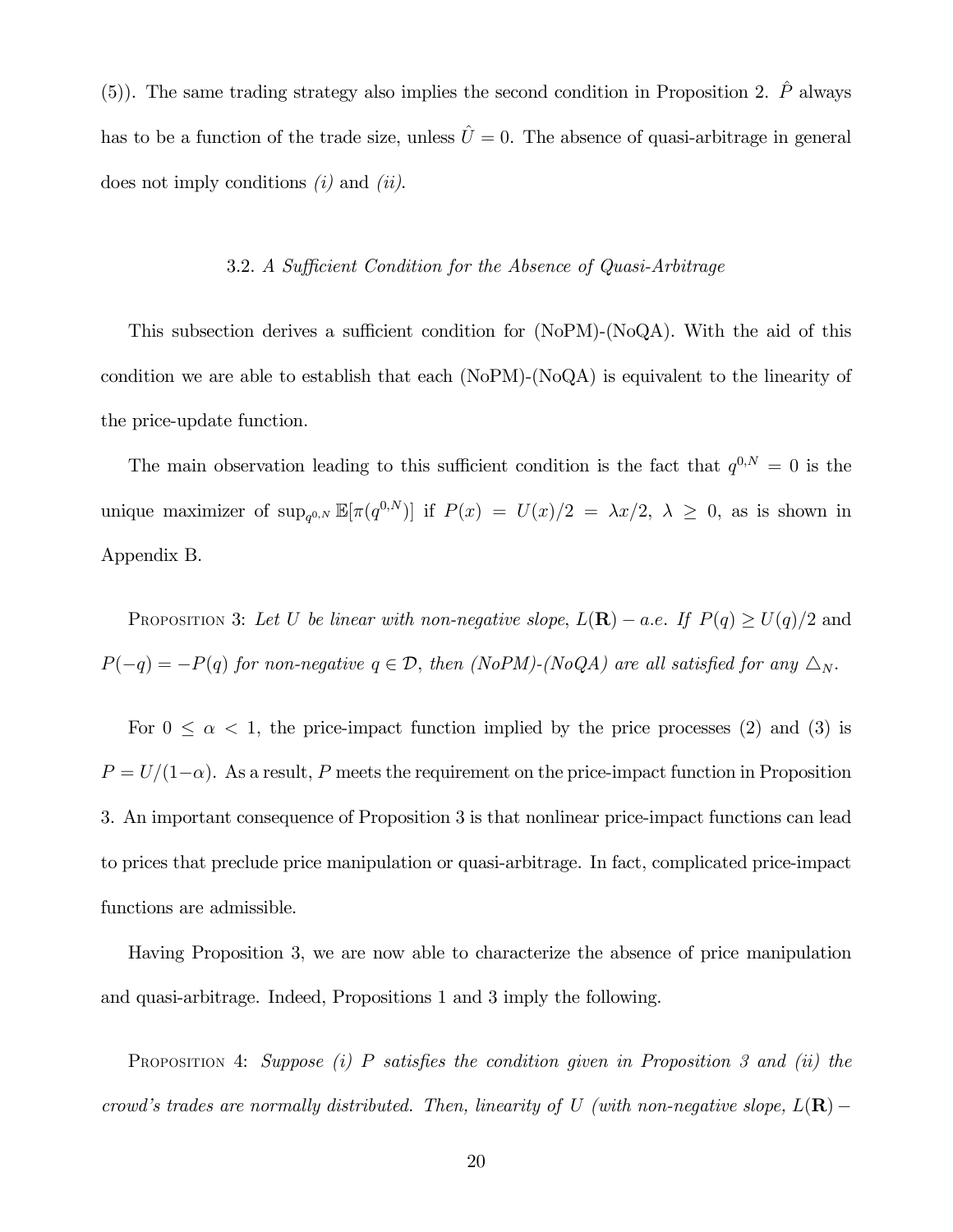(5)). The same trading strategy also implies the second condition in Proposition 2. $\hat{P}$ always has to be a function of the trade size, unless $\hat{U} = 0$. The absence of quasi-arbitrage in general does not imply conditions *(i)* and *(ii)*.

### 3.2. *A Sufficient Condition for the Absence of Quasi-Arbitrage*

This subsection derives a sufficient condition for (NoPM)-(NoQA). With the aid of this condition we are able to establish that each (NoPM)-(NoQA) is equivalent to the linearity of the price-update function.

The main observation leading to this sufficient condition is the fact that $q^{0,N} = 0$ is the unique maximizer of $\sup_{q^{0,N}} \mathbb{E}[\pi(q^{0,N})]$ if $P(x) = U(x)/2 = \lambda x/2$, $\lambda \geq 0$, as is shown in Appendix B.

PROPOSITION 3: *Let $U$ be linear with non-negative slope, $L(\mathbf{R}) - a.e.$ If* $P(q) \geq U(q)/2$ and $P(-q) = -P(q)$ *for non-negative $q \in \mathcal{D}$, then (NoPM)-(NoQA) are all satisfied for any $\triangle_N$.*

For $0 \leq \alpha < 1$, the price-impact function implied by the price processes (2) and (3) is $P = U/(1-\alpha)$. As a result, $P$ meets the requirement on the price-impact function in Proposition 3. An important consequence of Proposition 3 is that nonlinear price-impact functions can lead to prices that preclude price manipulation or quasi-arbitrage. In fact, complicated price-impact functions are admissible.

Having Proposition 3, we are now able to characterize the absence of price manipulation and quasi-arbitrage. Indeed, Propositions 1 and 3 imply the following.

PROPOSITION 4: *Suppose (i) $P$ satisfies the condition given in Proposition 3 and (ii) the crowd's trades are normally distributed. Then, linearity of $U$ (with non-negative slope, $L(\mathbf{R}) -$*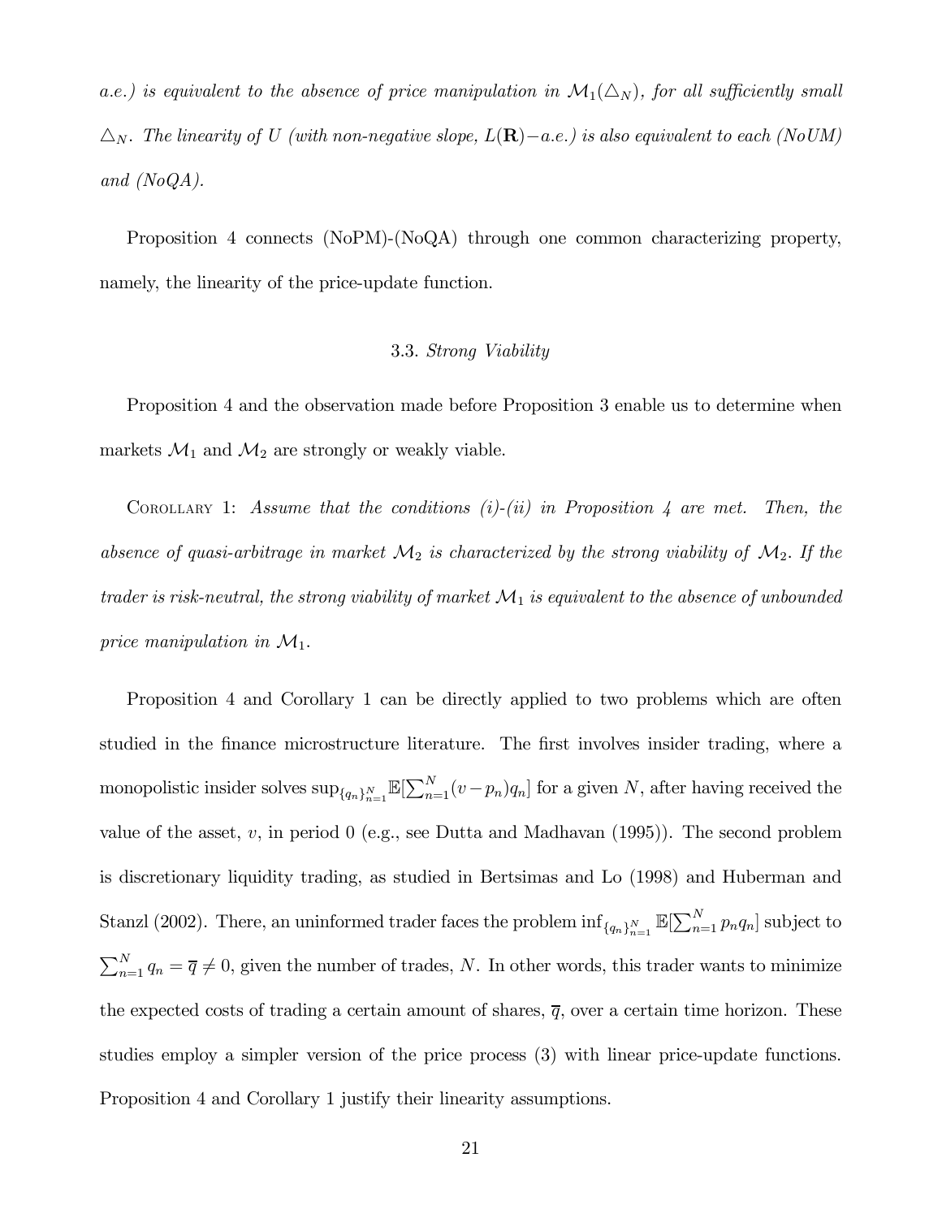*a.e.) is equivalent to the absence of price manipulation in $\mathcal{M}_1(\triangle_N)$, for all sufficiently small $\triangle_N$. The linearity of $U$ (with non-negative slope, $L(\mathbf{R})-a.e.$) is also equivalent to each (NoUM) and (NoQA).*

Proposition 4 connects (NoPM)-(NoQA) through one common characterizing property, namely, the linearity of the price-update function.

### 3.3. *Strong Viability*

Proposition 4 and the observation made before Proposition 3 enable us to determine when markets $\mathcal{M}_1$ and $\mathcal{M}_2$ are strongly or weakly viable.

Corollary 1: *Assume that the conditions (i)-(ii) in Proposition 4 are met. Then, the absence of quasi-arbitrage in market $\mathcal{M}_2$ is characterized by the strong viability of $\mathcal{M}_2$. If the trader is risk-neutral, the strong viability of market $\mathcal{M}_1$ is equivalent to the absence of unbounded price manipulation in $\mathcal{M}_1$.*

Proposition 4 and Corollary 1 can be directly applied to two problems which are often studied in the finance microstructure literature. The first involves insider trading, where a monopolistic insider solves $\sup_{\{q_n\}_{n=1}^N} \mathbb{E}[\sum_{n=1}^N (v - p_n) q_n]$ for a given $N$, after having received the value of the asset, $v$, in period 0 (e.g., see Dutta and Madhavan (1995)). The second problem is discretionary liquidity trading, as studied in Bertsimas and Lo (1998) and Huberman and Stanzl (2002). There, an uninformed trader faces the problem $\inf_{\{q_n\}_{n=1}^N} \mathbb{E}[\sum_{n=1}^N p_n q_n]$ subject to $\sum_{n=1}^N q_n = \overline{q} \neq 0$, given the number of trades, $N$. In other words, this trader wants to minimize the expected costs of trading a certain amount of shares, $\overline{q}$, over a certain time horizon. These studies employ a simpler version of the price process (3) with linear price-update functions. Proposition 4 and Corollary 1 justify their linearity assumptions.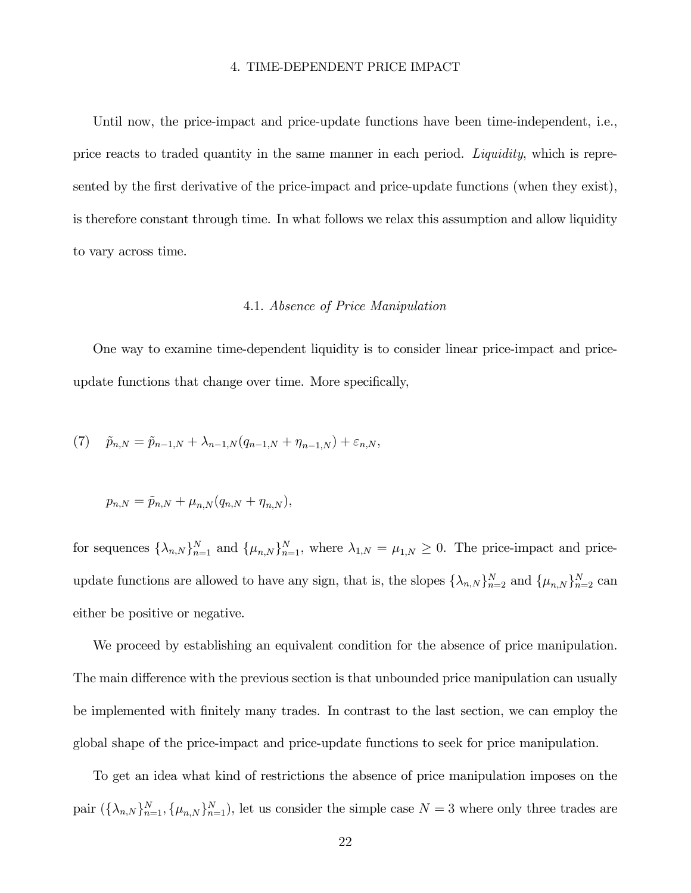## 4. TIME-DEPENDENT PRICE IMPACT

Until now, the price-impact and price-update functions have been time-independent, i.e., price reacts to traded quantity in the same manner in each period. *Liquidity*, which is represented by the first derivative of the price-impact and price-update functions (when they exist), is therefore constant through time. In what follows we relax this assumption and allow liquidity to vary across time.

### 4.1. *Absence of Price Manipulation*

One way to examine time-dependent liquidity is to consider linear price-impact and price-update functions that change over time. More specifically,

$$(7) \quad \tilde{p}_{n,N} = \tilde{p}_{n-1,N} + \lambda_{n-1,N}(q_{n-1,N} + \eta_{n-1,N}) + \varepsilon_{n,N},$$

$$p_{n,N} = \tilde{p}_{n,N} + \mu_{n,N}(q_{n,N} + \eta_{n,N}),$$

for sequences $\{\lambda_{n,N}\}_{n=1}^{N}$ and $\{\mu_{n,N}\}_{n=1}^{N}$, where $\lambda_{1,N} = \mu_{1,N} \geq 0$. The price-impact and price-update functions are allowed to have any sign, that is, the slopes $\{\lambda_{n,N}\}_{n=2}^{N}$ and $\{\mu_{n,N}\}_{n=2}^{N}$ can either be positive or negative.

We proceed by establishing an equivalent condition for the absence of price manipulation. The main difference with the previous section is that unbounded price manipulation can usually be implemented with finitely many trades. In contrast to the last section, we can employ the global shape of the price-impact and price-update functions to seek for price manipulation.

To get an idea what kind of restrictions the absence of price manipulation imposes on the pair $(\{\lambda_{n,N}\}_{n=1}^{N}, \{\mu_{n,N}\}_{n=1}^{N})$, let us consider the simple case $N = 3$ where only three trades are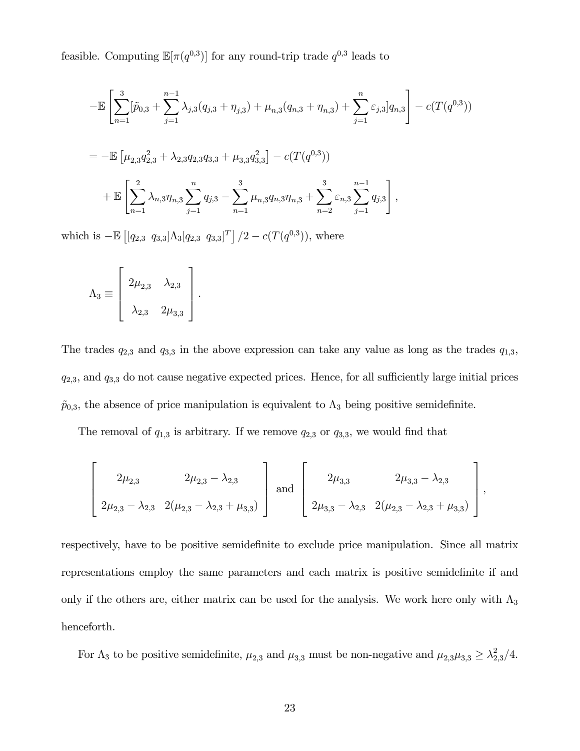feasible. Computing $\mathbb{E}[\pi(q^{0,3})]$ for any round-trip trade $q^{0,3}$ leads to

$$-\mathbb{E}\left[\sum_{n=1}^{3}[\tilde{p}_{0,3}+\sum_{j=1}^{n-1}\lambda_{j,3}(q_{j,3}+\eta_{j,3})+\mu_{n,3}(q_{n,3}+\eta_{n,3})+\sum_{j=1}^{n}\varepsilon_{j,3}]q_{n,3}\right]-c(T(q^{0,3}))$$

$$=-\mathbb{E}\left[\mu_{2,3}q_{2,3}^2+\lambda_{2,3}q_{2,3}q_{3,3}+\mu_{3,3}q_{3,3}^2\right]-c(T(q^{0,3}))$$

$$+\mathbb{E}\left[\sum_{n=1}^{2}\lambda_{n,3}\eta_{n,3}\sum_{j=1}^{n}q_{j,3}-\sum_{n=1}^{3}\mu_{n,3}q_{n,3}\eta_{n,3}+\sum_{n=2}^{3}\varepsilon_{n,3}\sum_{j=1}^{n-1}q_{j,3}\right],$$

which is $-\mathbb{E}\left[[q_{2,3}\ \ q_{3,3}]\Lambda_3[q_{2,3}\ \ q_{3,3}]^T\right]/2-c(T(q^{0,3}))$, where

$$\Lambda_3 \equiv \begin{bmatrix} 2\mu_{2,3} & \lambda_{2,3} \\ \lambda_{2,3} & 2\mu_{3,3} \end{bmatrix}.$$

The trades $q_{2,3}$ and $q_{3,3}$ in the above expression can take any value as long as the trades $q_{1,3}$, $q_{2,3}$, and $q_{3,3}$ do not cause negative expected prices. Hence, for all sufficiently large initial prices $\tilde{p}_{0,3}$, the absence of price manipulation is equivalent to $\Lambda_3$ being positive semidefinite.

The removal of $q_{1,3}$ is arbitrary. If we remove $q_{2,3}$ or $q_{3,3}$, we would find that

$$\begin{bmatrix} 2\mu_{2,3} & 2\mu_{2,3}-\lambda_{2,3} \\ 2\mu_{2,3}-\lambda_{2,3} & 2(\mu_{2,3}-\lambda_{2,3}+\mu_{3,3}) \end{bmatrix} \text{ and } \begin{bmatrix} 2\mu_{3,3} & 2\mu_{3,3}-\lambda_{2,3} \\ 2\mu_{3,3}-\lambda_{2,3} & 2(\mu_{2,3}-\lambda_{2,3}+\mu_{3,3}) \end{bmatrix},$$

respectively, have to be positive semidefinite to exclude price manipulation. Since all matrix representations employ the same parameters and each matrix is positive semidefinite if and only if the others are, either matrix can be used for the analysis. We work here only with $\Lambda_3$ henceforth.

For $\Lambda_3$ to be positive semidefinite, $\mu_{2,3}$ and $\mu_{3,3}$ must be non-negative and $\mu_{2,3}\mu_{3,3} \geq \lambda_{2,3}^2/4$.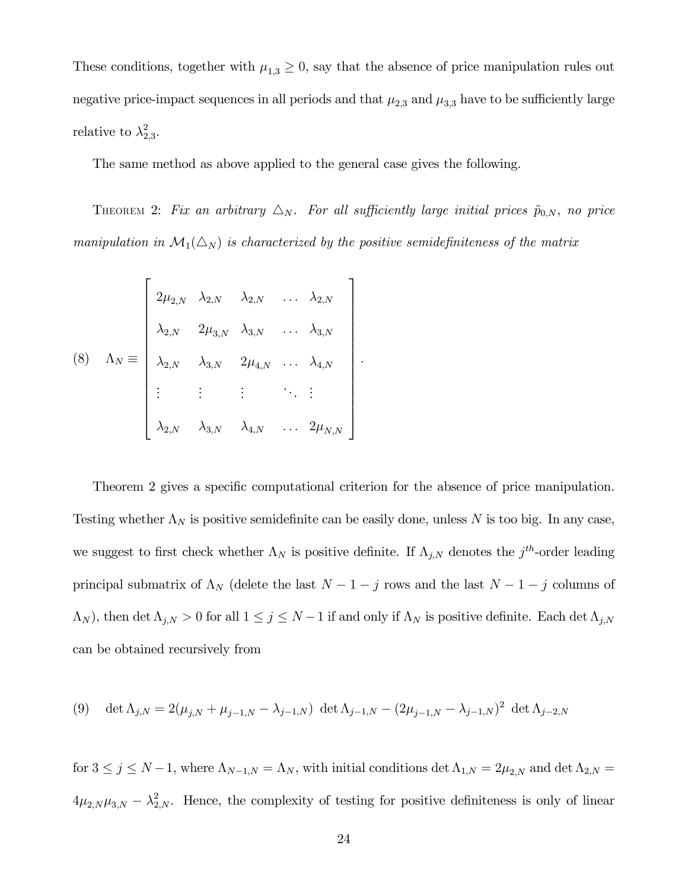These conditions, together with $\mu_{1,3} \geq 0$, say that the absence of price manipulation rules out negative price-impact sequences in all periods and that $\mu_{2,3}$ and $\mu_{3,3}$ have to be sufficiently large relative to $\lambda_{2,3}^2$.

The same method as above applied to the general case gives the following.

Theorem 2: *Fix an arbitrary $\triangle_N$. For all sufficiently large initial prices $\tilde{p}_{0,N}$, no price manipulation in $\mathcal{M}_1(\triangle_N)$ is characterized by the positive semidefiniteness of the matrix*

$$
(8) \quad \Lambda_N \equiv \begin{bmatrix} 2\mu_{2,N} & \lambda_{2,N} & \lambda_{2,N} & \dots & \lambda_{2,N} \\ \lambda_{2,N} & 2\mu_{3,N} & \lambda_{3,N} & \dots & \lambda_{3,N} \\ \lambda_{2,N} & \lambda_{3,N} & 2\mu_{4,N} & \dots & \lambda_{4,N} \\ \vdots & \vdots & \vdots & \ddots & \vdots \\ \lambda_{2,N} & \lambda_{3,N} & \lambda_{4,N} & \dots & 2\mu_{N,N} \end{bmatrix}.
$$

Theorem 2 gives a specific computational criterion for the absence of price manipulation. Testing whether $\Lambda_N$ is positive semidefinite can be easily done, unless $N$ is too big. In any case, we suggest to first check whether $\Lambda_N$ is positive definite. If $\Lambda_{j,N}$ denotes the $j^{th}$-order leading principal submatrix of $\Lambda_N$ (delete the last $N-1-j$ rows and the last $N-1-j$ columns of $\Lambda_N$), then $\det \Lambda_{j,N} > 0$ for all $1 \leq j \leq N-1$ if and only if $\Lambda_N$ is positive definite. Each $\det \Lambda_{j,N}$ can be obtained recursively from

$$
(9) \quad \det \Lambda_{j,N} = 2(\mu_{j,N} + \mu_{j-1,N} - \lambda_{j-1,N}) \ \det \Lambda_{j-1,N} - (2\mu_{j-1,N} - \lambda_{j-1,N})^2 \ \det \Lambda_{j-2,N}
$$

for $3 \leq j \leq N-1$, where $\Lambda_{N-1,N} = \Lambda_N$, with initial conditions $\det \Lambda_{1,N} = 2\mu_{2,N}$ and $\det \Lambda_{2,N} = 4\mu_{2,N}\mu_{3,N} - \lambda_{2,N}^2$. Hence, the complexity of testing for positive definiteness is only of linear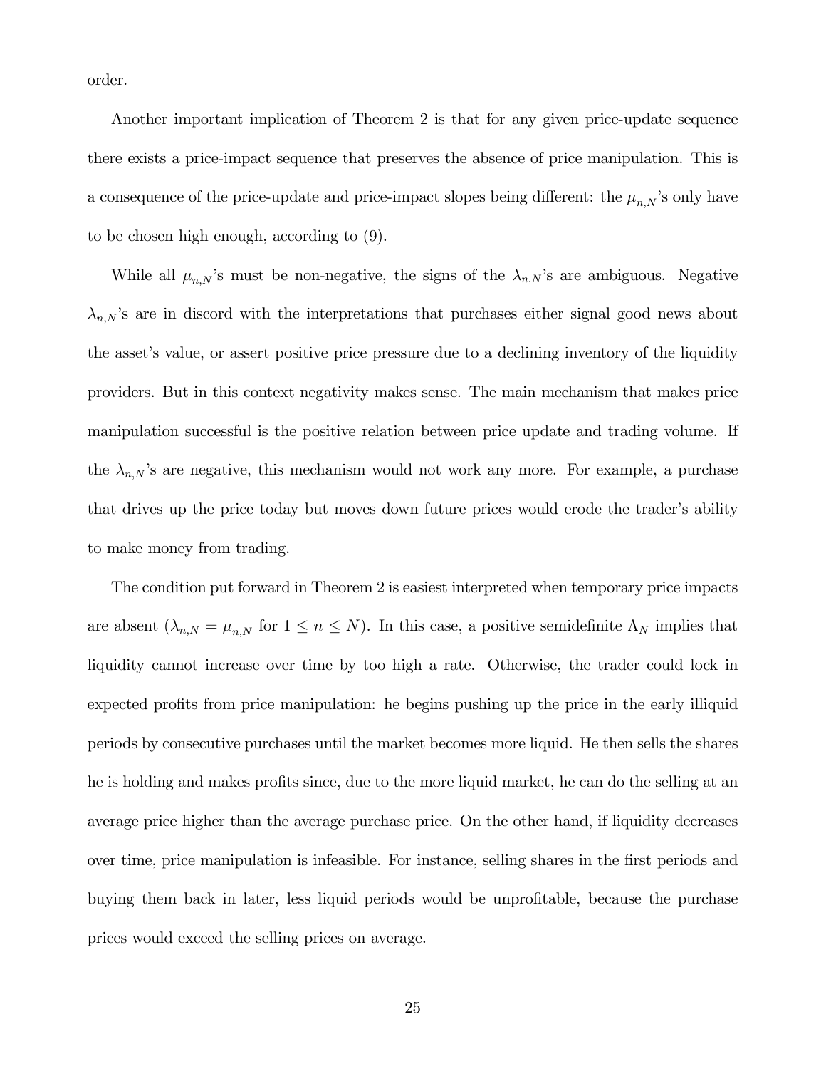order.

Another important implication of Theorem 2 is that for any given price-update sequence there exists a price-impact sequence that preserves the absence of price manipulation. This is a consequence of the price-update and price-impact slopes being different: the $\mu_{n,N}$'s only have to be chosen high enough, according to (9).

While all $\mu_{n,N}$'s must be non-negative, the signs of the $\lambda_{n,N}$'s are ambiguous. Negative $\lambda_{n,N}$'s are in discord with the interpretations that purchases either signal good news about the asset's value, or assert positive price pressure due to a declining inventory of the liquidity providers. But in this context negativity makes sense. The main mechanism that makes price manipulation successful is the positive relation between price update and trading volume. If the $\lambda_{n,N}$'s are negative, this mechanism would not work any more. For example, a purchase that drives up the price today but moves down future prices would erode the trader's ability to make money from trading.

The condition put forward in Theorem 2 is easiest interpreted when temporary price impacts are absent ($\lambda_{n,N} = \mu_{n,N}$ for $1 \leq n \leq N$). In this case, a positive semidefinite $\Lambda_N$ implies that liquidity cannot increase over time by too high a rate. Otherwise, the trader could lock in expected profits from price manipulation: he begins pushing up the price in the early illiquid periods by consecutive purchases until the market becomes more liquid. He then sells the shares he is holding and makes profits since, due to the more liquid market, he can do the selling at an average price higher than the average purchase price. On the other hand, if liquidity decreases over time, price manipulation is infeasible. For instance, selling shares in the first periods and buying them back in later, less liquid periods would be unprofitable, because the purchase prices would exceed the selling prices on average.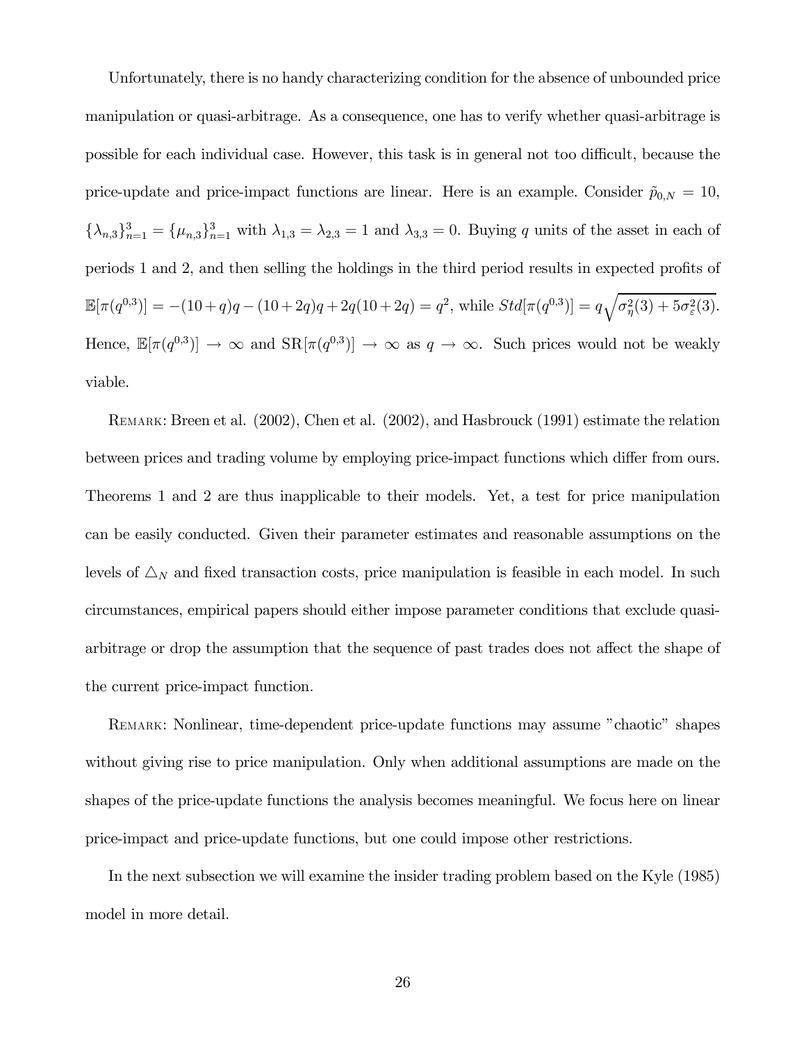Unfortunately, there is no handy characterizing condition for the absence of unbounded price manipulation or quasi-arbitrage. As a consequence, one has to verify whether quasi-arbitrage is possible for each individual case. However, this task is in general not too difficult, because the price-update and price-impact functions are linear. Here is an example. Consider $\tilde{p}_{0,N} = 10$, $\{\lambda_{n,3}\}_{n=1}^{3} = \{\mu_{n,3}\}_{n=1}^{3}$ with $\lambda_{1,3} = \lambda_{2,3} = 1$ and $\lambda_{3,3} = 0$. Buying $q$ units of the asset in each of periods 1 and 2, and then selling the holdings in the third period results in expected profits of $\mathbb{E}[\pi(q^{0,3})] = -(10+q)q - (10+2q)q + 2q(10+2q) = q^2$, while $Std[\pi(q^{0,3})] = q\sqrt{\sigma_{\eta}^2(3) + 5\sigma_{\varepsilon}^2(3)}$. Hence, $\mathbb{E}[\pi(q^{0,3})] \to \infty$ and $\mathrm{SR}[\pi(q^{0,3})] \to \infty$ as $q \to \infty$. Such prices would not be weakly viable.

Remark: Breen et al. (2002), Chen et al. (2002), and Hasbrouck (1991) estimate the relation between prices and trading volume by employing price-impact functions which differ from ours. Theorems 1 and 2 are thus inapplicable to their models. Yet, a test for price manipulation can be easily conducted. Given their parameter estimates and reasonable assumptions on the levels of $\triangle_N$ and fixed transaction costs, price manipulation is feasible in each model. In such circumstances, empirical papers should either impose parameter conditions that exclude quasi-arbitrage or drop the assumption that the sequence of past trades does not affect the shape of the current price-impact function.

Remark: Nonlinear, time-dependent price-update functions may assume "chaotic" shapes without giving rise to price manipulation. Only when additional assumptions are made on the shapes of the price-update functions the analysis becomes meaningful. We focus here on linear price-impact and price-update functions, but one could impose other restrictions.

In the next subsection we will examine the insider trading problem based on the Kyle (1985) model in more detail.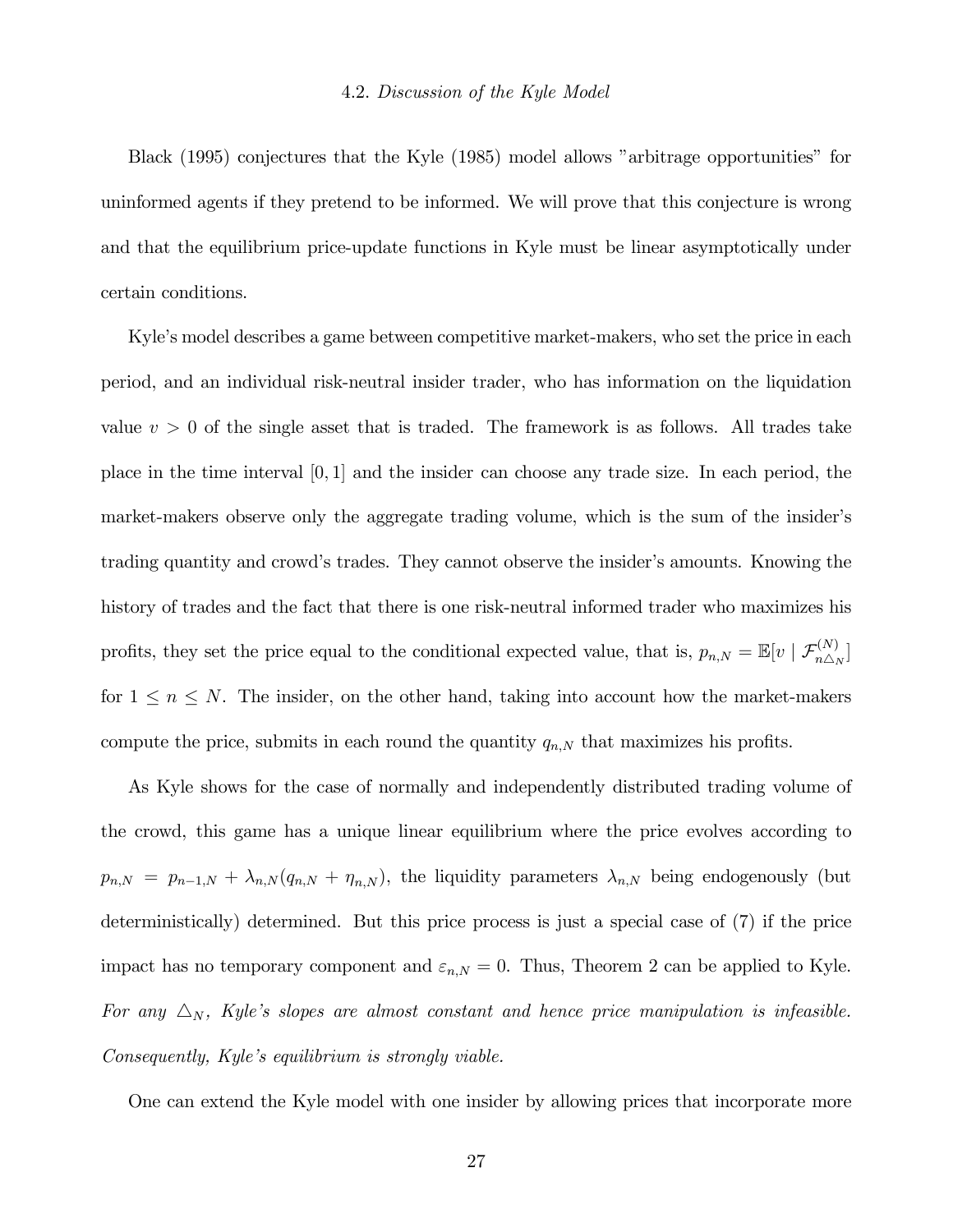### 4.2. *Discussion of the Kyle Model*

Black (1995) conjectures that the Kyle (1985) model allows "arbitrage opportunities" for uninformed agents if they pretend to be informed. We will prove that this conjecture is wrong and that the equilibrium price-update functions in Kyle must be linear asymptotically under certain conditions.

Kyle's model describes a game between competitive market-makers, who set the price in each period, and an individual risk-neutral insider trader, who has information on the liquidation value $v > 0$ of the single asset that is traded. The framework is as follows. All trades take place in the time interval $[0, 1]$ and the insider can choose any trade size. In each period, the market-makers observe only the aggregate trading volume, which is the sum of the insider's trading quantity and crowd's trades. They cannot observe the insider's amounts. Knowing the history of trades and the fact that there is one risk-neutral informed trader who maximizes his profits, they set the price equal to the conditional expected value, that is, $p_{n,N} = \mathbb{E}[v \mid \mathcal{F}^{(N)}_{n\triangle_N}]$ for $1 \leq n \leq N$. The insider, on the other hand, taking into account how the market-makers compute the price, submits in each round the quantity $q_{n,N}$ that maximizes his profits.

As Kyle shows for the case of normally and independently distributed trading volume of the crowd, this game has a unique linear equilibrium where the price evolves according to $p_{n,N} = p_{n-1,N} + \lambda_{n,N}(q_{n,N} + \eta_{n,N})$, the liquidity parameters $\lambda_{n,N}$ being endogenously (but deterministically) determined. But this price process is just a special case of (7) if the price impact has no temporary component and $\varepsilon_{n,N} = 0$. Thus, Theorem 2 can be applied to Kyle. *For any $\triangle_N$, Kyle's slopes are almost constant and hence price manipulation is infeasible. Consequently, Kyle's equilibrium is strongly viable.*

One can extend the Kyle model with one insider by allowing prices that incorporate more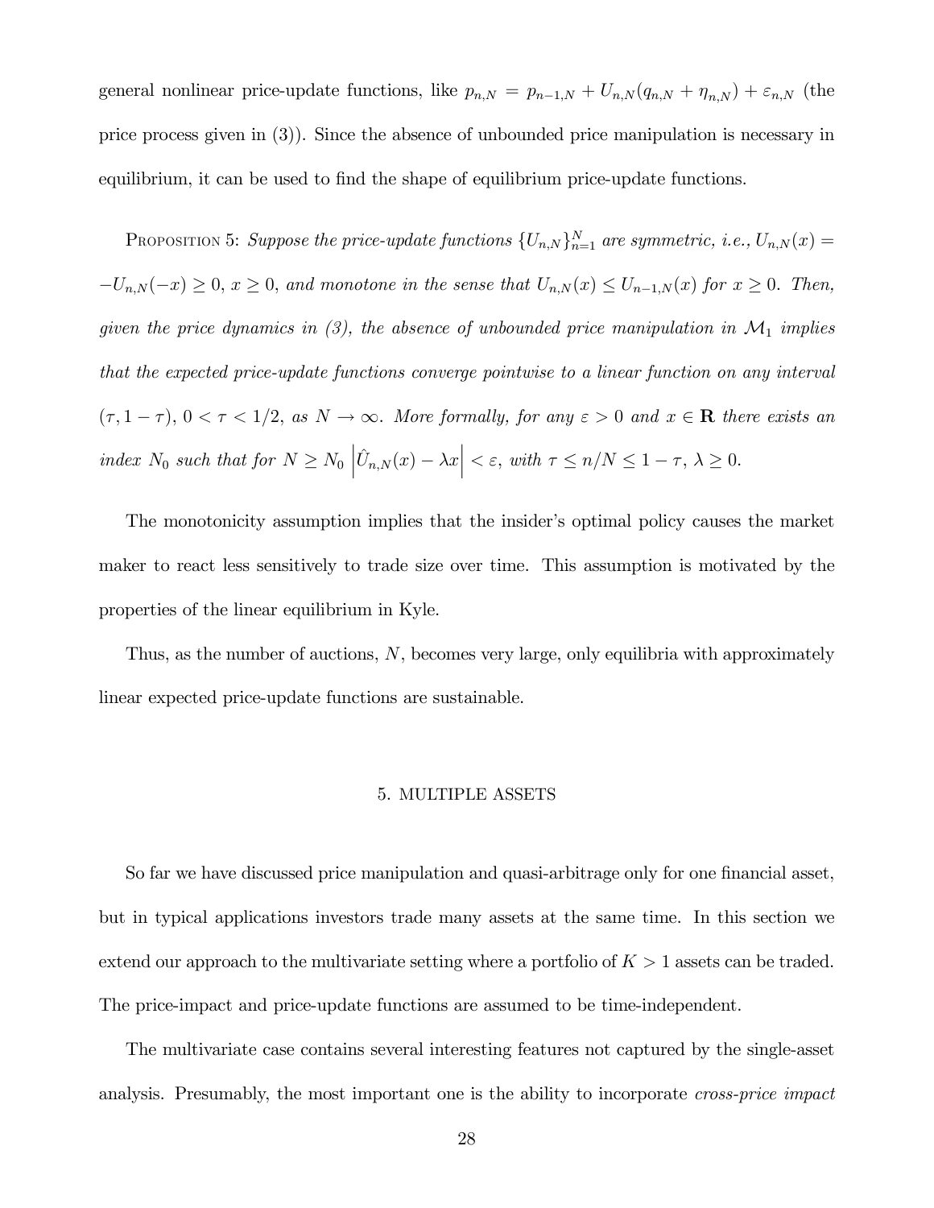general nonlinear price-update functions, like $p_{n,N} = p_{n-1,N} + U_{n,N}(q_{n,N} + \eta_{n,N}) + \varepsilon_{n,N}$ (the price process given in (3)). Since the absence of unbounded price manipulation is necessary in equilibrium, it can be used to find the shape of equilibrium price-update functions.

Proposition 5: *Suppose the price-update functions* $\{U_{n,N}\}_{n=1}^{N}$ *are symmetric, i.e.,* $U_{n,N}(x) = -U_{n,N}(-x) \geq 0$, $x \geq 0$, *and monotone in the sense that* $U_{n,N}(x) \leq U_{n-1,N}(x)$ *for* $x \geq 0$. *Then, given the price dynamics in (3), the absence of unbounded price manipulation in* $\mathcal{M}_1$ *implies that the expected price-update functions converge pointwise to a linear function on any interval* $(\tau, 1-\tau)$, $0 < \tau < 1/2$, *as* $N \to \infty$. *More formally, for any* $\varepsilon > 0$ *and* $x \in \mathbf{R}$ *there exists an index* $N_0$ *such that for* $N \geq N_0$ $\left|\hat{U}_{n,N}(x) - \lambda x\right| < \varepsilon$, *with* $\tau \leq n/N \leq 1 - \tau$, $\lambda \geq 0$.

The monotonicity assumption implies that the insider's optimal policy causes the market maker to react less sensitively to trade size over time. This assumption is motivated by the properties of the linear equilibrium in Kyle.

Thus, as the number of auctions, $N$, becomes very large, only equilibria with approximately linear expected price-update functions are sustainable.

## 5. MULTIPLE ASSETS

So far we have discussed price manipulation and quasi-arbitrage only for one financial asset, but in typical applications investors trade many assets at the same time. In this section we extend our approach to the multivariate setting where a portfolio of $K > 1$ assets can be traded. The price-impact and price-update functions are assumed to be time-independent.

The multivariate case contains several interesting features not captured by the single-asset analysis. Presumably, the most important one is the ability to incorporate *cross-price impact*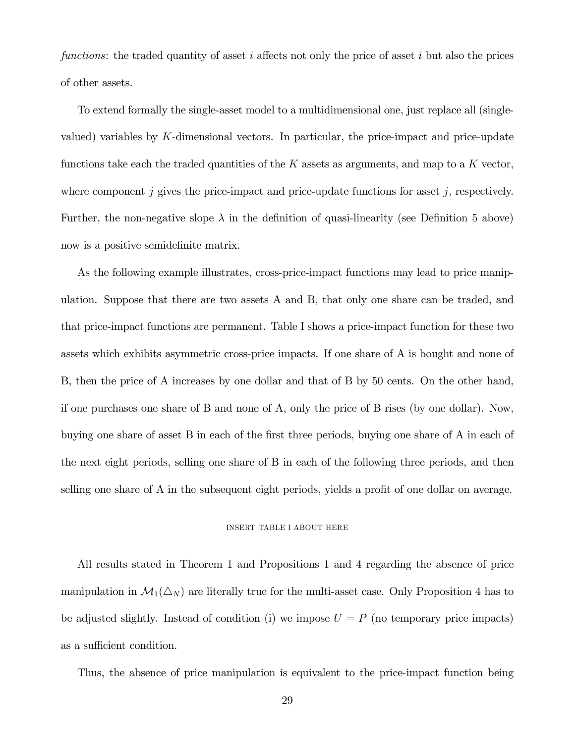*functions*: the traded quantity of asset $i$ affects not only the price of asset $i$ but also the prices of other assets.

To extend formally the single-asset model to a multidimensional one, just replace all (single-valued) variables by $K$-dimensional vectors. In particular, the price-impact and price-update functions take each the traded quantities of the $K$ assets as arguments, and map to a $K$ vector, where component $j$ gives the price-impact and price-update functions for asset $j$, respectively. Further, the non-negative slope $\lambda$ in the definition of quasi-linearity (see Definition 5 above) now is a positive semidefinite matrix.

As the following example illustrates, cross-price-impact functions may lead to price manipulation. Suppose that there are two assets A and B, that only one share can be traded, and that price-impact functions are permanent. Table I shows a price-impact function for these two assets which exhibits asymmetric cross-price impacts. If one share of A is bought and none of B, then the price of A increases by one dollar and that of B by 50 cents. On the other hand, if one purchases one share of B and none of A, only the price of B rises (by one dollar). Now, buying one share of asset B in each of the first three periods, buying one share of A in each of the next eight periods, selling one share of B in each of the following three periods, and then selling one share of A in the subsequent eight periods, yields a profit of one dollar on average.

INSERT TABLE I ABOUT HERE

All results stated in Theorem 1 and Propositions 1 and 4 regarding the absence of price manipulation in $\mathcal{M}_1(\triangle_N)$ are literally true for the multi-asset case. Only Proposition 4 has to be adjusted slightly. Instead of condition (i) we impose $U = P$ (no temporary price impacts) as a sufficient condition.

Thus, the absence of price manipulation is equivalent to the price-impact function being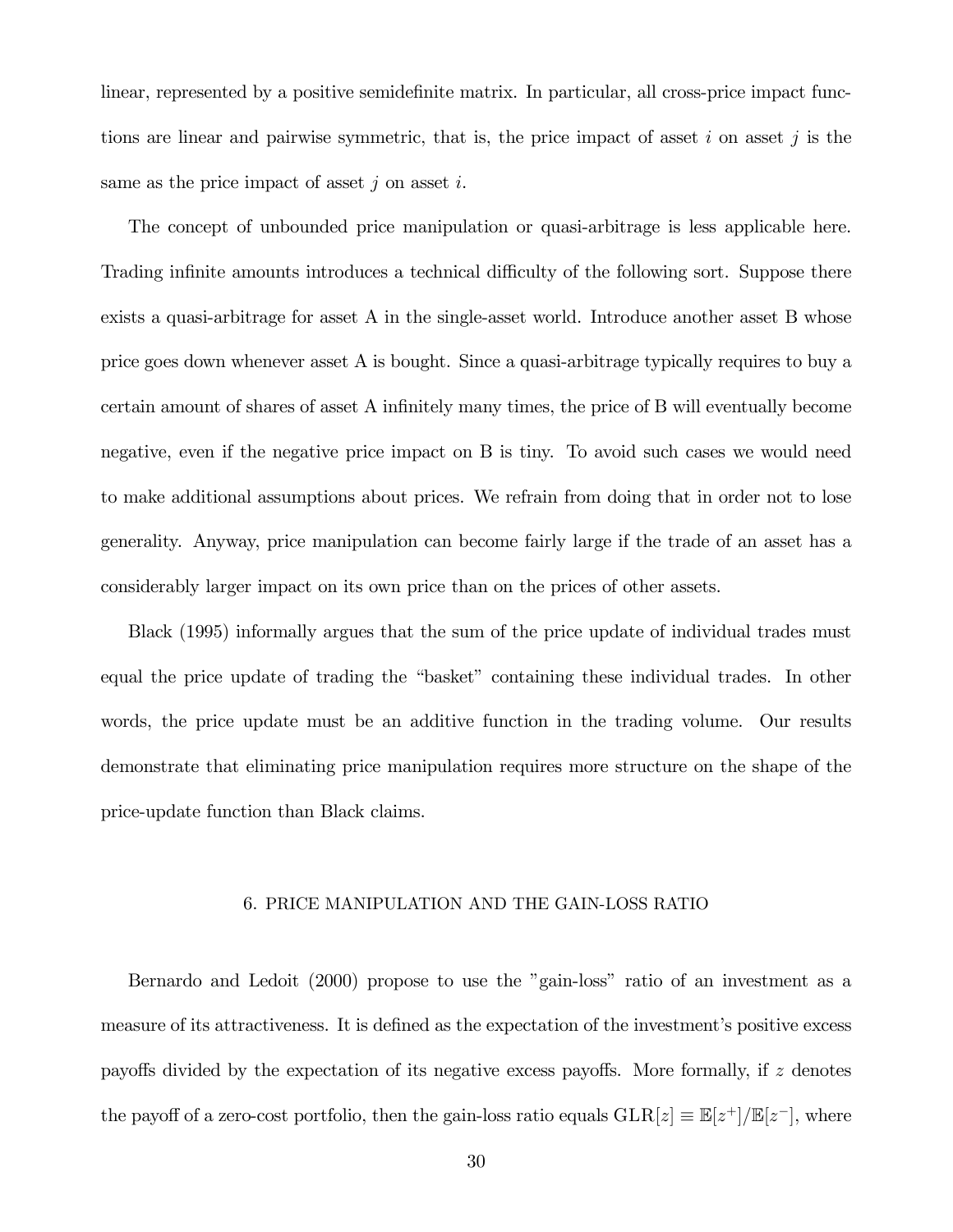linear, represented by a positive semidefinite matrix. In particular, all cross-price impact functions are linear and pairwise symmetric, that is, the price impact of asset $i$ on asset $j$ is the same as the price impact of asset $j$ on asset $i$.

The concept of unbounded price manipulation or quasi-arbitrage is less applicable here. Trading infinite amounts introduces a technical difficulty of the following sort. Suppose there exists a quasi-arbitrage for asset A in the single-asset world. Introduce another asset B whose price goes down whenever asset A is bought. Since a quasi-arbitrage typically requires to buy a certain amount of shares of asset A infinitely many times, the price of B will eventually become negative, even if the negative price impact on B is tiny. To avoid such cases we would need to make additional assumptions about prices. We refrain from doing that in order not to lose generality. Anyway, price manipulation can become fairly large if the trade of an asset has a considerably larger impact on its own price than on the prices of other assets.

Black (1995) informally argues that the sum of the price update of individual trades must equal the price update of trading the "basket" containing these individual trades. In other words, the price update must be an additive function in the trading volume. Our results demonstrate that eliminating price manipulation requires more structure on the shape of the price-update function than Black claims.

## 6. PRICE MANIPULATION AND THE GAIN-LOSS RATIO

Bernardo and Ledoit (2000) propose to use the "gain-loss" ratio of an investment as a measure of its attractiveness. It is defined as the expectation of the investment's positive excess payoffs divided by the expectation of its negative excess payoffs. More formally, if $z$ denotes the payoff of a zero-cost portfolio, then the gain-loss ratio equals $\mathrm{GLR}[z] \equiv \mathbb{E}[z^+]/\mathbb{E}[z^-]$, where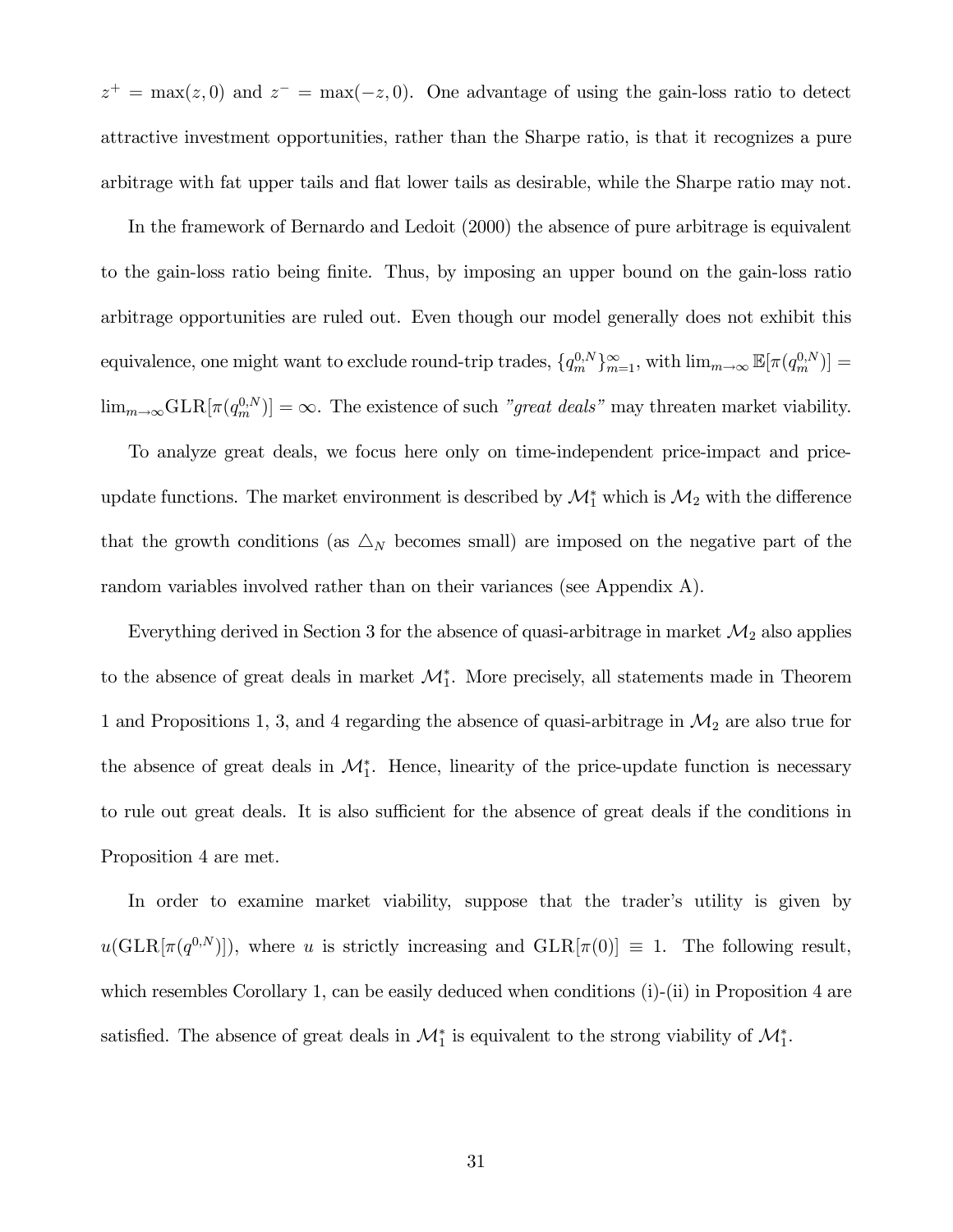$z^+ = \max(z, 0)$ and $z^- = \max(-z, 0)$. One advantage of using the gain-loss ratio to detect attractive investment opportunities, rather than the Sharpe ratio, is that it recognizes a pure arbitrage with fat upper tails and flat lower tails as desirable, while the Sharpe ratio may not.

In the framework of Bernardo and Ledoit (2000) the absence of pure arbitrage is equivalent to the gain-loss ratio being finite. Thus, by imposing an upper bound on the gain-loss ratio arbitrage opportunities are ruled out. Even though our model generally does not exhibit this equivalence, one might want to exclude round-trip trades, $\{q_m^{0,N}\}_{m=1}^{\infty}$, with $\lim_{m\to\infty} \mathbb{E}[\pi(q_m^{0,N})] = \lim_{m\to\infty} \mathrm{GLR}[\pi(q_m^{0,N})] = \infty$. The existence of such *"great deals"* may threaten market viability.

To analyze great deals, we focus here only on time-independent price-impact and price-update functions. The market environment is described by $\mathcal{M}_1^*$ which is $\mathcal{M}_2$ with the difference that the growth conditions (as $\triangle_N$ becomes small) are imposed on the negative part of the random variables involved rather than on their variances (see Appendix A).

Everything derived in Section 3 for the absence of quasi-arbitrage in market $\mathcal{M}_2$ also applies to the absence of great deals in market $\mathcal{M}_1^*$. More precisely, all statements made in Theorem 1 and Propositions 1, 3, and 4 regarding the absence of quasi-arbitrage in $\mathcal{M}_2$ are also true for the absence of great deals in $\mathcal{M}_1^*$. Hence, linearity of the price-update function is necessary to rule out great deals. It is also sufficient for the absence of great deals if the conditions in Proposition 4 are met.

In order to examine market viability, suppose that the trader's utility is given by $u(\mathrm{GLR}[\pi(q^{0,N})])$, where $u$ is strictly increasing and $\mathrm{GLR}[\pi(0)] \equiv 1$. The following result, which resembles Corollary 1, can be easily deduced when conditions (i)-(ii) in Proposition 4 are satisfied. The absence of great deals in $\mathcal{M}_1^*$ is equivalent to the strong viability of $\mathcal{M}_1^*$.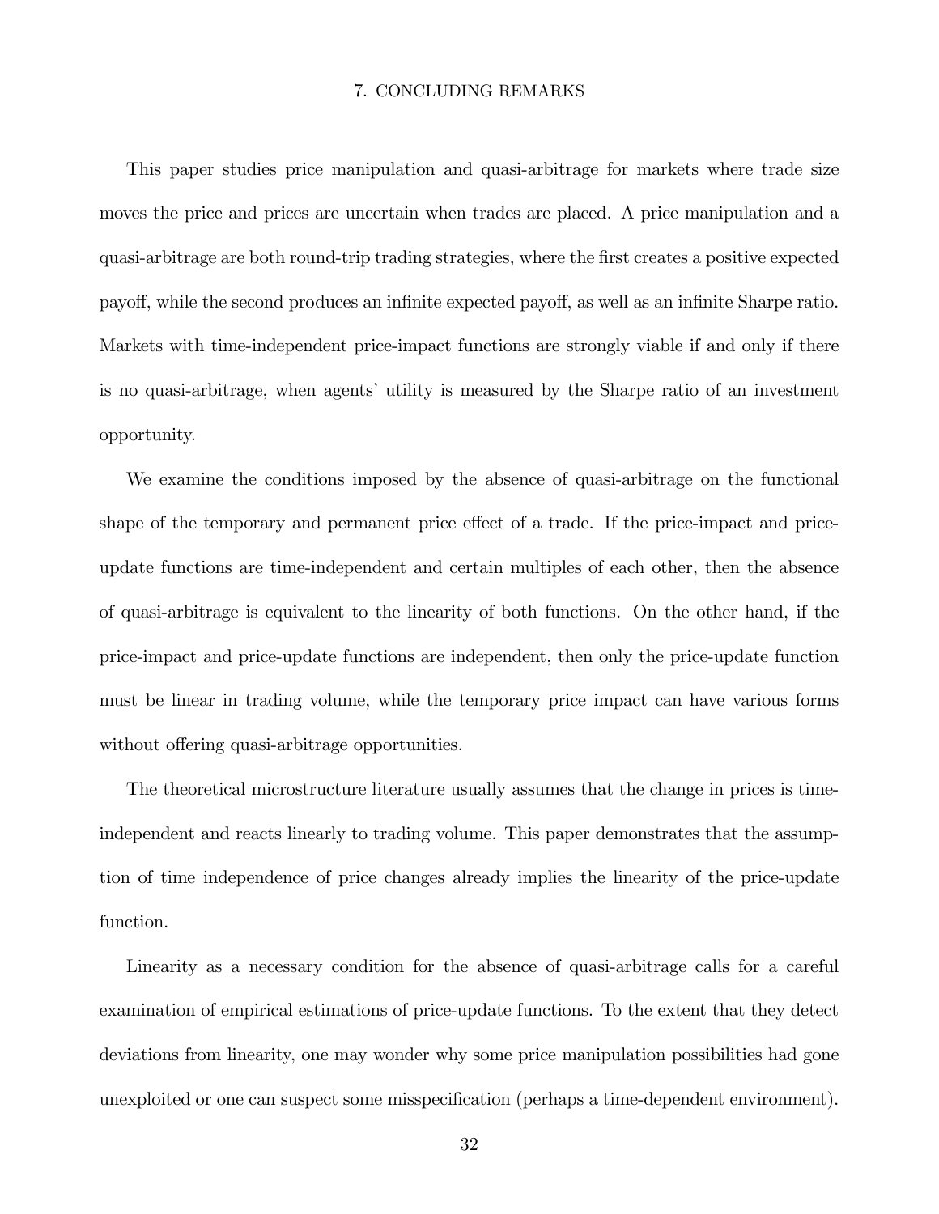## 7. CONCLUDING REMARKS

This paper studies price manipulation and quasi-arbitrage for markets where trade size moves the price and prices are uncertain when trades are placed. A price manipulation and a quasi-arbitrage are both round-trip trading strategies, where the first creates a positive expected payoff, while the second produces an infinite expected payoff, as well as an infinite Sharpe ratio. Markets with time-independent price-impact functions are strongly viable if and only if there is no quasi-arbitrage, when agents' utility is measured by the Sharpe ratio of an investment opportunity.

We examine the conditions imposed by the absence of quasi-arbitrage on the functional shape of the temporary and permanent price effect of a trade. If the price-impact and price-update functions are time-independent and certain multiples of each other, then the absence of quasi-arbitrage is equivalent to the linearity of both functions. On the other hand, if the price-impact and price-update functions are independent, then only the price-update function must be linear in trading volume, while the temporary price impact can have various forms without offering quasi-arbitrage opportunities.

The theoretical microstructure literature usually assumes that the change in prices is time-independent and reacts linearly to trading volume. This paper demonstrates that the assumption of time independence of price changes already implies the linearity of the price-update function.

Linearity as a necessary condition for the absence of quasi-arbitrage calls for a careful examination of empirical estimations of price-update functions. To the extent that they detect deviations from linearity, one may wonder why some price manipulation possibilities had gone unexploited or one can suspect some misspecification (perhaps a time-dependent environment).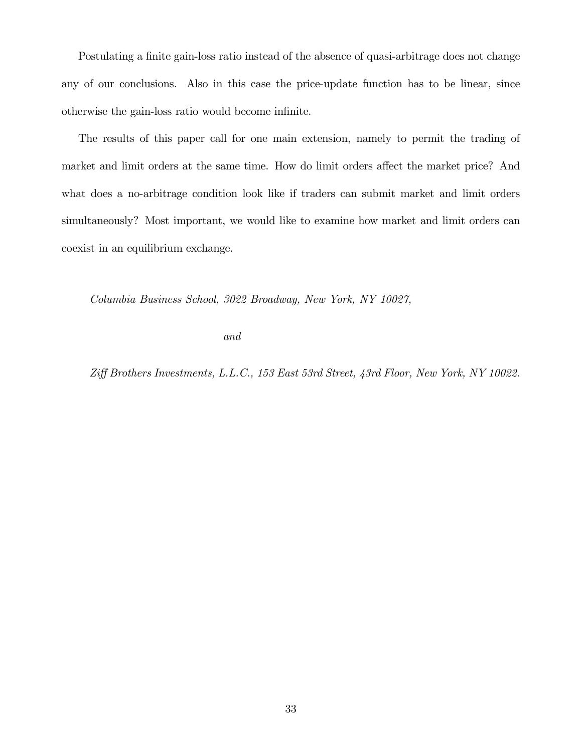Postulating a finite gain-loss ratio instead of the absence of quasi-arbitrage does not change any of our conclusions. Also in this case the price-update function has to be linear, since otherwise the gain-loss ratio would become infinite.

The results of this paper call for one main extension, namely to permit the trading of market and limit orders at the same time. How do limit orders affect the market price? And what does a no-arbitrage condition look like if traders can submit market and limit orders simultaneously? Most important, we would like to examine how market and limit orders can coexist in an equilibrium exchange.

*Columbia Business School, 3022 Broadway, New York, NY 10027,*

*and*

*Ziff Brothers Investments, L.L.C., 153 East 53rd Street, 43rd Floor, New York, NY 10022.*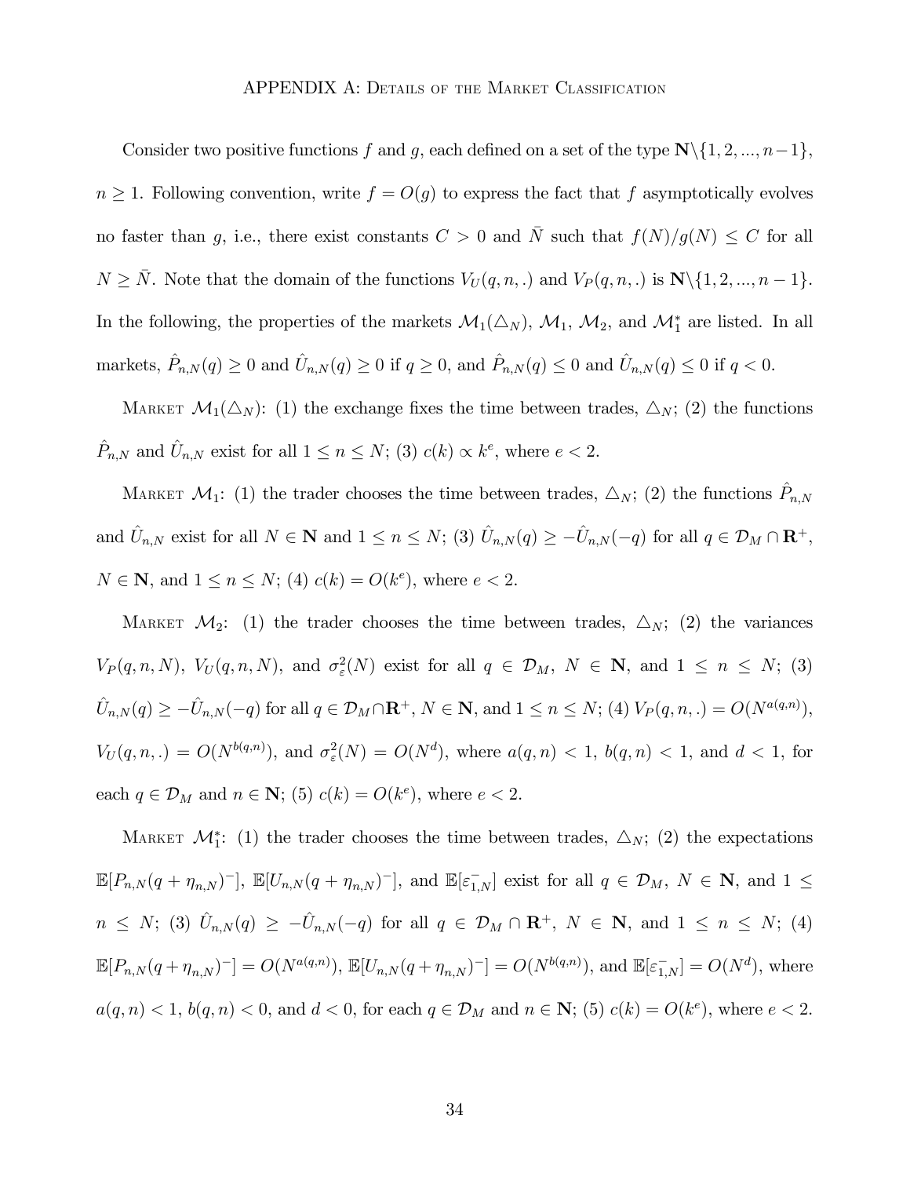# APPENDIX A: Details of the Market Classification

Consider two positive functions $f$ and $g$, each defined on a set of the type $\mathbf{N}\backslash\{1, 2, ..., n-1\}$, $n \geq 1$. Following convention, write $f = O(g)$ to express the fact that $f$ asymptotically evolves no faster than $g$, i.e., there exist constants $C > 0$ and $\bar{N}$ such that $f(N)/g(N) \leq C$ for all $N \geq \bar{N}$. Note that the domain of the functions $V_U(q, n, .)$ and $V_P(q, n, .)$ is $\mathbf{N}\backslash\{1, 2, ..., n-1\}$. In the following, the properties of the markets $\mathcal{M}_1(\triangle_N)$, $\mathcal{M}_1$, $\mathcal{M}_2$, and $\mathcal{M}_1^*$ are listed. In all markets, $\hat{P}_{n,N}(q) \geq 0$ and $\hat{U}_{n,N}(q) \geq 0$ if $q \geq 0$, and $\hat{P}_{n,N}(q) \leq 0$ and $\hat{U}_{n,N}(q) \leq 0$ if $q < 0$.

Market $\mathcal{M}_1(\triangle_N)$: (1) the exchange fixes the time between trades, $\triangle_N$; (2) the functions $\hat{P}_{n,N}$ and $\hat{U}_{n,N}$ exist for all $1 \leq n \leq N$; (3) $c(k) \propto k^e$, where $e < 2$.

Market $\mathcal{M}_1$: (1) the trader chooses the time between trades, $\triangle_N$; (2) the functions $\hat{P}_{n,N}$ and $\hat{U}_{n,N}$ exist for all $N \in \mathbf{N}$ and $1 \leq n \leq N$; (3) $\hat{U}_{n,N}(q) \geq -\hat{U}_{n,N}(-q)$ for all $q \in \mathcal{D}_M \cap \mathbf{R}^+$, $N \in \mathbf{N}$, and $1 \leq n \leq N$; (4) $c(k) = O(k^e)$, where $e < 2$.

Market $\mathcal{M}_2$: (1) the trader chooses the time between trades, $\triangle_N$; (2) the variances $V_P(q, n, N)$, $V_U(q, n, N)$, and $\sigma_\varepsilon^2(N)$ exist for all $q \in \mathcal{D}_M$, $N \in \mathbf{N}$, and $1 \leq n \leq N$; (3) $\hat{U}_{n,N}(q) \geq -\hat{U}_{n,N}(-q)$ for all $q \in \mathcal{D}_M \cap \mathbf{R}^+$, $N \in \mathbf{N}$, and $1 \leq n \leq N$; (4) $V_P(q, n, .) = O(N^{a(q,n)})$, $V_U(q, n, .) = O(N^{b(q,n)})$, and $\sigma_\varepsilon^2(N) = O(N^d)$, where $a(q, n) < 1$, $b(q, n) < 1$, and $d < 1$, for each $q \in \mathcal{D}_M$ and $n \in \mathbf{N}$; (5) $c(k) = O(k^e)$, where $e < 2$.

Market $\mathcal{M}_1^*$: (1) the trader chooses the time between trades, $\triangle_N$; (2) the expectations $\mathbb{E}[P_{n,N}(q + \eta_{n,N})^-]$, $\mathbb{E}[U_{n,N}(q + \eta_{n,N})^-]$, and $\mathbb{E}[\varepsilon_{1,N}^-]$ exist for all $q \in \mathcal{D}_M$, $N \in \mathbf{N}$, and $1 \leq n \leq N$; (3) $\hat{U}_{n,N}(q) \geq -\hat{U}_{n,N}(-q)$ for all $q \in \mathcal{D}_M \cap \mathbf{R}^+$, $N \in \mathbf{N}$, and $1 \leq n \leq N$; (4) $\mathbb{E}[P_{n,N}(q + \eta_{n,N})^-] = O(N^{a(q,n)})$, $\mathbb{E}[U_{n,N}(q + \eta_{n,N})^-] = O(N^{b(q,n)})$, and $\mathbb{E}[\varepsilon_{1,N}^-] = O(N^d)$, where $a(q, n) < 1$, $b(q, n) < 0$, and $d < 0$, for each $q \in \mathcal{D}_M$ and $n \in \mathbf{N}$; (5) $c(k) = O(k^e)$, where $e < 2$.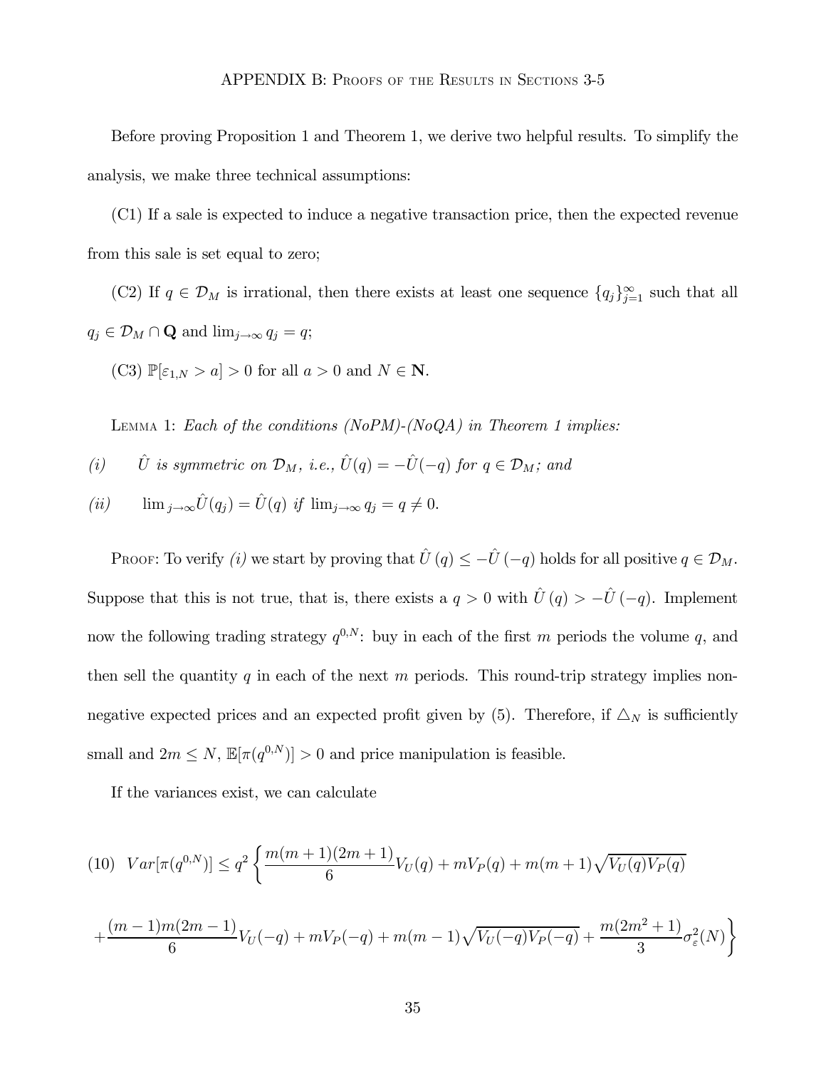## APPENDIX B: Proofs of the Results in Sections 3-5

Before proving Proposition 1 and Theorem 1, we derive two helpful results. To simplify the analysis, we make three technical assumptions:

(C1) If a sale is expected to induce a negative transaction price, then the expected revenue from this sale is set equal to zero;

(C2) If $q \in \mathcal{D}_M$ is irrational, then there exists at least one sequence $\{q_j\}_{j=1}^{\infty}$ such that all $q_j \in \mathcal{D}_M \cap \mathbf{Q}$ and $\lim_{j\to\infty} q_j = q$;

(C3) $\mathbb{P}[\varepsilon_{1,N} > a] > 0$ for all $a > 0$ and $N \in \mathbf{N}$.

Lemma 1: *Each of the conditions (NoPM)-(NoQA) in Theorem 1 implies:*

*(i)* $\hat{U}$ *is symmetric on* $\mathcal{D}_M$*, i.e.,* $\hat{U}(q) = -\hat{U}(-q)$ *for* $q \in \mathcal{D}_M$*; and*

*(ii)* $\lim_{j\to\infty} \hat{U}(q_j) = \hat{U}(q)$ *if* $\lim_{j\to\infty} q_j = q \neq 0$.

Proof: To verify *(i)* we start by proving that $\hat{U}(q) \leq -\hat{U}(-q)$ holds for all positive $q \in \mathcal{D}_M$. Suppose that this is not true, that is, there exists a $q > 0$ with $\hat{U}(q) > -\hat{U}(-q)$. Implement now the following trading strategy $q^{0,N}$: buy in each of the first $m$ periods the volume $q$, and then sell the quantity $q$ in each of the next $m$ periods. This round-trip strategy implies non-negative expected prices and an expected profit given by (5). Therefore, if $\triangle_N$ is sufficiently small and $2m \leq N$, $\mathbb{E}[\pi(q^{0,N})] > 0$ and price manipulation is feasible.

If the variances exist, we can calculate

$$(10)\quad Var[\pi(q^{0,N})] \leq q^2 \left\{ \frac{m(m+1)(2m+1)}{6} V_U(q) + mV_P(q) + m(m+1)\sqrt{V_U(q)V_P(q)} \right.$$

$$\left. + \frac{(m-1)m(2m-1)}{6} V_U(-q) + mV_P(-q) + m(m-1)\sqrt{V_U(-q)V_P(-q)} + \frac{m(2m^2+1)}{3}\sigma_\varepsilon^2(N) \right\}$$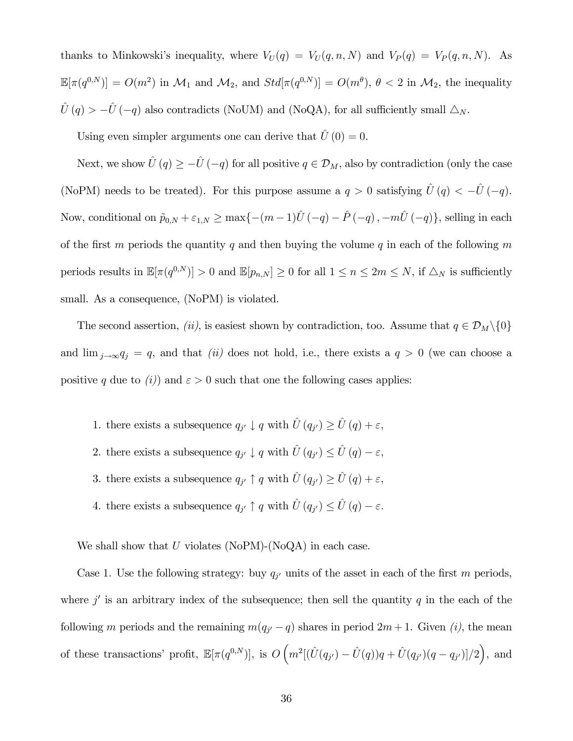thanks to Minkowski's inequality, where $V_U(q) = V_U(q, n, N)$ and $V_P(q) = V_P(q, n, N)$. As $\mathbb{E}[\pi(q^{0,N})] = O(m^2)$ in $\mathcal{M}_1$ and $\mathcal{M}_2$, and $Std[\pi(q^{0,N})] = O(m^\theta)$, $\theta < 2$ in $\mathcal{M}_2$, the inequality $\hat{U}(q) > -\hat{U}(-q)$ also contradicts (NoUM) and (NoQA), for all sufficiently small $\triangle_N$.

Using even simpler arguments one can derive that $\hat{U}(0) = 0$.

Next, we show $\hat{U}(q) \geq -\hat{U}(-q)$ for all positive $q \in \mathcal{D}_M$, also by contradiction (only the case (NoPM) needs to be treated). For this purpose assume a $q > 0$ satisfying $\hat{U}(q) < -\hat{U}(-q)$. Now, conditional on $\tilde{p}_{0,N} + \varepsilon_{1,N} \geq \max\{-(m-1)\hat{U}(-q) - \hat{P}(-q), -m\hat{U}(-q)\}$, selling in each of the first $m$ periods the quantity $q$ and then buying the volume $q$ in each of the following $m$ periods results in $\mathbb{E}[\pi(q^{0,N})] > 0$ and $\mathbb{E}[p_{n,N}] \geq 0$ for all $1 \leq n \leq 2m \leq N$, if $\triangle_N$ is sufficiently small. As a consequence, (NoPM) is violated.

The second assertion, *(ii)*, is easiest shown by contradiction, too. Assume that $q \in \mathcal{D}_M \backslash \{0\}$ and $\lim_{j \to \infty} q_j = q$, and that *(ii)* does not hold, i.e., there exists a $q > 0$ (we can choose a positive $q$ due to *(i)*) and $\varepsilon > 0$ such that one the following cases applies:

1. there exists a subsequence $q_{j'} \downarrow q$ with $\hat{U}(q_{j'}) \geq \hat{U}(q) + \varepsilon$,
2. there exists a subsequence $q_{j'} \downarrow q$ with $\hat{U}(q_{j'}) \leq \hat{U}(q) - \varepsilon$,
3. there exists a subsequence $q_{j'} \uparrow q$ with $\hat{U}(q_{j'}) \geq \hat{U}(q) + \varepsilon$,
4. there exists a subsequence $q_{j'} \uparrow q$ with $\hat{U}(q_{j'}) \leq \hat{U}(q) - \varepsilon$.

We shall show that $U$ violates (NoPM)-(NoQA) in each case.

Case 1. Use the following strategy: buy $q_{j'}$ units of the asset in each of the first $m$ periods, where $j'$ is an arbitrary index of the subsequence; then sell the quantity $q$ in the each of the following $m$ periods and the remaining $m(q_{j'} - q)$ shares in period $2m+1$. Given *(i)*, the mean of these transactions' profit, $\mathbb{E}[\pi(q^{0,N})]$, is $O\left(m^2[(\hat{U}(q_{j'}) - \hat{U}(q))q + \hat{U}(q_{j'})(q - q_{j'})]/2\right)$, and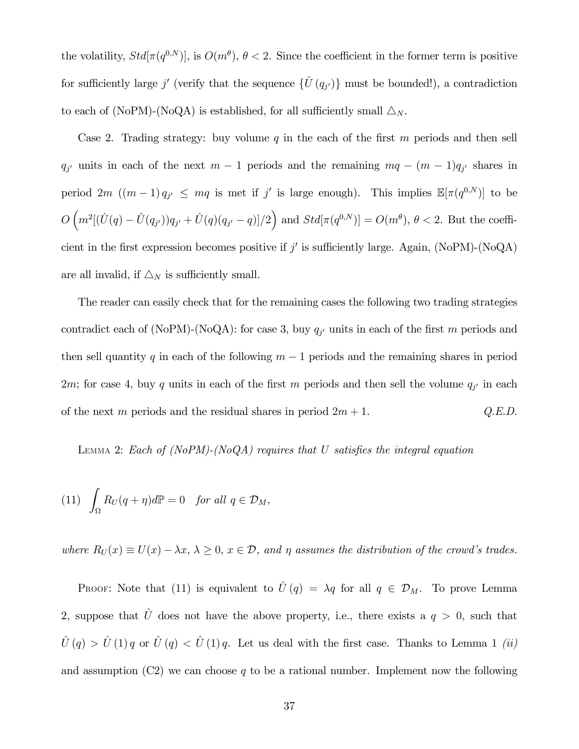the volatility, $Std[\pi(q^{0,N})]$, is $O(m^{\theta})$, $\theta < 2$. Since the coefficient in the former term is positive for sufficiently large $j'$ (verify that the sequence $\{\hat{U}(q_{j'})\}$ must be bounded!), a contradiction to each of (NoPM)-(NoQA) is established, for all sufficiently small $\triangle_N$.

Case 2. Trading strategy: buy volume $q$ in the each of the first $m$ periods and then sell $q_{j'}$ units in each of the next $m-1$ periods and the remaining $mq-(m-1)q_{j'}$ shares in period $2m$ ($(m-1)\,q_{j'} \leq mq$ is met if $j'$ is large enough). This implies $\mathbb{E}[\pi(q^{0,N})]$ to be $O\left(m^2[(\hat{U}(q)-\hat{U}(q_{j'}))q_{j'}+\hat{U}(q)(q_{j'}-q)]/2\right)$ and $Std[\pi(q^{0,N})]=O(m^{\theta})$, $\theta<2$. But the coefficient in the first expression becomes positive if $j'$ is sufficiently large. Again, (NoPM)-(NoQA) are all invalid, if $\triangle_N$ is sufficiently small.

The reader can easily check that for the remaining cases the following two trading strategies contradict each of (NoPM)-(NoQA): for case 3, buy $q_{j'}$ units in each of the first $m$ periods and then sell quantity $q$ in each of the following $m-1$ periods and the remaining shares in period $2m$; for case 4, buy $q$ units in each of the first $m$ periods and then sell the volume $q_{j'}$ in each of the next $m$ periods and the residual shares in period $2m+1$. *Q.E.D.*

Lemma 2: *Each of (NoPM)-(NoQA) requires that $U$ satisfies the integral equation*

$$(11) \quad \int_{\Omega} R_U(q+\eta)d\mathbb{P}=0 \quad \textit{for all } q \in \mathcal{D}_M,$$

*where $R_U(x) \equiv U(x)-\lambda x$, $\lambda \geq 0$, $x \in \mathcal{D}$, and $\eta$ assumes the distribution of the crowd's trades.*

Proof: Note that (11) is equivalent to $\hat{U}(q)=\lambda q$ for all $q \in \mathcal{D}_M$. To prove Lemma 2, suppose that $\hat{U}$ does not have the above property, i.e., there exists a $q>0$, such that $\hat{U}(q)>\hat{U}(1)\,q$ or $\hat{U}(q)<\hat{U}(1)\,q$. Let us deal with the first case. Thanks to Lemma 1 *(ii)* and assumption (C2) we can choose $q$ to be a rational number. Implement now the following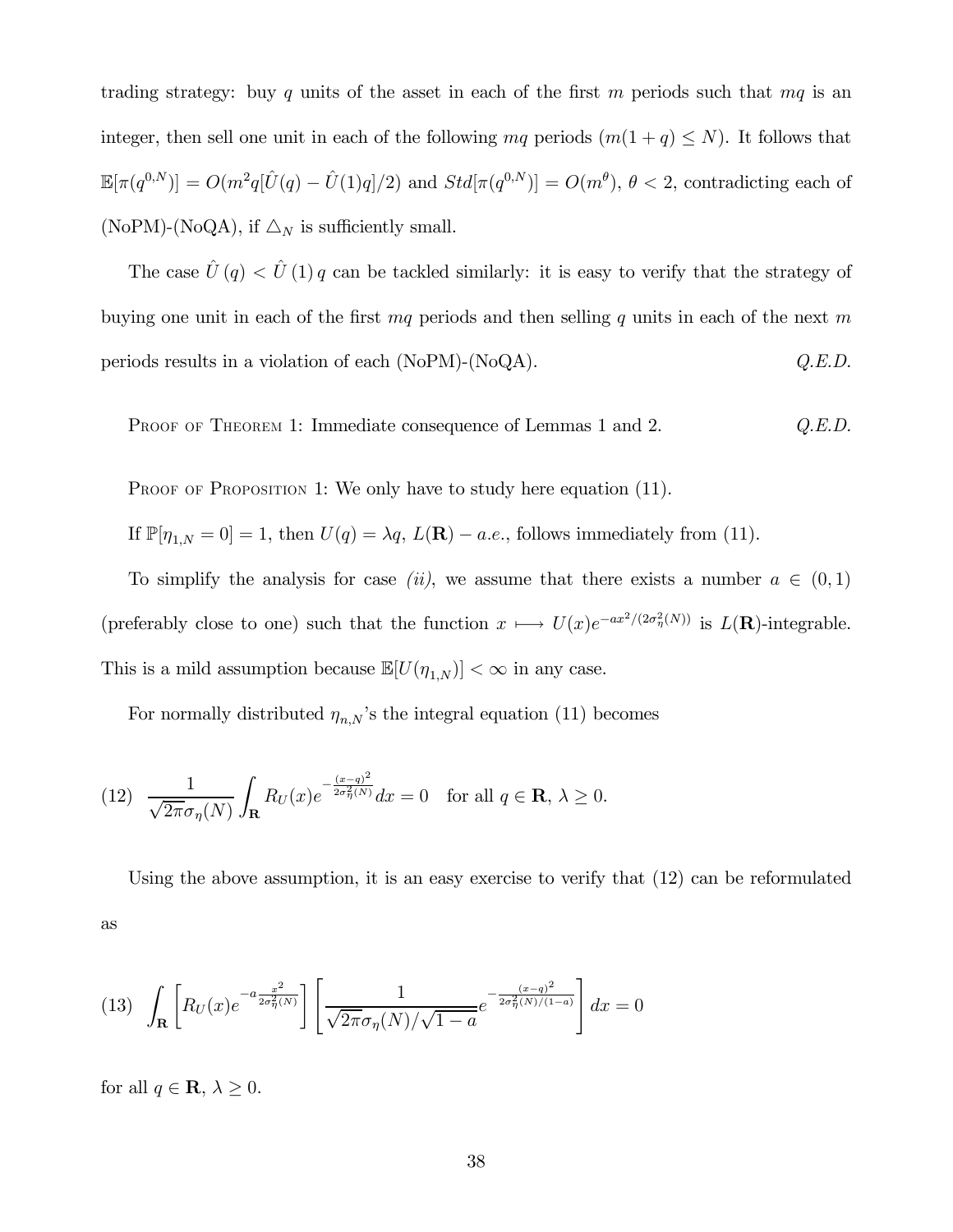trading strategy: buy $q$ units of the asset in each of the first $m$ periods such that $mq$ is an integer, then sell one unit in each of the following $mq$ periods ($m(1+q) \leq N$). It follows that $\mathbb{E}[\pi(q^{0,N})] = O(m^2 q[\hat{U}(q) - \hat{U}(1)q]/2)$ and $Std[\pi(q^{0,N})] = O(m^\theta)$, $\theta < 2$, contradicting each of (NoPM)-(NoQA), if $\triangle_N$ is sufficiently small.

The case $\hat{U}(q) < \hat{U}(1)q$ can be tackled similarly: it is easy to verify that the strategy of buying one unit in each of the first $mq$ periods and then selling $q$ units in each of the next $m$ periods results in a violation of each (NoPM)-(NoQA). *Q.E.D.*

Proof of Theorem 1: Immediate consequence of Lemmas 1 and 2. *Q.E.D.*

Proof of Proposition 1: We only have to study here equation (11).

If $\mathbb{P}[\eta_{1,N} = 0] = 1$, then $U(q) = \lambda q$, $L(\mathbf{R}) - a.e.$, follows immediately from (11).

To simplify the analysis for case *(ii)*, we assume that there exists a number $a \in (0,1)$ (preferably close to one) such that the function $x \longmapsto U(x)e^{-ax^2/(2\sigma_\eta^2(N))}$ is $L(\mathbf{R})$-integrable. This is a mild assumption because $\mathbb{E}[U(\eta_{1,N})] < \infty$ in any case.

For normally distributed $\eta_{n,N}$'s the integral equation (11) becomes

$$(12) \quad \frac{1}{\sqrt{2\pi}\sigma_\eta(N)} \int_{\mathbf{R}} R_U(x) e^{-\frac{(x-q)^2}{2\sigma_\eta^2(N)}} dx = 0 \quad \text{for all } q \in \mathbf{R},\ \lambda \geq 0.$$

Using the above assumption, it is an easy exercise to verify that (12) can be reformulated as

$$(13) \quad \int_{\mathbf{R}} \left[ R_U(x) e^{-a\frac{x^2}{2\sigma_\eta^2(N)}} \right] \left[ \frac{1}{\sqrt{2\pi}\sigma_\eta(N)/\sqrt{1-a}} e^{-\frac{(x-q)^2}{2\sigma_\eta^2(N)/(1-a)}} \right] dx = 0$$

for all $q \in \mathbf{R}$, $\lambda \geq 0$.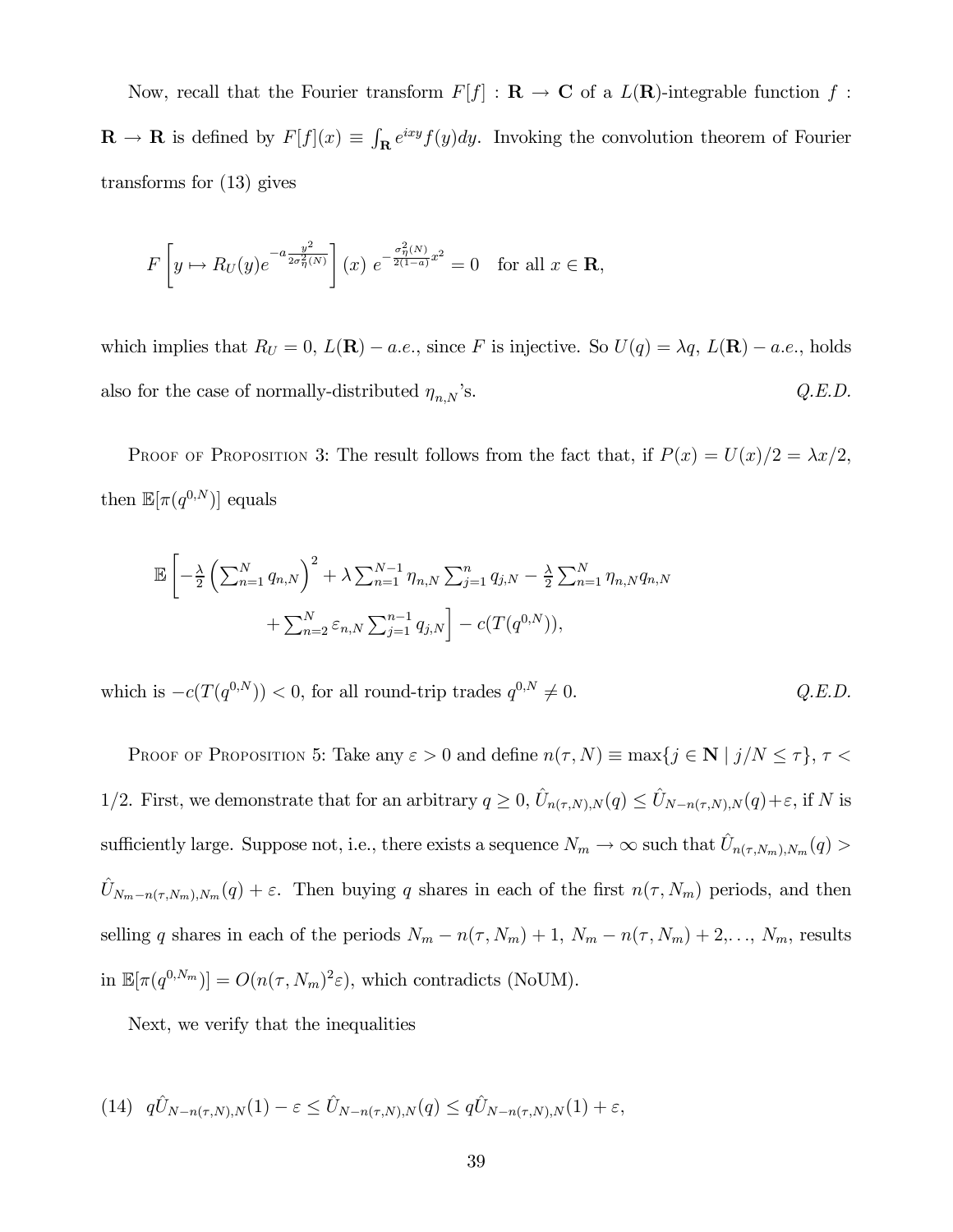Now, recall that the Fourier transform $F[f] : \mathbf{R} \to \mathbf{C}$ of a $L(\mathbf{R})$-integrable function $f : \mathbf{R} \to \mathbf{R}$ is defined by $F[f](x) \equiv \int_{\mathbf{R}} e^{ixy} f(y) dy$. Invoking the convolution theorem of Fourier transforms for (13) gives

$$F\left[y \mapsto R_U(y) e^{-a\frac{y^2}{2\sigma_\eta^2(N)}}\right](x)\ e^{-\frac{\sigma_\eta^2(N)}{2(1-a)}x^2} = 0 \quad \text{for all } x \in \mathbf{R},$$

which implies that $R_U = 0$, $L(\mathbf{R}) - a.e.$, since $F$ is injective. So $U(q) = \lambda q$, $L(\mathbf{R}) - a.e.$, holds also for the case of normally-distributed $\eta_{n,N}$'s. *Q.E.D.*

Proof of Proposition 3: The result follows from the fact that, if $P(x) = U(x)/2 = \lambda x/2$, then $\mathbb{E}[\pi(q^{0,N})]$ equals

$$\mathbb{E}\left[-\frac{\lambda}{2}\left(\sum_{n=1}^{N} q_{n,N}\right)^2 + \lambda \sum_{n=1}^{N-1} \eta_{n,N} \sum_{j=1}^{n} q_{j,N} - \frac{\lambda}{2}\sum_{n=1}^{N} \eta_{n,N} q_{n,N} \right.$$
$$\left. + \sum_{n=2}^{N} \varepsilon_{n,N} \sum_{j=1}^{n-1} q_{j,N}\right] - c(T(q^{0,N})),$$

which is $-c(T(q^{0,N})) < 0$, for all round-trip trades $q^{0,N} \neq 0$. *Q.E.D.*

Proof of Proposition 5: Take any $\varepsilon > 0$ and define $n(\tau, N) \equiv \max\{j \in \mathbf{N} \mid j/N \leq \tau\}$, $\tau < 1/2$. First, we demonstrate that for an arbitrary $q \geq 0$, $\hat{U}_{n(\tau,N),N}(q) \leq \hat{U}_{N-n(\tau,N),N}(q) + \varepsilon$, if $N$ is sufficiently large. Suppose not, i.e., there exists a sequence $N_m \to \infty$ such that $\hat{U}_{n(\tau,N_m),N_m}(q) > \hat{U}_{N_m-n(\tau,N_m),N_m}(q) + \varepsilon$. Then buying $q$ shares in each of the first $n(\tau, N_m)$ periods, and then selling $q$ shares in each of the periods $N_m - n(\tau, N_m) + 1$, $N_m - n(\tau, N_m) + 2, \ldots, N_m$, results in $\mathbb{E}[\pi(q^{0,N_m})] = O(n(\tau, N_m)^2 \varepsilon)$, which contradicts (NoUM).

Next, we verify that the inequalities

$$(14) \quad q\hat{U}_{N-n(\tau,N),N}(1) - \varepsilon \leq \hat{U}_{N-n(\tau,N),N}(q) \leq q\hat{U}_{N-n(\tau,N),N}(1) + \varepsilon,$$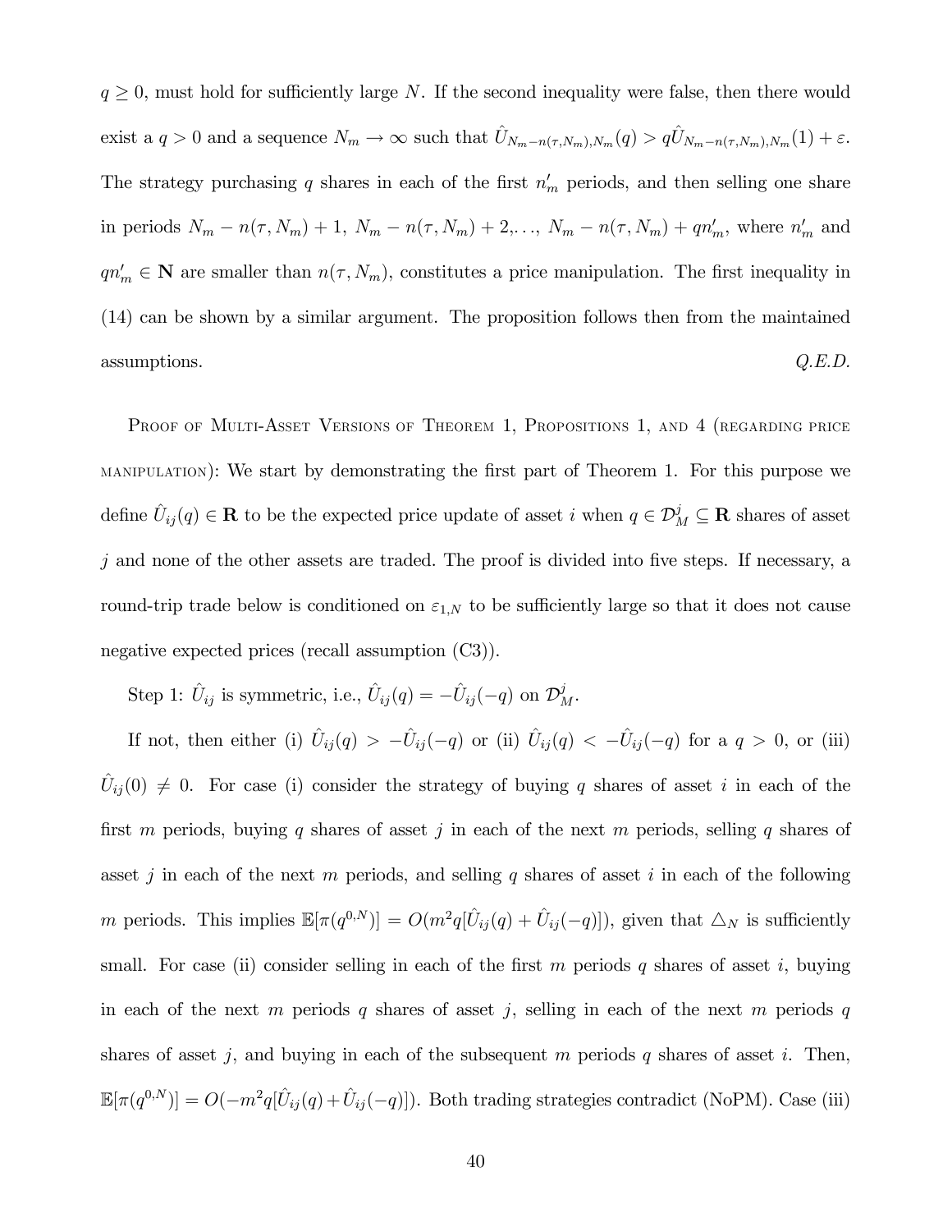$q \geq 0$, must hold for sufficiently large $N$. If the second inequality were false, then there would exist a $q > 0$ and a sequence $N_m \to \infty$ such that $\hat{U}_{N_m - n(\tau,N_m),N_m}(q) > q\hat{U}_{N_m - n(\tau,N_m),N_m}(1) + \varepsilon$. The strategy purchasing $q$ shares in each of the first $n'_m$ periods, and then selling one share in periods $N_m - n(\tau, N_m) + 1$, $N_m - n(\tau, N_m) + 2, \ldots$, $N_m - n(\tau, N_m) + qn'_m$, where $n'_m$ and $qn'_m \in \mathbf{N}$ are smaller than $n(\tau, N_m)$, constitutes a price manipulation. The first inequality in (14) can be shown by a similar argument. The proposition follows then from the maintained assumptions. *Q.E.D.*

Proof of Multi-Asset Versions of Theorem 1, Propositions 1, and 4 (regarding price manipulation): We start by demonstrating the first part of Theorem 1. For this purpose we define $\hat{U}_{ij}(q) \in \mathbf{R}$ to be the expected price update of asset $i$ when $q \in \mathcal{D}^j_M \subseteq \mathbf{R}$ shares of asset $j$ and none of the other assets are traded. The proof is divided into five steps. If necessary, a round-trip trade below is conditioned on $\varepsilon_{1,N}$ to be sufficiently large so that it does not cause negative expected prices (recall assumption (C3)).

Step 1: $\hat{U}_{ij}$ is symmetric, i.e., $\hat{U}_{ij}(q) = -\hat{U}_{ij}(-q)$ on $\mathcal{D}^j_M$.

If not, then either (i) $\hat{U}_{ij}(q) > -\hat{U}_{ij}(-q)$ or (ii) $\hat{U}_{ij}(q) < -\hat{U}_{ij}(-q)$ for a $q > 0$, or (iii) $\hat{U}_{ij}(0) \neq 0$. For case (i) consider the strategy of buying $q$ shares of asset $i$ in each of the first $m$ periods, buying $q$ shares of asset $j$ in each of the next $m$ periods, selling $q$ shares of asset $j$ in each of the next $m$ periods, and selling $q$ shares of asset $i$ in each of the following $m$ periods. This implies $\mathbb{E}[\pi(q^{0,N})] = O(m^2 q[\hat{U}_{ij}(q) + \hat{U}_{ij}(-q)])$, given that $\triangle_N$ is sufficiently small. For case (ii) consider selling in each of the first $m$ periods $q$ shares of asset $i$, buying in each of the next $m$ periods $q$ shares of asset $j$, selling in each of the next $m$ periods $q$ shares of asset $j$, and buying in each of the subsequent $m$ periods $q$ shares of asset $i$. Then, $\mathbb{E}[\pi(q^{0,N})] = O(-m^2 q[\hat{U}_{ij}(q) + \hat{U}_{ij}(-q)])$. Both trading strategies contradict (NoPM). Case (iii)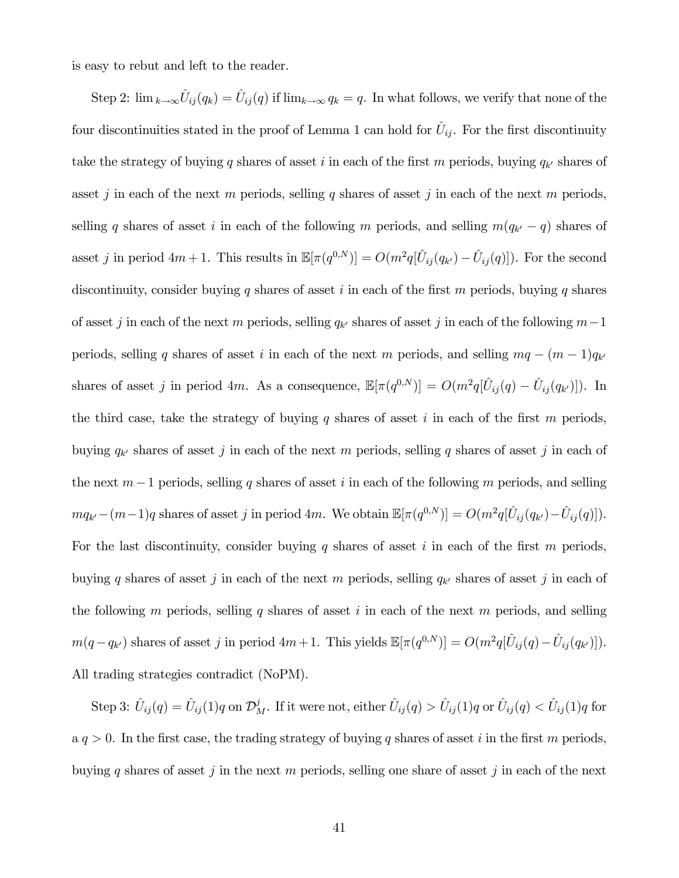is easy to rebut and left to the reader.

Step 2: $\lim_{k\to\infty}\hat{U}_{ij}(q_k) = \hat{U}_{ij}(q)$ if $\lim_{k\to\infty} q_k = q$. In what follows, we verify that none of the four discontinuities stated in the proof of Lemma 1 can hold for $\hat{U}_{ij}$. For the first discontinuity take the strategy of buying $q$ shares of asset $i$ in each of the first $m$ periods, buying $q_{k'}$ shares of asset $j$ in each of the next $m$ periods, selling $q$ shares of asset $j$ in each of the next $m$ periods, selling $q$ shares of asset $i$ in each of the following $m$ periods, and selling $m(q_{k'} - q)$ shares of asset $j$ in period $4m+1$. This results in $\mathbb{E}[\pi(q^{0,N})] = O(m^2 q[\hat{U}_{ij}(q_{k'}) - \hat{U}_{ij}(q)])$. For the second discontinuity, consider buying $q$ shares of asset $i$ in each of the first $m$ periods, buying $q$ shares of asset $j$ in each of the next $m$ periods, selling $q_{k'}$ shares of asset $j$ in each of the following $m-1$ periods, selling $q$ shares of asset $i$ in each of the next $m$ periods, and selling $mq - (m-1)q_{k'}$ shares of asset $j$ in period $4m$. As a consequence, $\mathbb{E}[\pi(q^{0,N})] = O(m^2 q[\hat{U}_{ij}(q) - \hat{U}_{ij}(q_{k'})])$. In the third case, take the strategy of buying $q$ shares of asset $i$ in each of the first $m$ periods, buying $q_{k'}$ shares of asset $j$ in each of the next $m$ periods, selling $q$ shares of asset $j$ in each of the next $m-1$ periods, selling $q$ shares of asset $i$ in each of the following $m$ periods, and selling $mq_{k'} - (m-1)q$ shares of asset $j$ in period $4m$. We obtain $\mathbb{E}[\pi(q^{0,N})] = O(m^2 q[\hat{U}_{ij}(q_{k'}) - \hat{U}_{ij}(q)])$. For the last discontinuity, consider buying $q$ shares of asset $i$ in each of the first $m$ periods, buying $q$ shares of asset $j$ in each of the next $m$ periods, selling $q_{k'}$ shares of asset $j$ in each of the following $m$ periods, selling $q$ shares of asset $i$ in each of the next $m$ periods, and selling $m(q - q_{k'})$ shares of asset $j$ in period $4m+1$. This yields $\mathbb{E}[\pi(q^{0,N})] = O(m^2 q[\hat{U}_{ij}(q) - \hat{U}_{ij}(q_{k'})])$. All trading strategies contradict (NoPM).

Step 3: $\hat{U}_{ij}(q) = \hat{U}_{ij}(1)q$ on $\mathcal{D}_M^j$. If it were not, either $\hat{U}_{ij}(q) > \hat{U}_{ij}(1)q$ or $\hat{U}_{ij}(q) < \hat{U}_{ij}(1)q$ for a $q > 0$. In the first case, the trading strategy of buying $q$ shares of asset $i$ in the first $m$ periods, buying $q$ shares of asset $j$ in the next $m$ periods, selling one share of asset $j$ in each of the next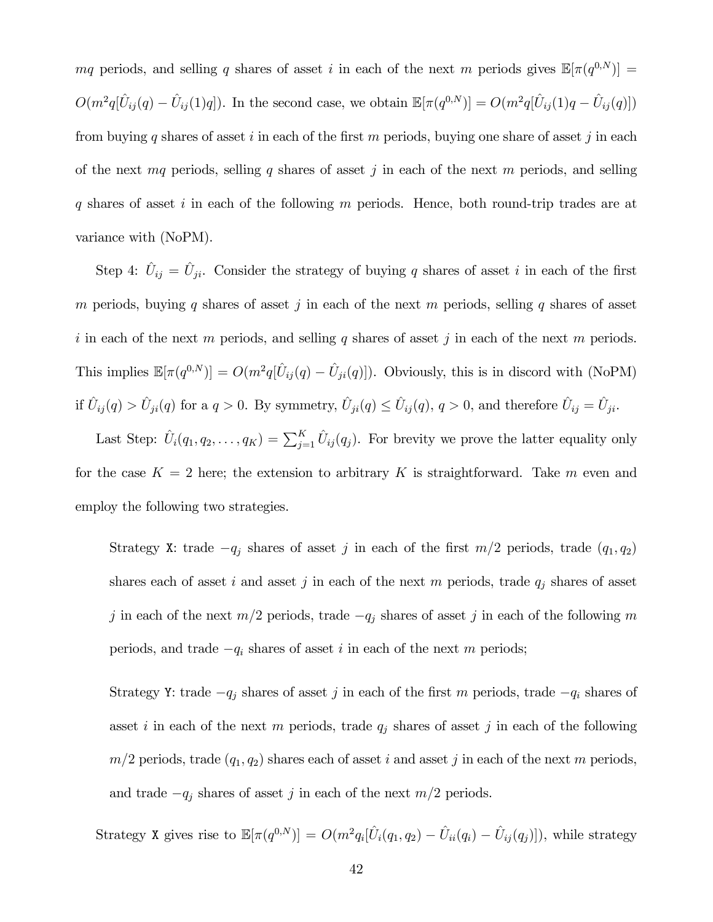$mq$ periods, and selling $q$ shares of asset $i$ in each of the next $m$ periods gives $\mathbb{E}[\pi(q^{0,N})] = O(m^2 q[\hat{U}_{ij}(q) - \hat{U}_{ij}(1)q])$. In the second case, we obtain $\mathbb{E}[\pi(q^{0,N})] = O(m^2 q[\hat{U}_{ij}(1)q - \hat{U}_{ij}(q)])$ from buying $q$ shares of asset $i$ in each of the first $m$ periods, buying one share of asset $j$ in each of the next $mq$ periods, selling $q$ shares of asset $j$ in each of the next $m$ periods, and selling $q$ shares of asset $i$ in each of the following $m$ periods. Hence, both round-trip trades are at variance with (NoPM).

Step 4: $\hat{U}_{ij} = \hat{U}_{ji}$. Consider the strategy of buying $q$ shares of asset $i$ in each of the first $m$ periods, buying $q$ shares of asset $j$ in each of the next $m$ periods, selling $q$ shares of asset $i$ in each of the next $m$ periods, and selling $q$ shares of asset $j$ in each of the next $m$ periods. This implies $\mathbb{E}[\pi(q^{0,N})] = O(m^2 q[\hat{U}_{ij}(q) - \hat{U}_{ji}(q)])$. Obviously, this is in discord with (NoPM) if $\hat{U}_{ij}(q) > \hat{U}_{ji}(q)$ for a $q > 0$. By symmetry, $\hat{U}_{ji}(q) \leq \hat{U}_{ij}(q)$, $q > 0$, and therefore $\hat{U}_{ij} = \hat{U}_{ji}$.

Last Step: $\hat{U}_i(q_1, q_2, \ldots, q_K) = \sum_{j=1}^{K} \hat{U}_{ij}(q_j)$. For brevity we prove the latter equality only for the case $K = 2$ here; the extension to arbitrary $K$ is straightforward. Take $m$ even and employ the following two strategies.

> Strategy $\mathtt{X}$: trade $-q_j$ shares of asset $j$ in each of the first $m/2$ periods, trade $(q_1, q_2)$ shares each of asset $i$ and asset $j$ in each of the next $m$ periods, trade $q_j$ shares of asset $j$ in each of the next $m/2$ periods, trade $-q_j$ shares of asset $j$ in each of the following $m$ periods, and trade $-q_i$ shares of asset $i$ in each of the next $m$ periods;
>
> Strategy $\mathtt{Y}$: trade $-q_j$ shares of asset $j$ in each of the first $m$ periods, trade $-q_i$ shares of asset $i$ in each of the next $m$ periods, trade $q_j$ shares of asset $j$ in each of the following $m/2$ periods, trade $(q_1, q_2)$ shares each of asset $i$ and asset $j$ in each of the next $m$ periods, and trade $-q_j$ shares of asset $j$ in each of the next $m/2$ periods.

Strategy $\mathtt{X}$ gives rise to $\mathbb{E}[\pi(q^{0,N})] = O(m^2 q_i[\hat{U}_i(q_1, q_2) - \hat{U}_{ii}(q_i) - \hat{U}_{ij}(q_j)])$, while strategy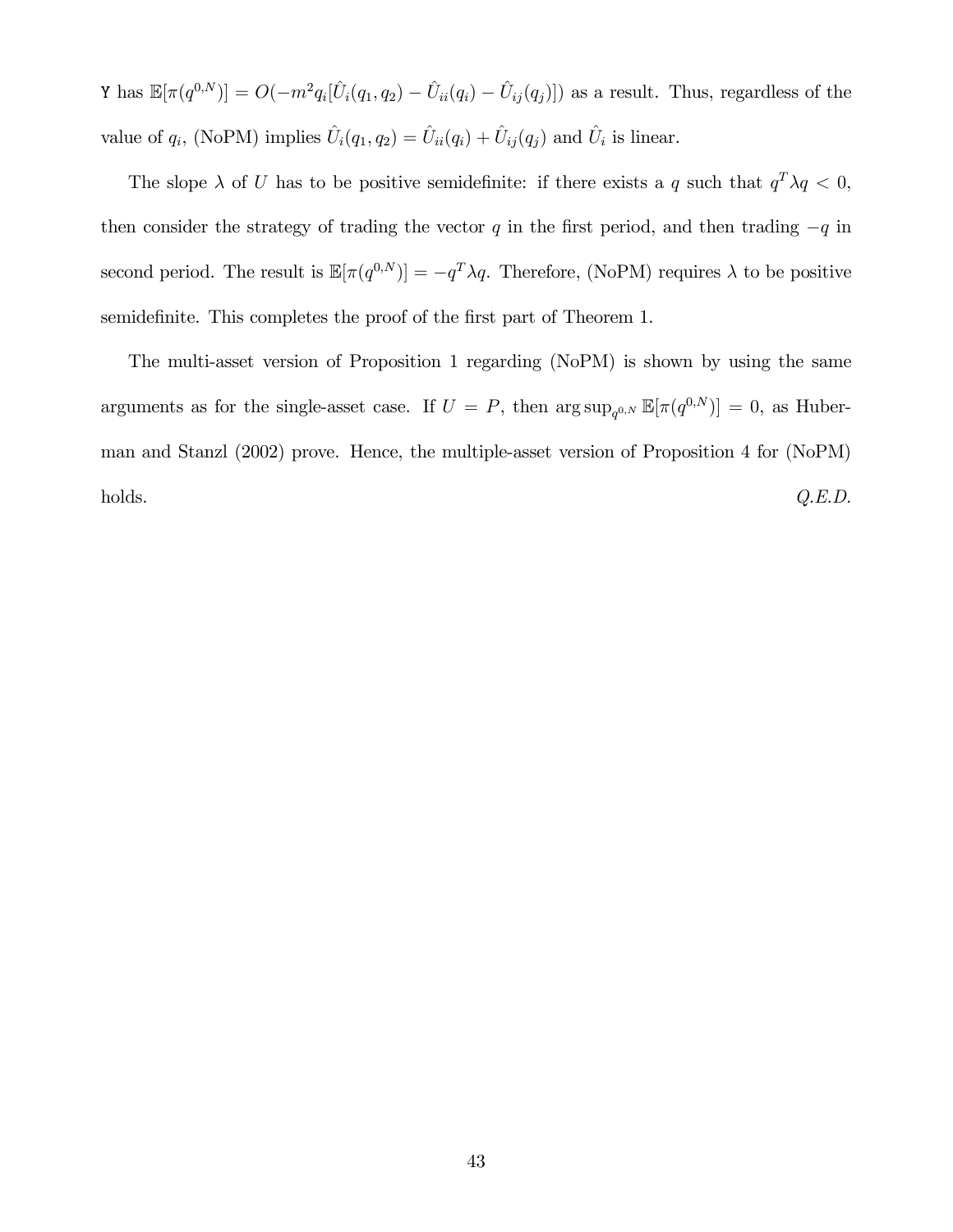Y has $\mathbb{E}[\pi(q^{0,N})] = O(-m^2 q_i[\hat{U}_i(q_1, q_2) - \hat{U}_{ii}(q_i) - \hat{U}_{ij}(q_j)])$ as a result. Thus, regardless of the value of $q_i$, (NoPM) implies $\hat{U}_i(q_1, q_2) = \hat{U}_{ii}(q_i) + \hat{U}_{ij}(q_j)$ and $\hat{U}_i$ is linear.

The slope $\lambda$ of $U$ has to be positive semidefinite: if there exists a $q$ such that $q^T \lambda q < 0$, then consider the strategy of trading the vector $q$ in the first period, and then trading $-q$ in second period. The result is $\mathbb{E}[\pi(q^{0,N})] = -q^T \lambda q$. Therefore, (NoPM) requires $\lambda$ to be positive semidefinite. This completes the proof of the first part of Theorem 1.

The multi-asset version of Proposition 1 regarding (NoPM) is shown by using the same arguments as for the single-asset case. If $U = P$, then $\arg\sup_{q^{0,N}} \mathbb{E}[\pi(q^{0,N})] = 0$, as Huberman and Stanzl (2002) prove. Hence, the multiple-asset version of Proposition 4 for (NoPM) holds. *Q.E.D.*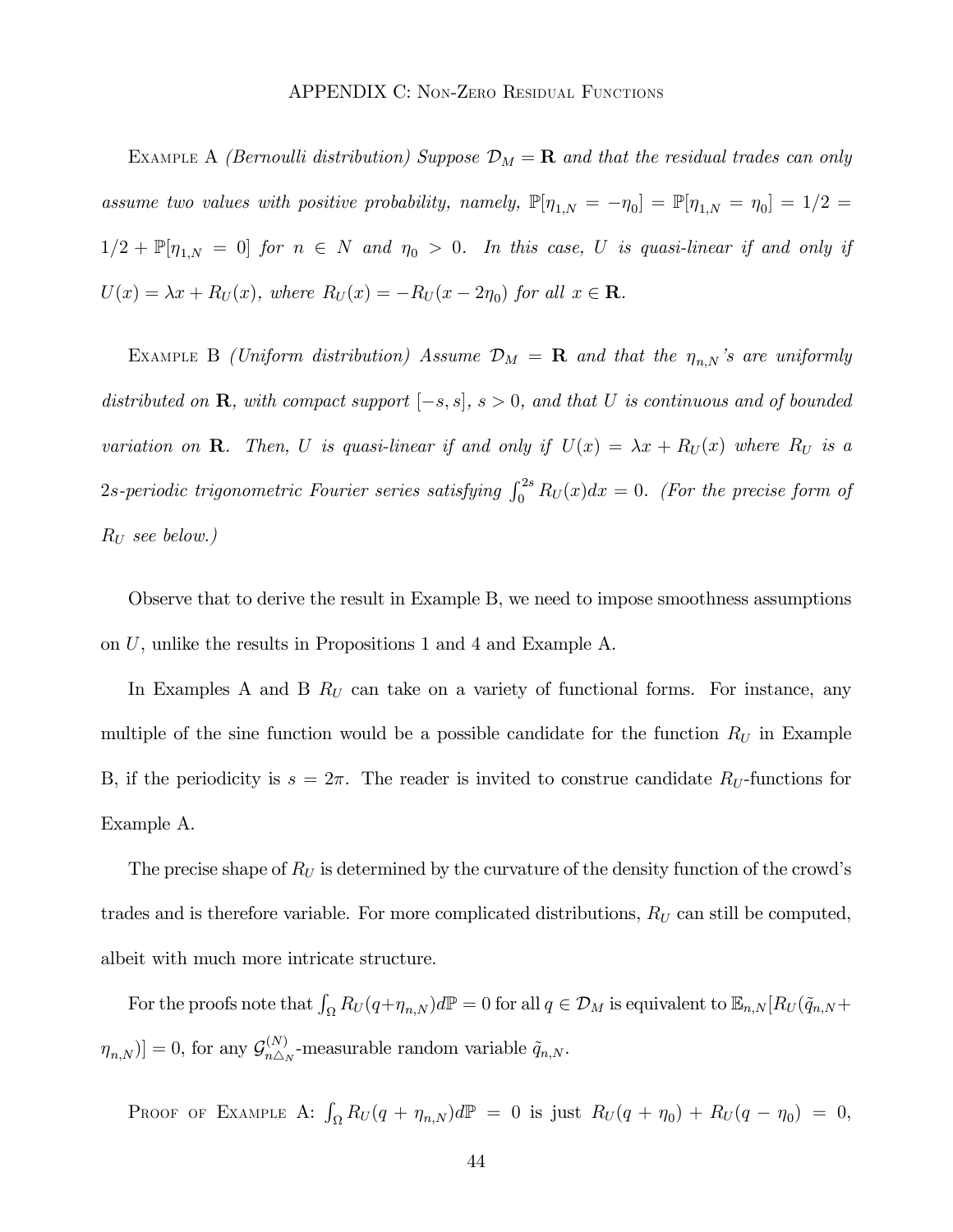## APPENDIX C: Non-Zero Residual Functions

Example A *(Bernoulli distribution) Suppose $\mathcal{D}_M = \mathbf{R}$ and that the residual trades can only assume two values with positive probability, namely, $\mathbb{P}[\eta_{1,N} = -\eta_0] = \mathbb{P}[\eta_{1,N} = \eta_0] = 1/2 = 1/2 + \mathbb{P}[\eta_{1,N} = 0]$ for $n \in N$ and $\eta_0 > 0$. In this case, $U$ is quasi-linear if and only if $U(x) = \lambda x + R_U(x)$, where $R_U(x) = -R_U(x - 2\eta_0)$ for all $x \in \mathbf{R}$.*

Example B *(Uniform distribution) Assume $\mathcal{D}_M = \mathbf{R}$ and that the $\eta_{n,N}$'s are uniformly distributed on $\mathbf{R}$, with compact support $[-s, s]$, $s > 0$, and that $U$ is continuous and of bounded variation on $\mathbf{R}$. Then, $U$ is quasi-linear if and only if $U(x) = \lambda x + R_U(x)$ where $R_U$ is a $2s$-periodic trigonometric Fourier series satisfying $\int_0^{2s} R_U(x)dx = 0$. (For the precise form of $R_U$ see below.)*

Observe that to derive the result in Example B, we need to impose smoothness assumptions on $U$, unlike the results in Propositions 1 and 4 and Example A.

In Examples A and B $R_U$ can take on a variety of functional forms. For instance, any multiple of the sine function would be a possible candidate for the function $R_U$ in Example B, if the periodicity is $s = 2\pi$. The reader is invited to construe candidate $R_U$-functions for Example A.

The precise shape of $R_U$ is determined by the curvature of the density function of the crowd's trades and is therefore variable. For more complicated distributions, $R_U$ can still be computed, albeit with much more intricate structure.

For the proofs note that $\int_\Omega R_U(q+\eta_{n,N})d\mathbb{P} = 0$ for all $q \in \mathcal{D}_M$ is equivalent to $\mathbb{E}_{n,N}[R_U(\tilde{q}_{n,N}+\eta_{n,N})] = 0$, for any $\mathcal{G}^{(N)}_{n\triangle_N}$-measurable random variable $\tilde{q}_{n,N}$.

Proof of Example A: $\int_\Omega R_U(q + \eta_{n,N})d\mathbb{P} = 0$ is just $R_U(q + \eta_0) + R_U(q - \eta_0) = 0$,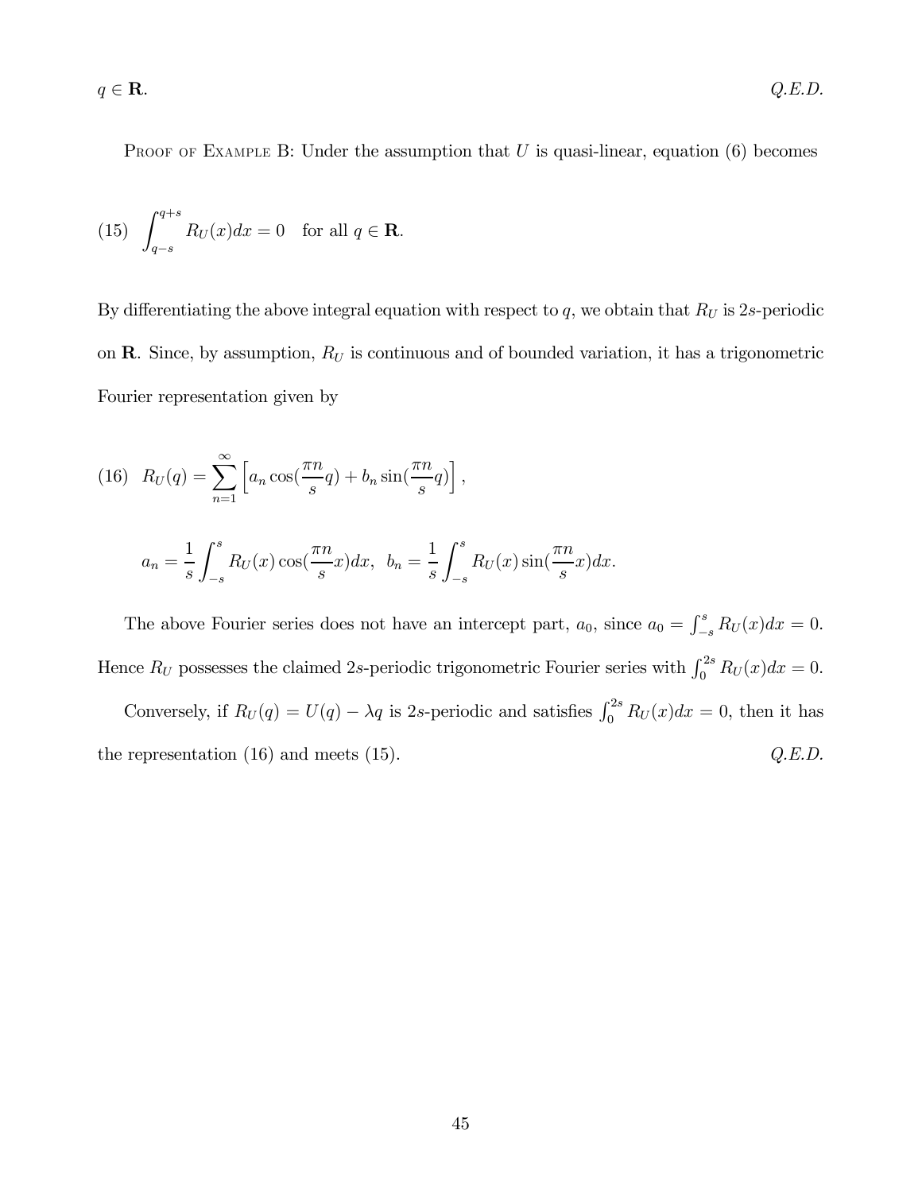$q \in \mathbf{R}$. *Q.E.D.*

Proof of Example B: Under the assumption that $U$ is quasi-linear, equation (6) becomes

$$(15) \quad \int_{q-s}^{q+s} R_U(x)dx = 0 \quad \text{for all } q \in \mathbf{R}.$$

By differentiating the above integral equation with respect to $q$, we obtain that $R_U$ is $2s$-periodic on $\mathbf{R}$. Since, by assumption, $R_U$ is continuous and of bounded variation, it has a trigonometric Fourier representation given by

$$(16) \quad R_U(q) = \sum_{n=1}^{\infty} \left[ a_n \cos(\frac{\pi n}{s} q) + b_n \sin(\frac{\pi n}{s} q) \right],$$

$$a_n = \frac{1}{s} \int_{-s}^{s} R_U(x) \cos(\frac{\pi n}{s} x)dx, \;\; b_n = \frac{1}{s} \int_{-s}^{s} R_U(x) \sin(\frac{\pi n}{s} x)dx.$$

The above Fourier series does not have an intercept part, $a_0$, since $a_0 = \int_{-s}^{s} R_U(x)dx = 0$. Hence $R_U$ possesses the claimed $2s$-periodic trigonometric Fourier series with $\int_0^{2s} R_U(x)dx = 0$.

Conversely, if $R_U(q) = U(q) - \lambda q$ is $2s$-periodic and satisfies $\int_0^{2s} R_U(x)dx = 0$, then it has the representation (16) and meets (15). *Q.E.D.*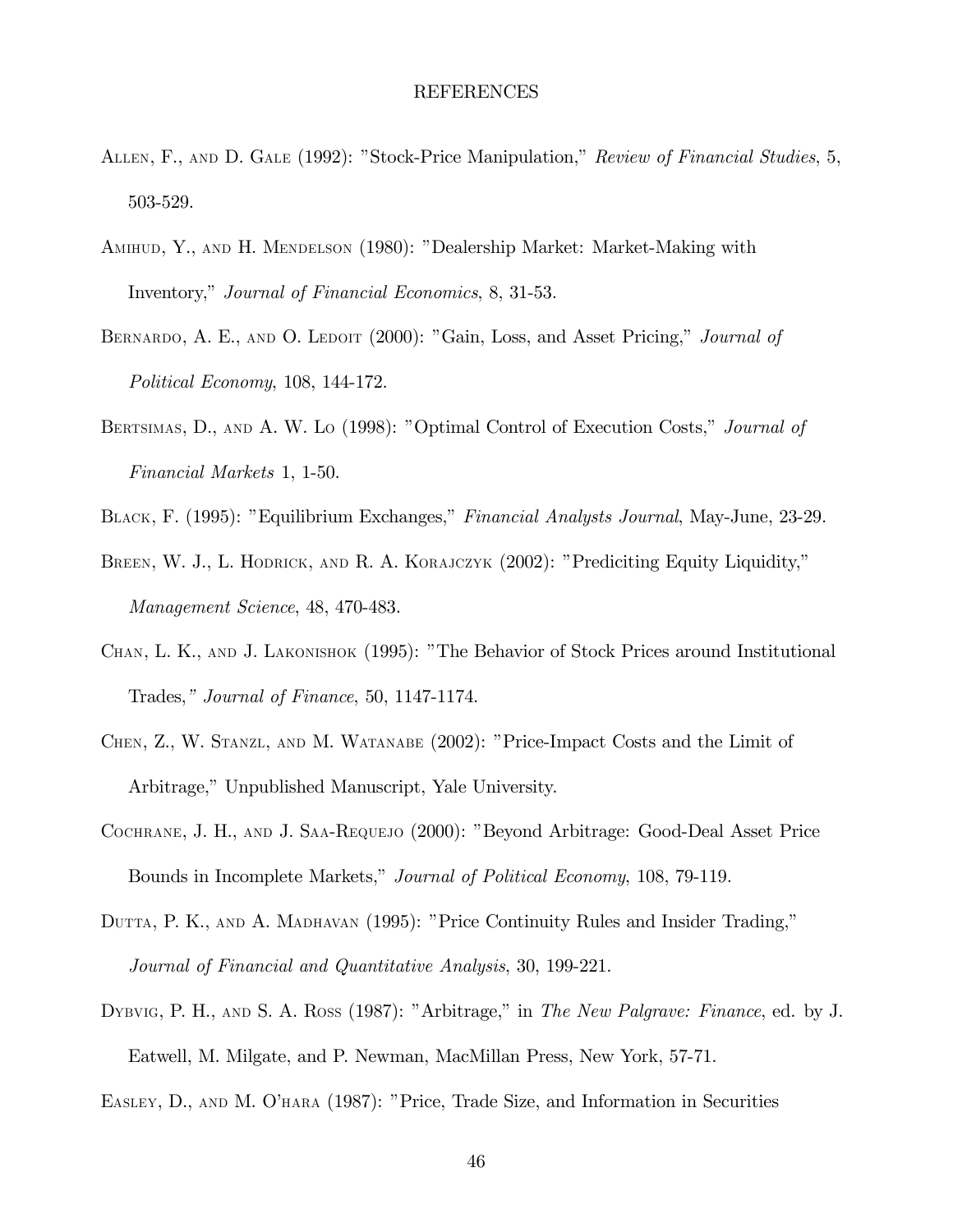# REFERENCES

Allen, F., and D. Gale (1992): "Stock-Price Manipulation," *Review of Financial Studies*, 5, 503-529.

Amihud, Y., and H. Mendelson (1980): "Dealership Market: Market-Making with Inventory," *Journal of Financial Economics*, 8, 31-53.

Bernardo, A. E., and O. Ledoit (2000): "Gain, Loss, and Asset Pricing," *Journal of Political Economy*, 108, 144-172.

Bertsimas, D., and A. W. Lo (1998): "Optimal Control of Execution Costs," *Journal of Financial Markets* 1, 1-50.

Black, F. (1995): "Equilibrium Exchanges," *Financial Analysts Journal*, May-June, 23-29.

Breen, W. J., L. Hodrick, and R. A. Korajczyk (2002): "Prediciting Equity Liquidity," *Management Science*, 48, 470-483.

Chan, L. K., and J. Lakonishok (1995): "The Behavior of Stock Prices around Institutional Trades," *Journal of Finance*, 50, 1147-1174.

Chen, Z., W. Stanzl, and M. Watanabe (2002): "Price-Impact Costs and the Limit of Arbitrage," Unpublished Manuscript, Yale University.

Cochrane, J. H., and J. Saa-Requejo (2000): "Beyond Arbitrage: Good-Deal Asset Price Bounds in Incomplete Markets," *Journal of Political Economy*, 108, 79-119.

Dutta, P. K., and A. Madhavan (1995): "Price Continuity Rules and Insider Trading," *Journal of Financial and Quantitative Analysis*, 30, 199-221.

Dybvig, P. H., and S. A. Ross (1987): "Arbitrage," in *The New Palgrave: Finance*, ed. by J. Eatwell, M. Milgate, and P. Newman, MacMillan Press, New York, 57-71.

Easley, D., and M. O'hara (1987): "Price, Trade Size, and Information in Securities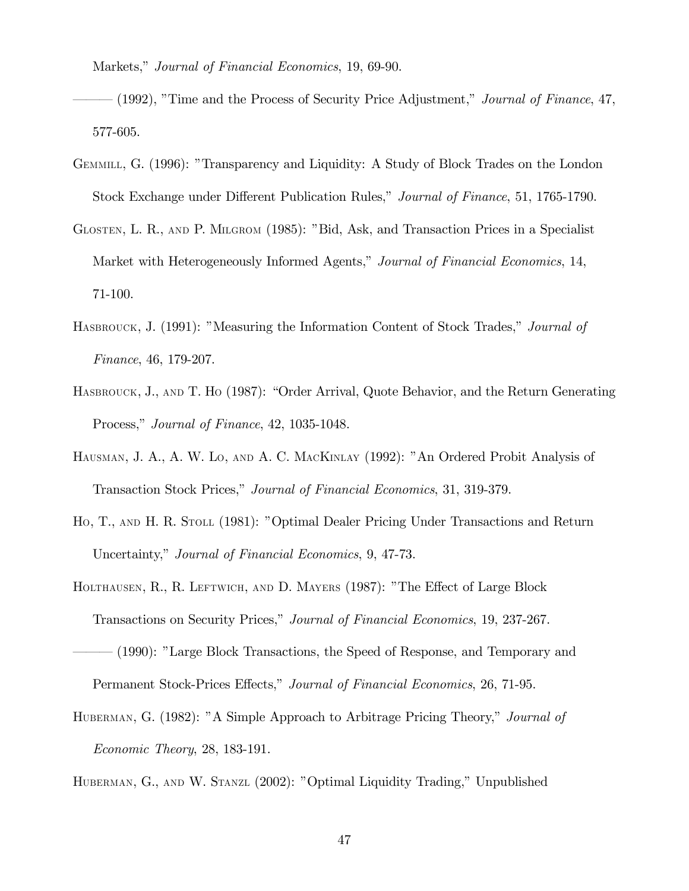Markets," *Journal of Financial Economics*, 19, 69-90.

——— (1992), "Time and the Process of Security Price Adjustment," *Journal of Finance*, 47, 577-605.

Gemmill, G. (1996): "Transparency and Liquidity: A Study of Block Trades on the London Stock Exchange under Different Publication Rules," *Journal of Finance*, 51, 1765-1790.

Glosten, L. R., and P. Milgrom (1985): "Bid, Ask, and Transaction Prices in a Specialist Market with Heterogeneously Informed Agents," *Journal of Financial Economics*, 14, 71-100.

Hasbrouck, J. (1991): "Measuring the Information Content of Stock Trades," *Journal of Finance*, 46, 179-207.

Hasbrouck, J., and T. Ho (1987): "Order Arrival, Quote Behavior, and the Return Generating Process," *Journal of Finance*, 42, 1035-1048.

Hausman, J. A., A. W. Lo, and A. C. MacKinlay (1992): "An Ordered Probit Analysis of Transaction Stock Prices," *Journal of Financial Economics*, 31, 319-379.

Ho, T., and H. R. Stoll (1981): "Optimal Dealer Pricing Under Transactions and Return Uncertainty," *Journal of Financial Economics*, 9, 47-73.

Holthausen, R., R. Leftwich, and D. Mayers (1987): "The Effect of Large Block Transactions on Security Prices," *Journal of Financial Economics*, 19, 237-267.

——— (1990): "Large Block Transactions, the Speed of Response, and Temporary and Permanent Stock-Prices Effects," *Journal of Financial Economics*, 26, 71-95.

Huberman, G. (1982): "A Simple Approach to Arbitrage Pricing Theory," *Journal of Economic Theory*, 28, 183-191.

Huberman, G., and W. Stanzl (2002): "Optimal Liquidity Trading," Unpublished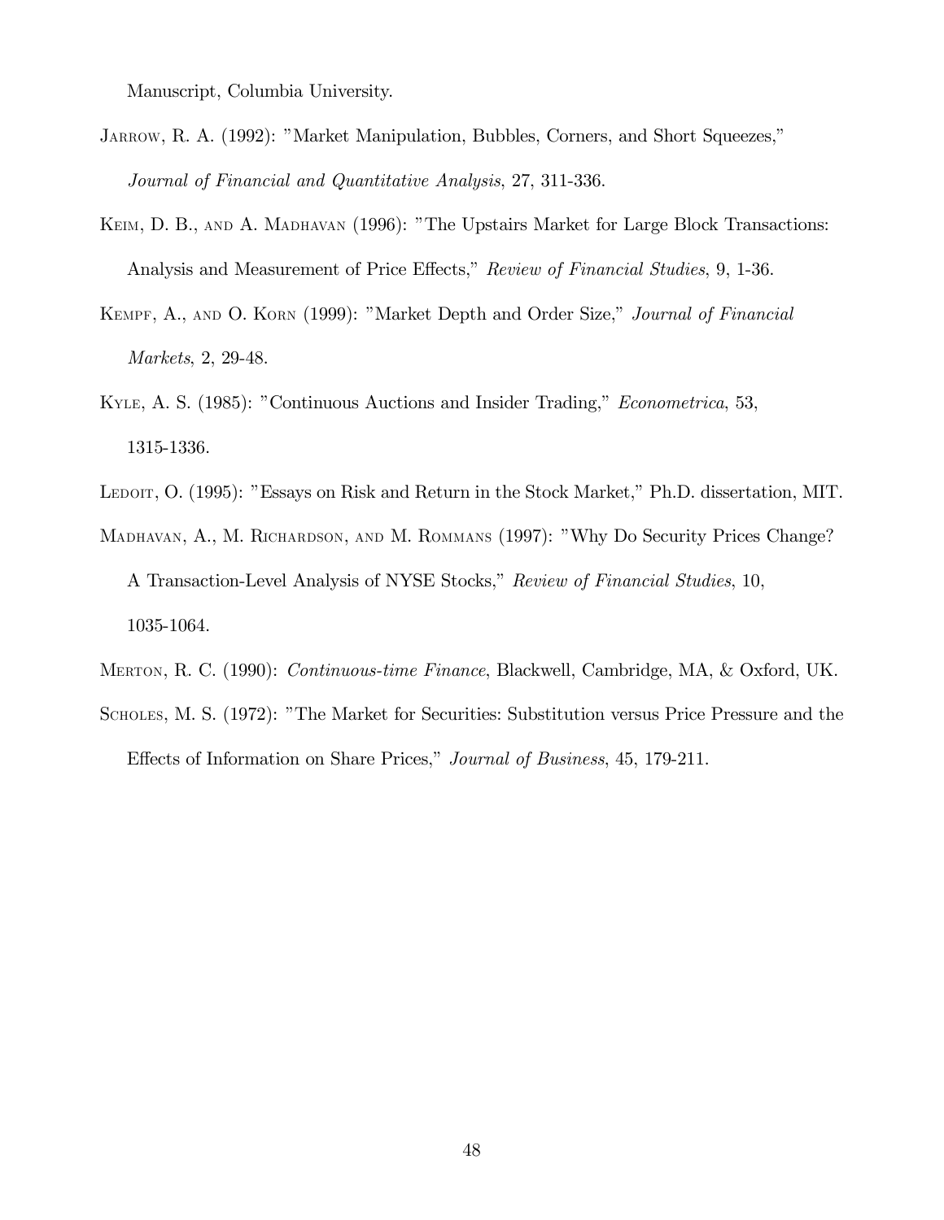Manuscript, Columbia University.

Jarrow, R. A. (1992): "Market Manipulation, Bubbles, Corners, and Short Squeezes," *Journal of Financial and Quantitative Analysis*, 27, 311-336.

Keim, D. B., and A. Madhavan (1996): "The Upstairs Market for Large Block Transactions: Analysis and Measurement of Price Effects," *Review of Financial Studies*, 9, 1-36.

Kempf, A., and O. Korn (1999): "Market Depth and Order Size," *Journal of Financial Markets*, 2, 29-48.

Kyle, A. S. (1985): "Continuous Auctions and Insider Trading," *Econometrica*, 53, 1315-1336.

Ledoit, O. (1995): "Essays on Risk and Return in the Stock Market," Ph.D. dissertation, MIT.

Madhavan, A., M. Richardson, and M. Rommans (1997): "Why Do Security Prices Change? A Transaction-Level Analysis of NYSE Stocks," *Review of Financial Studies*, 10, 1035-1064.

Merton, R. C. (1990): *Continuous-time Finance*, Blackwell, Cambridge, MA, & Oxford, UK.

Scholes, M. S. (1972): "The Market for Securities: Substitution versus Price Pressure and the Effects of Information on Share Prices," *Journal of Business*, 45, 179-211.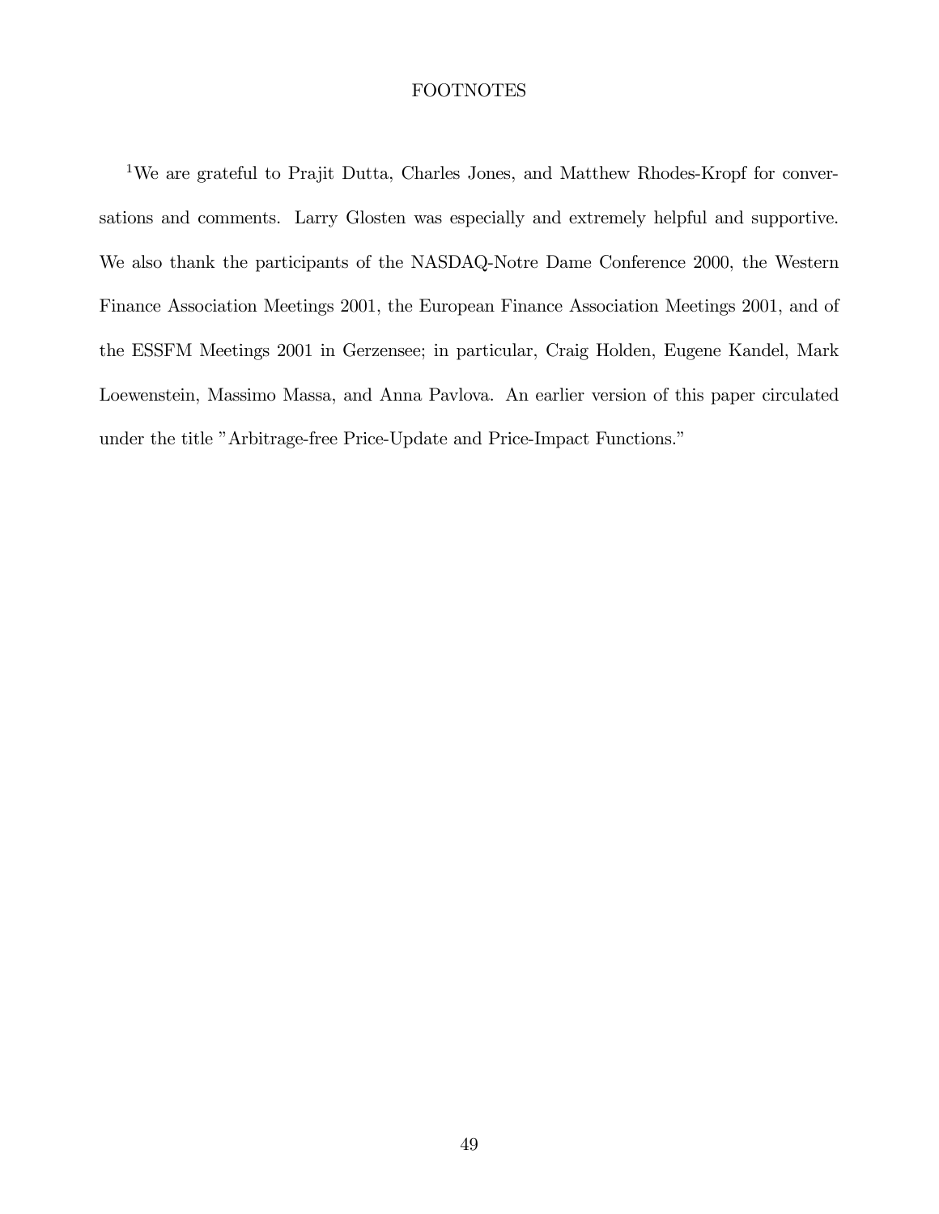# FOOTNOTES

[1]We are grateful to Prajit Dutta, Charles Jones, and Matthew Rhodes-Kropf for conversations and comments. Larry Glosten was especially and extremely helpful and supportive. We also thank the participants of the NASDAQ-Notre Dame Conference 2000, the Western Finance Association Meetings 2001, the European Finance Association Meetings 2001, and of the ESSFM Meetings 2001 in Gerzensee; in particular, Craig Holden, Eugene Kandel, Mark Loewenstein, Massimo Massa, and Anna Pavlova. An earlier version of this paper circulated under the title "Arbitrage-free Price-Update and Price-Impact Functions."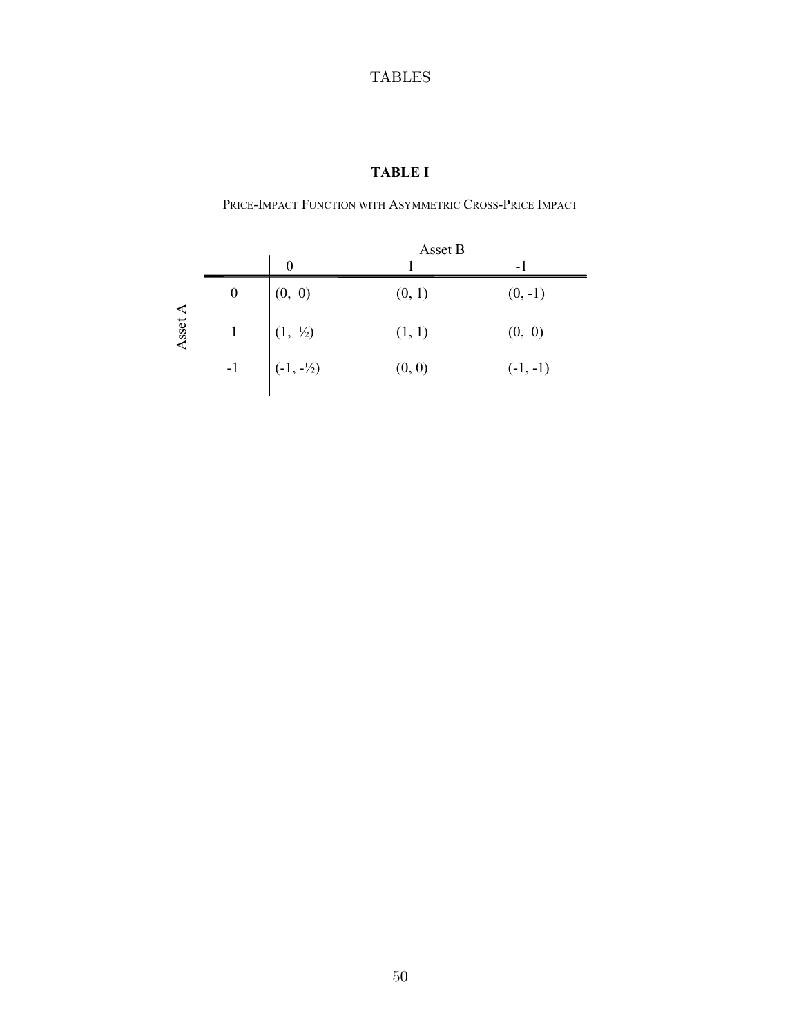# TABLES

**TABLE I**

PRICE-IMPACT FUNCTION WITH ASYMMETRIC CROSS-PRICE IMPACT

| | | Asset B | | |
|---|---|---|---|---|
| | | 0 | 1 | -1 |
| Asset A | 0 | (0, 0) | (0, 1) | (0, -1) |
| | 1 | (1, ½) | (1, 1) | (0, 0) |
| | -1 | (-1, -½) | (0, 0) | (-1, -1) |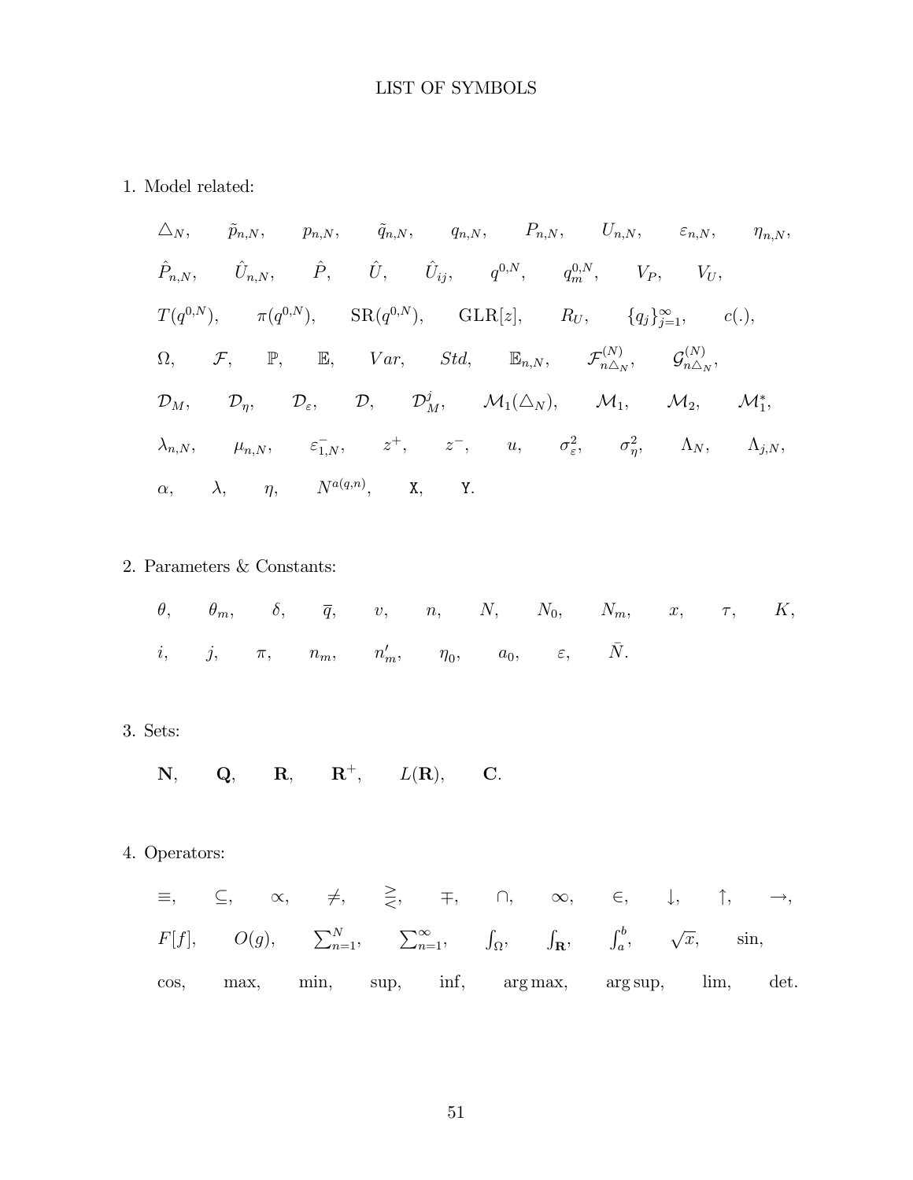# LIST OF SYMBOLS

1. Model related:

   $\triangle_N$, $\tilde{p}_{n,N}$, $p_{n,N}$, $\tilde{q}_{n,N}$, $q_{n,N}$, $P_{n,N}$, $U_{n,N}$, $\varepsilon_{n,N}$, $\eta_{n,N}$,

   $\hat{P}_{n,N}$, $\hat{U}_{n,N}$, $\hat{P}$, $\hat{U}$, $\hat{U}_{ij}$, $q^{0,N}$, $q_m^{0,N}$, $V_P$, $V_U$,

   $T(q^{0,N})$, $\pi(q^{0,N})$, $\mathrm{SR}(q^{0,N})$, $\mathrm{GLR}[z]$, $R_U$, $\{q_j\}_{j=1}^{\infty}$, $c(.)$,

   $\Omega$, $\mathcal{F}$, $\mathbb{P}$, $\mathbb{E}$, $Var$, $Std$, $\mathbb{E}_{n,N}$, $\mathcal{F}_{n\triangle_N}^{(N)}$, $\mathcal{G}_{n\triangle_N}^{(N)}$,

   $\mathcal{D}_M$, $\mathcal{D}_\eta$, $\mathcal{D}_\varepsilon$, $\mathcal{D}$, $\mathcal{D}_M^j$, $\mathcal{M}_1(\triangle_N)$, $\mathcal{M}_1$, $\mathcal{M}_2$, $\mathcal{M}_1^*$,

   $\lambda_{n,N}$, $\mu_{n,N}$, $\varepsilon_{1,N}^-$, $z^+$, $z^-$, $u$, $\sigma_\varepsilon^2$, $\sigma_\eta^2$, $\Lambda_N$, $\Lambda_{j,N}$,

   $\alpha$, $\lambda$, $\eta$, $N^{a(q,n)}$, $\mathtt{X}$, $\mathtt{Y}$.

2. Parameters & Constants:

   $\theta$, $\theta_m$, $\delta$, $\overline{q}$, $v$, $n$, $N$, $N_0$, $N_m$, $x$, $\tau$, $K$,

   $i$, $j$, $\pi$, $n_m$, $n'_m$, $\eta_0$, $a_0$, $\varepsilon$, $\bar{N}$.

3. Sets:

   $\mathbf{N}$, $\mathbf{Q}$, $\mathbf{R}$, $\mathbf{R}^+$, $L(\mathbf{R})$, $\mathbf{C}$.

4. Operators:

   $\equiv$, $\subseteq$, $\propto$, $\neq$, $\gtreqless$, $\mp$, $\cap$, $\infty$, $\in$, $\downarrow$, $\uparrow$, $\rightarrow$,

   $F[f]$, $O(g)$, $\sum_{n=1}^{N}$, $\sum_{n=1}^{\infty}$, $\int_\Omega$, $\int_{\mathbf{R}}$, $\int_a^b$, $\sqrt{x}$, $\sin$,

   $\cos$, $\max$, $\min$, $\sup$, $\inf$, $\arg\max$, $\arg\sup$, $\lim$, $\det$.